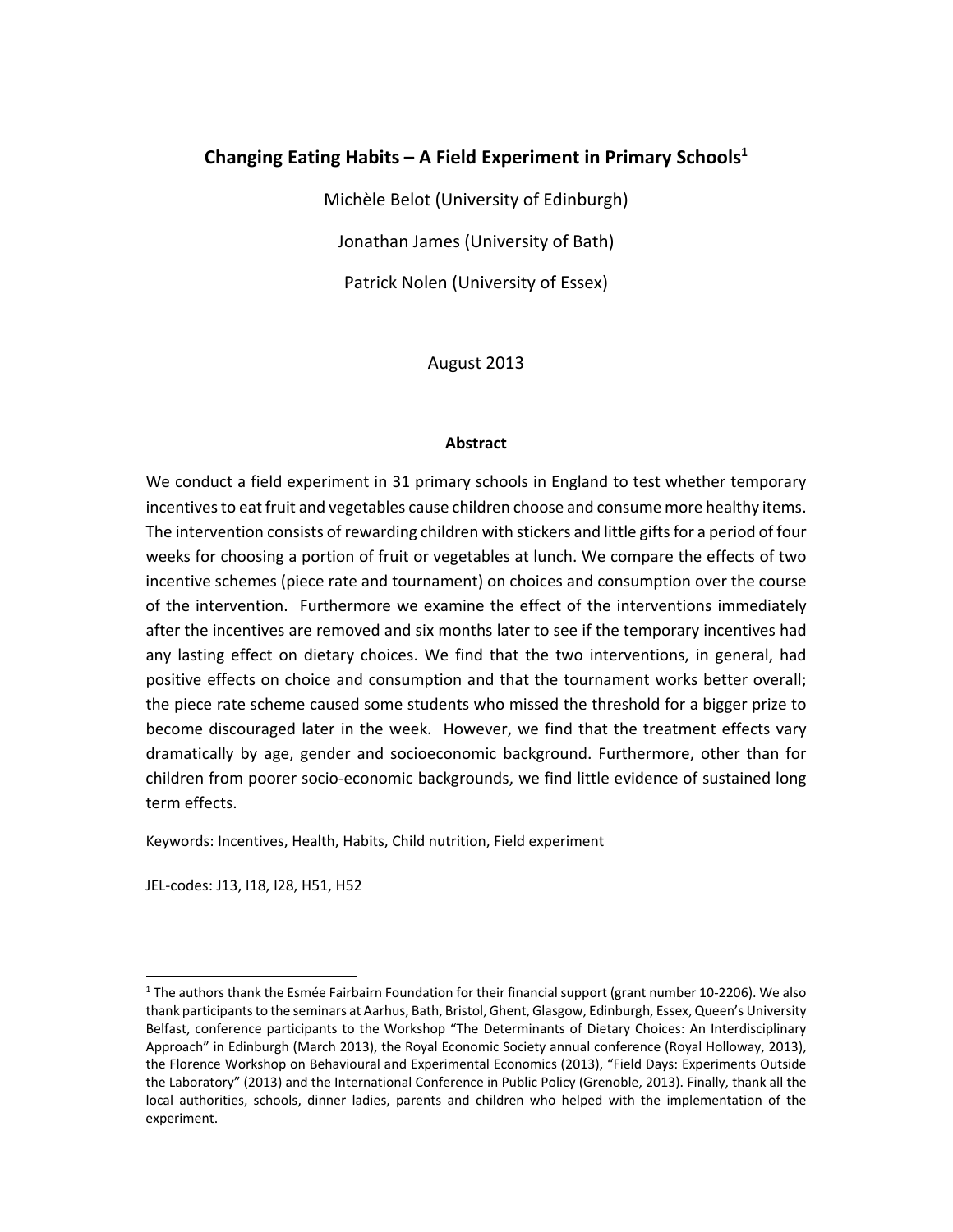# Changing Eating Habits – A Field Experiment in Primary Schools[1]

Michèle Belot (University of Edinburgh)

Jonathan James (University of Bath)

Patrick Nolen (University of Essex)

August 2013

## Abstract

We conduct a field experiment in 31 primary schools in England to test whether temporary incentives to eat fruit and vegetables cause children choose and consume more healthy items. The intervention consists of rewarding children with stickers and little gifts for a period of four weeks for choosing a portion of fruit or vegetables at lunch. We compare the effects of two incentive schemes (piece rate and tournament) on choices and consumption over the course of the intervention. Furthermore we examine the effect of the interventions immediately after the incentives are removed and six months later to see if the temporary incentives had any lasting effect on dietary choices. We find that the two interventions, in general, had positive effects on choice and consumption and that the tournament works better overall; the piece rate scheme caused some students who missed the threshold for a bigger prize to become discouraged later in the week. However, we find that the treatment effects vary dramatically by age, gender and socioeconomic background. Furthermore, other than for children from poorer socio-economic backgrounds, we find little evidence of sustained long term effects.

Keywords: Incentives, Health, Habits, Child nutrition, Field experiment

JEL-codes: J13, I18, I28, H51, H52

---

[1] The authors thank the Esmée Fairbairn Foundation for their financial support (grant number 10-2206). We also thank participants to the seminars at Aarhus, Bath, Bristol, Ghent, Glasgow, Edinburgh, Essex, Queen's University Belfast, conference participants to the Workshop "The Determinants of Dietary Choices: An Interdisciplinary Approach" in Edinburgh (March 2013), the Royal Economic Society annual conference (Royal Holloway, 2013), the Florence Workshop on Behavioural and Experimental Economics (2013), "Field Days: Experiments Outside the Laboratory" (2013) and the International Conference in Public Policy (Grenoble, 2013). Finally, thank all the local authorities, schools, dinner ladies, parents and children who helped with the implementation of the experiment.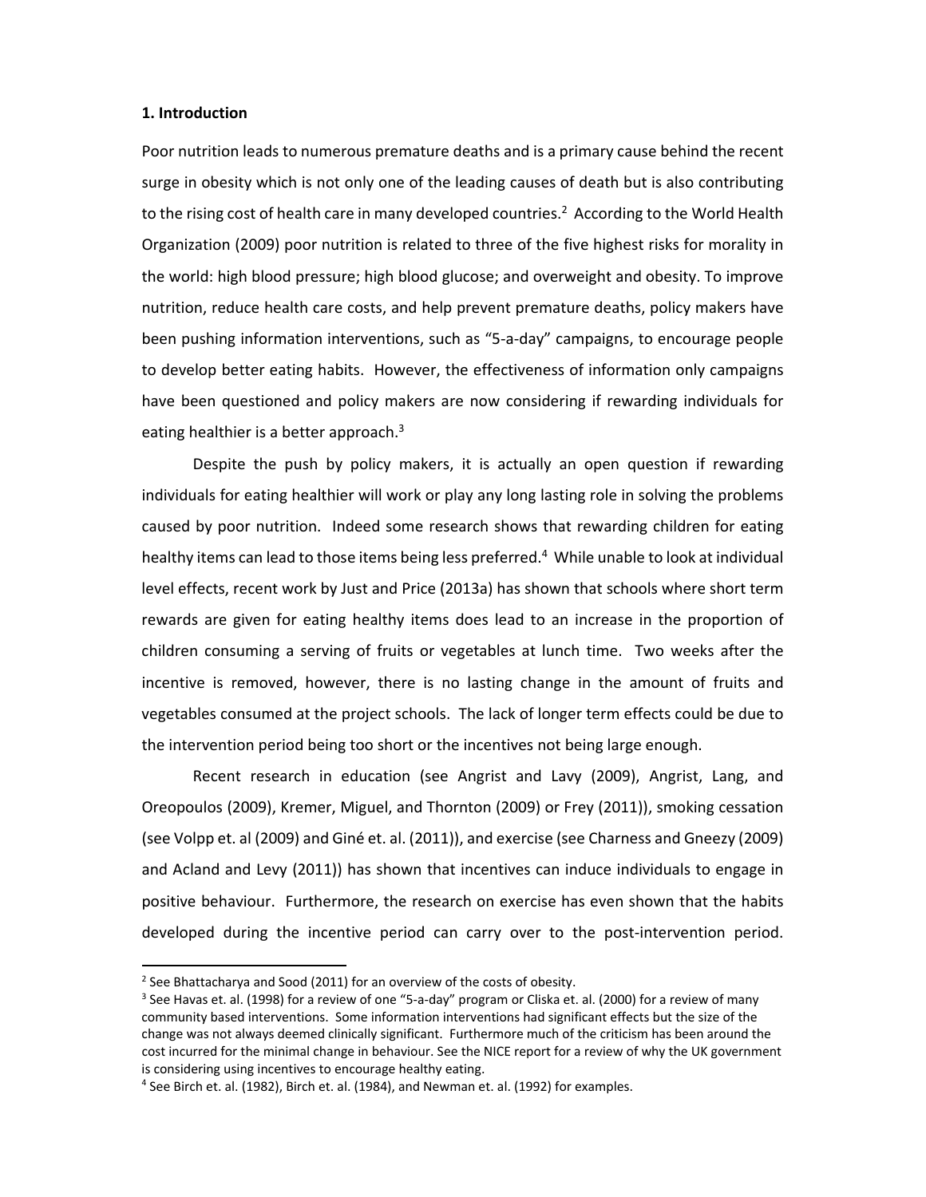## 1. Introduction

Poor nutrition leads to numerous premature deaths and is a primary cause behind the recent surge in obesity which is not only one of the leading causes of death but is also contributing to the rising cost of health care in many developed countries.[2] According to the World Health Organization (2009) poor nutrition is related to three of the five highest risks for morality in the world: high blood pressure; high blood glucose; and overweight and obesity. To improve nutrition, reduce health care costs, and help prevent premature deaths, policy makers have been pushing information interventions, such as "5-a-day" campaigns, to encourage people to develop better eating habits. However, the effectiveness of information only campaigns have been questioned and policy makers are now considering if rewarding individuals for eating healthier is a better approach.[3]

Despite the push by policy makers, it is actually an open question if rewarding individuals for eating healthier will work or play any long lasting role in solving the problems caused by poor nutrition. Indeed some research shows that rewarding children for eating healthy items can lead to those items being less preferred.[4] While unable to look at individual level effects, recent work by Just and Price (2013a) has shown that schools where short term rewards are given for eating healthy items does lead to an increase in the proportion of children consuming a serving of fruits or vegetables at lunch time. Two weeks after the incentive is removed, however, there is no lasting change in the amount of fruits and vegetables consumed at the project schools. The lack of longer term effects could be due to the intervention period being too short or the incentives not being large enough.

Recent research in education (see Angrist and Lavy (2009), Angrist, Lang, and Oreopoulos (2009), Kremer, Miguel, and Thornton (2009) or Frey (2011)), smoking cessation (see Volpp et. al (2009) and Giné et. al. (2011)), and exercise (see Charness and Gneezy (2009) and Acland and Levy (2011)) has shown that incentives can induce individuals to engage in positive behaviour. Furthermore, the research on exercise has even shown that the habits developed during the incentive period can carry over to the post-intervention period.

---

[2] See Bhattacharya and Sood (2011) for an overview of the costs of obesity.

[3] See Havas et. al. (1998) for a review of one "5-a-day" program or Cliska et. al. (2000) for a review of many community based interventions. Some information interventions had significant effects but the size of the change was not always deemed clinically significant. Furthermore much of the criticism has been around the cost incurred for the minimal change in behaviour. See the NICE report for a review of why the UK government is considering using incentives to encourage healthy eating.

[4] See Birch et. al. (1982), Birch et. al. (1984), and Newman et. al. (1992) for examples.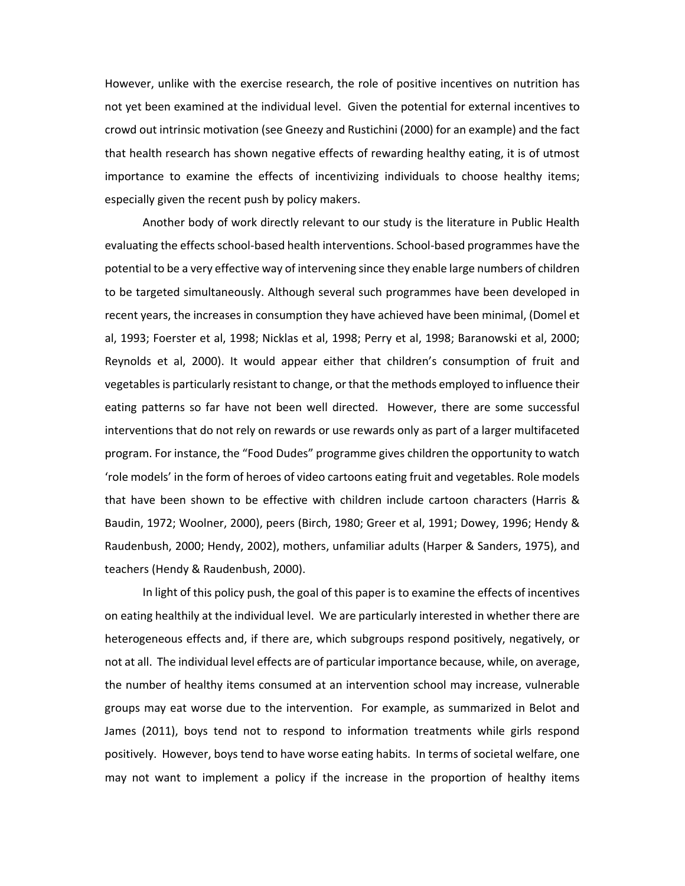However, unlike with the exercise research, the role of positive incentives on nutrition has not yet been examined at the individual level. Given the potential for external incentives to crowd out intrinsic motivation (see Gneezy and Rustichini (2000) for an example) and the fact that health research has shown negative effects of rewarding healthy eating, it is of utmost importance to examine the effects of incentivizing individuals to choose healthy items; especially given the recent push by policy makers.

Another body of work directly relevant to our study is the literature in Public Health evaluating the effects school-based health interventions. School-based programmes have the potential to be a very effective way of intervening since they enable large numbers of children to be targeted simultaneously. Although several such programmes have been developed in recent years, the increases in consumption they have achieved have been minimal, (Domel et al, 1993; Foerster et al, 1998; Nicklas et al, 1998; Perry et al, 1998; Baranowski et al, 2000; Reynolds et al, 2000). It would appear either that children's consumption of fruit and vegetables is particularly resistant to change, or that the methods employed to influence their eating patterns so far have not been well directed. However, there are some successful interventions that do not rely on rewards or use rewards only as part of a larger multifaceted program. For instance, the "Food Dudes" programme gives children the opportunity to watch 'role models' in the form of heroes of video cartoons eating fruit and vegetables. Role models that have been shown to be effective with children include cartoon characters (Harris & Baudin, 1972; Woolner, 2000), peers (Birch, 1980; Greer et al, 1991; Dowey, 1996; Hendy & Raudenbush, 2000; Hendy, 2002), mothers, unfamiliar adults (Harper & Sanders, 1975), and teachers (Hendy & Raudenbush, 2000).

In light of this policy push, the goal of this paper is to examine the effects of incentives on eating healthily at the individual level. We are particularly interested in whether there are heterogeneous effects and, if there are, which subgroups respond positively, negatively, or not at all. The individual level effects are of particular importance because, while, on average, the number of healthy items consumed at an intervention school may increase, vulnerable groups may eat worse due to the intervention. For example, as summarized in Belot and James (2011), boys tend not to respond to information treatments while girls respond positively. However, boys tend to have worse eating habits. In terms of societal welfare, one may not want to implement a policy if the increase in the proportion of healthy items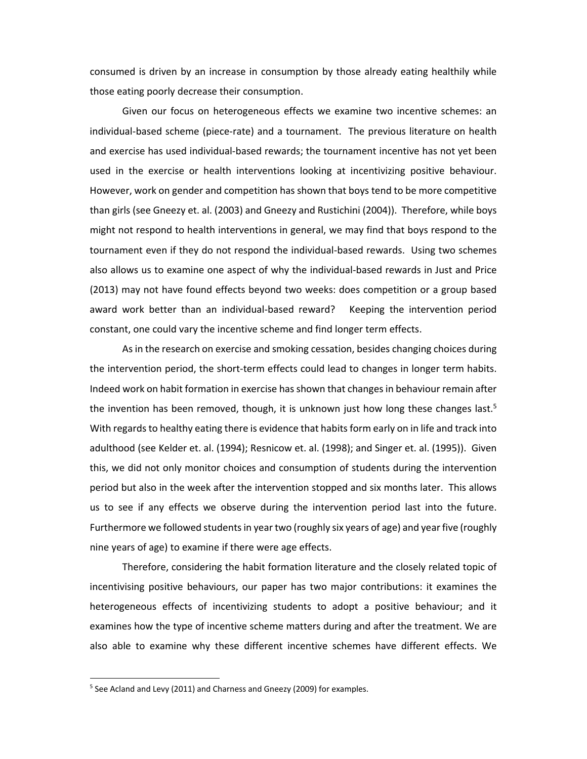consumed is driven by an increase in consumption by those already eating healthily while those eating poorly decrease their consumption.

Given our focus on heterogeneous effects we examine two incentive schemes: an individual-based scheme (piece-rate) and a tournament. The previous literature on health and exercise has used individual-based rewards; the tournament incentive has not yet been used in the exercise or health interventions looking at incentivizing positive behaviour. However, work on gender and competition has shown that boys tend to be more competitive than girls (see Gneezy et. al. (2003) and Gneezy and Rustichini (2004)). Therefore, while boys might not respond to health interventions in general, we may find that boys respond to the tournament even if they do not respond the individual-based rewards. Using two schemes also allows us to examine one aspect of why the individual-based rewards in Just and Price (2013) may not have found effects beyond two weeks: does competition or a group based award work better than an individual-based reward? Keeping the intervention period constant, one could vary the incentive scheme and find longer term effects.

As in the research on exercise and smoking cessation, besides changing choices during the intervention period, the short-term effects could lead to changes in longer term habits. Indeed work on habit formation in exercise has shown that changes in behaviour remain after the invention has been removed, though, it is unknown just how long these changes last.[5] With regards to healthy eating there is evidence that habits form early on in life and track into adulthood (see Kelder et. al. (1994); Resnicow et. al. (1998); and Singer et. al. (1995)). Given this, we did not only monitor choices and consumption of students during the intervention period but also in the week after the intervention stopped and six months later. This allows us to see if any effects we observe during the intervention period last into the future. Furthermore we followed students in year two (roughly six years of age) and year five (roughly nine years of age) to examine if there were age effects.

Therefore, considering the habit formation literature and the closely related topic of incentivising positive behaviours, our paper has two major contributions: it examines the heterogeneous effects of incentivizing students to adopt a positive behaviour; and it examines how the type of incentive scheme matters during and after the treatment. We are also able to examine why these different incentive schemes have different effects. We

[5] See Acland and Levy (2011) and Charness and Gneezy (2009) for examples.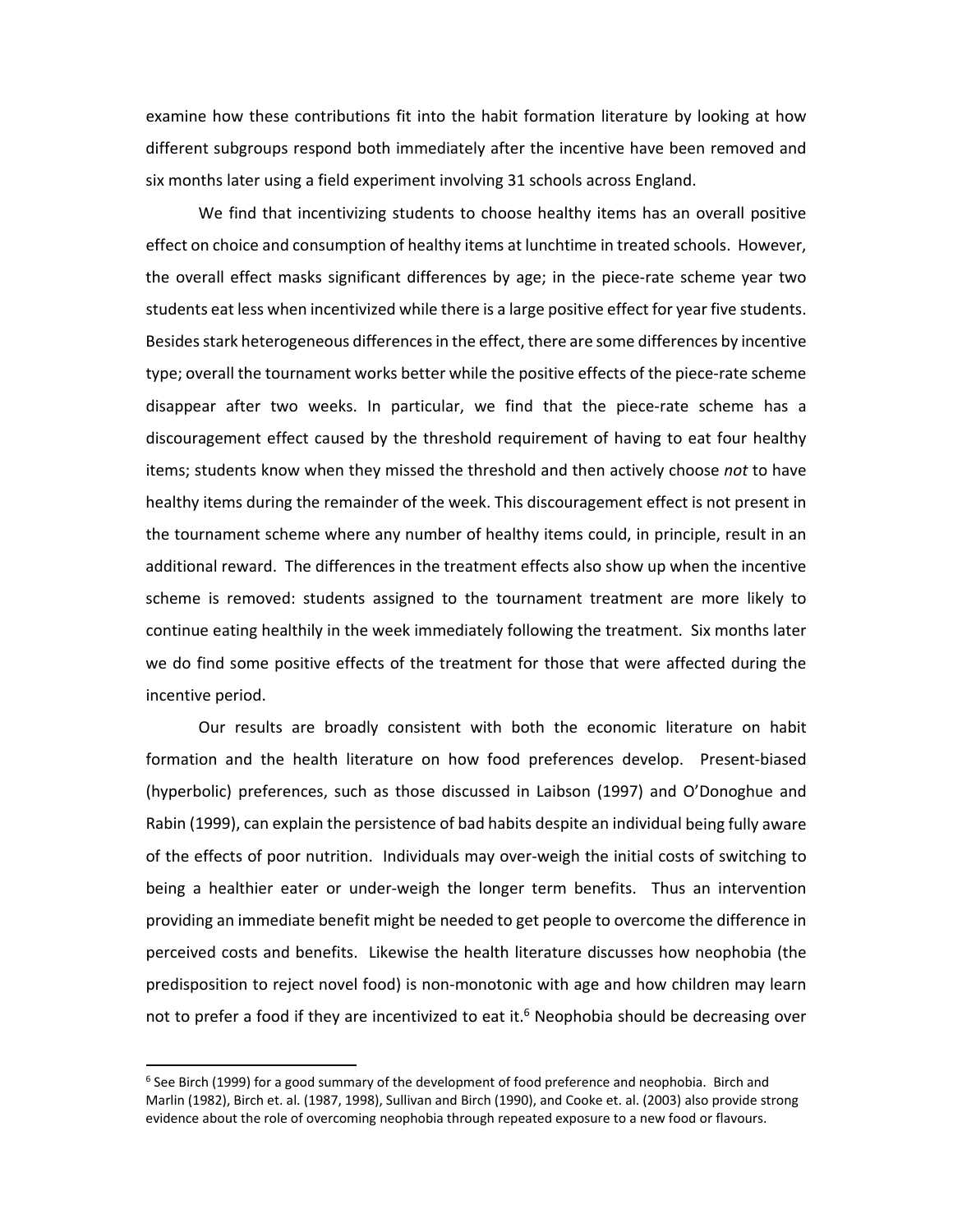examine how these contributions fit into the habit formation literature by looking at how different subgroups respond both immediately after the incentive have been removed and six months later using a field experiment involving 31 schools across England.

We find that incentivizing students to choose healthy items has an overall positive effect on choice and consumption of healthy items at lunchtime in treated schools. However, the overall effect masks significant differences by age; in the piece-rate scheme year two students eat less when incentivized while there is a large positive effect for year five students. Besides stark heterogeneous differences in the effect, there are some differences by incentive type; overall the tournament works better while the positive effects of the piece-rate scheme disappear after two weeks. In particular, we find that the piece-rate scheme has a discouragement effect caused by the threshold requirement of having to eat four healthy items; students know when they missed the threshold and then actively choose *not* to have healthy items during the remainder of the week. This discouragement effect is not present in the tournament scheme where any number of healthy items could, in principle, result in an additional reward. The differences in the treatment effects also show up when the incentive scheme is removed: students assigned to the tournament treatment are more likely to continue eating healthily in the week immediately following the treatment. Six months later we do find some positive effects of the treatment for those that were affected during the incentive period.

Our results are broadly consistent with both the economic literature on habit formation and the health literature on how food preferences develop. Present-biased (hyperbolic) preferences, such as those discussed in Laibson (1997) and O'Donoghue and Rabin (1999), can explain the persistence of bad habits despite an individual being fully aware of the effects of poor nutrition. Individuals may over-weigh the initial costs of switching to being a healthier eater or under-weigh the longer term benefits. Thus an intervention providing an immediate benefit might be needed to get people to overcome the difference in perceived costs and benefits. Likewise the health literature discusses how neophobia (the predisposition to reject novel food) is non-monotonic with age and how children may learn not to prefer a food if they are incentivized to eat it.[6] Neophobia should be decreasing over

[6] See Birch (1999) for a good summary of the development of food preference and neophobia. Birch and Marlin (1982), Birch et. al. (1987, 1998), Sullivan and Birch (1990), and Cooke et. al. (2003) also provide strong evidence about the role of overcoming neophobia through repeated exposure to a new food or flavours.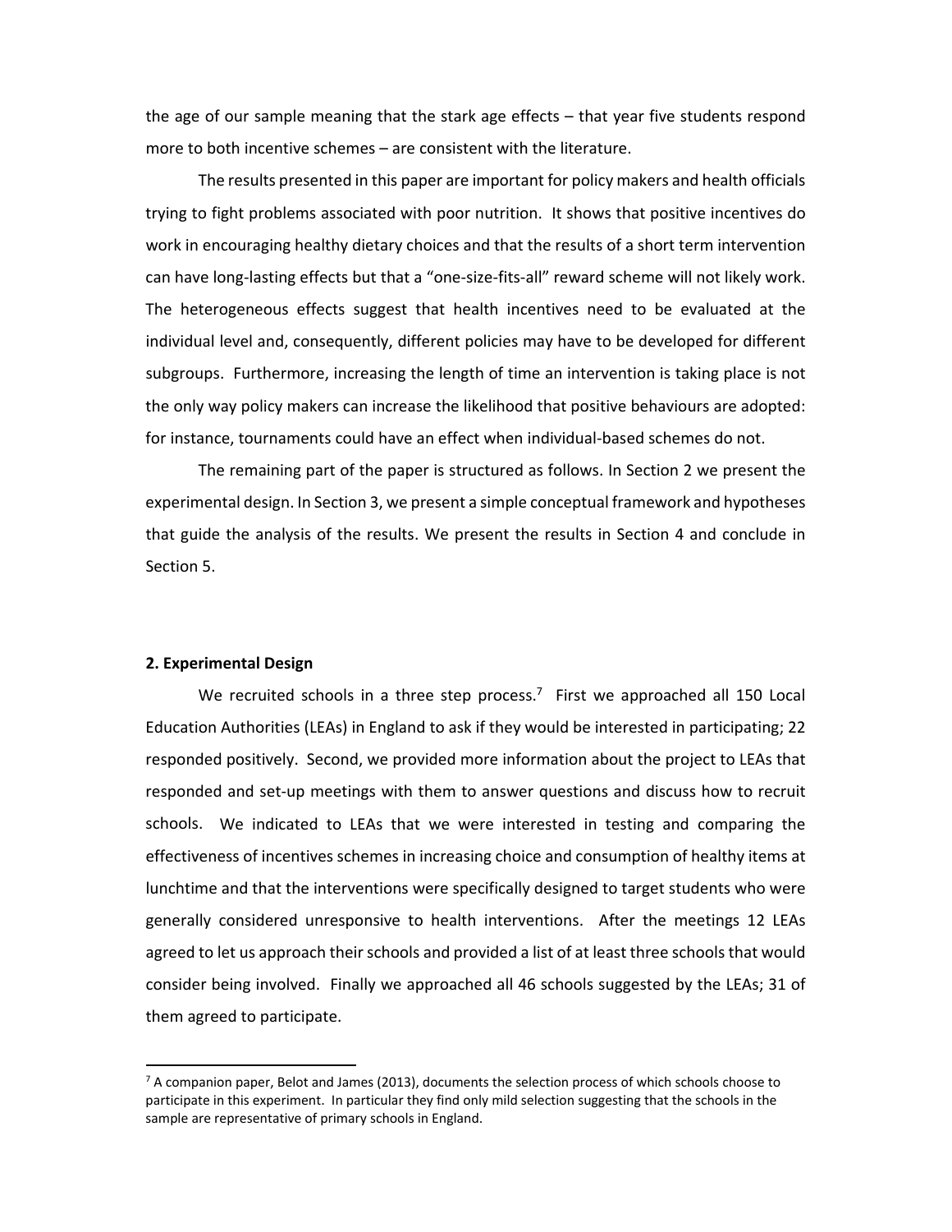the age of our sample meaning that the stark age effects – that year five students respond more to both incentive schemes – are consistent with the literature.

The results presented in this paper are important for policy makers and health officials trying to fight problems associated with poor nutrition. It shows that positive incentives do work in encouraging healthy dietary choices and that the results of a short term intervention can have long-lasting effects but that a "one-size-fits-all" reward scheme will not likely work. The heterogeneous effects suggest that health incentives need to be evaluated at the individual level and, consequently, different policies may have to be developed for different subgroups. Furthermore, increasing the length of time an intervention is taking place is not the only way policy makers can increase the likelihood that positive behaviours are adopted: for instance, tournaments could have an effect when individual-based schemes do not.

The remaining part of the paper is structured as follows. In Section 2 we present the experimental design. In Section 3, we present a simple conceptual framework and hypotheses that guide the analysis of the results. We present the results in Section 4 and conclude in Section 5.

## 2. Experimental Design

We recruited schools in a three step process.[7] First we approached all 150 Local Education Authorities (LEAs) in England to ask if they would be interested in participating; 22 responded positively. Second, we provided more information about the project to LEAs that responded and set-up meetings with them to answer questions and discuss how to recruit schools. We indicated to LEAs that we were interested in testing and comparing the effectiveness of incentives schemes in increasing choice and consumption of healthy items at lunchtime and that the interventions were specifically designed to target students who were generally considered unresponsive to health interventions. After the meetings 12 LEAs agreed to let us approach their schools and provided a list of at least three schools that would consider being involved. Finally we approached all 46 schools suggested by the LEAs; 31 of them agreed to participate.

[7] A companion paper, Belot and James (2013), documents the selection process of which schools choose to participate in this experiment. In particular they find only mild selection suggesting that the schools in the sample are representative of primary schools in England.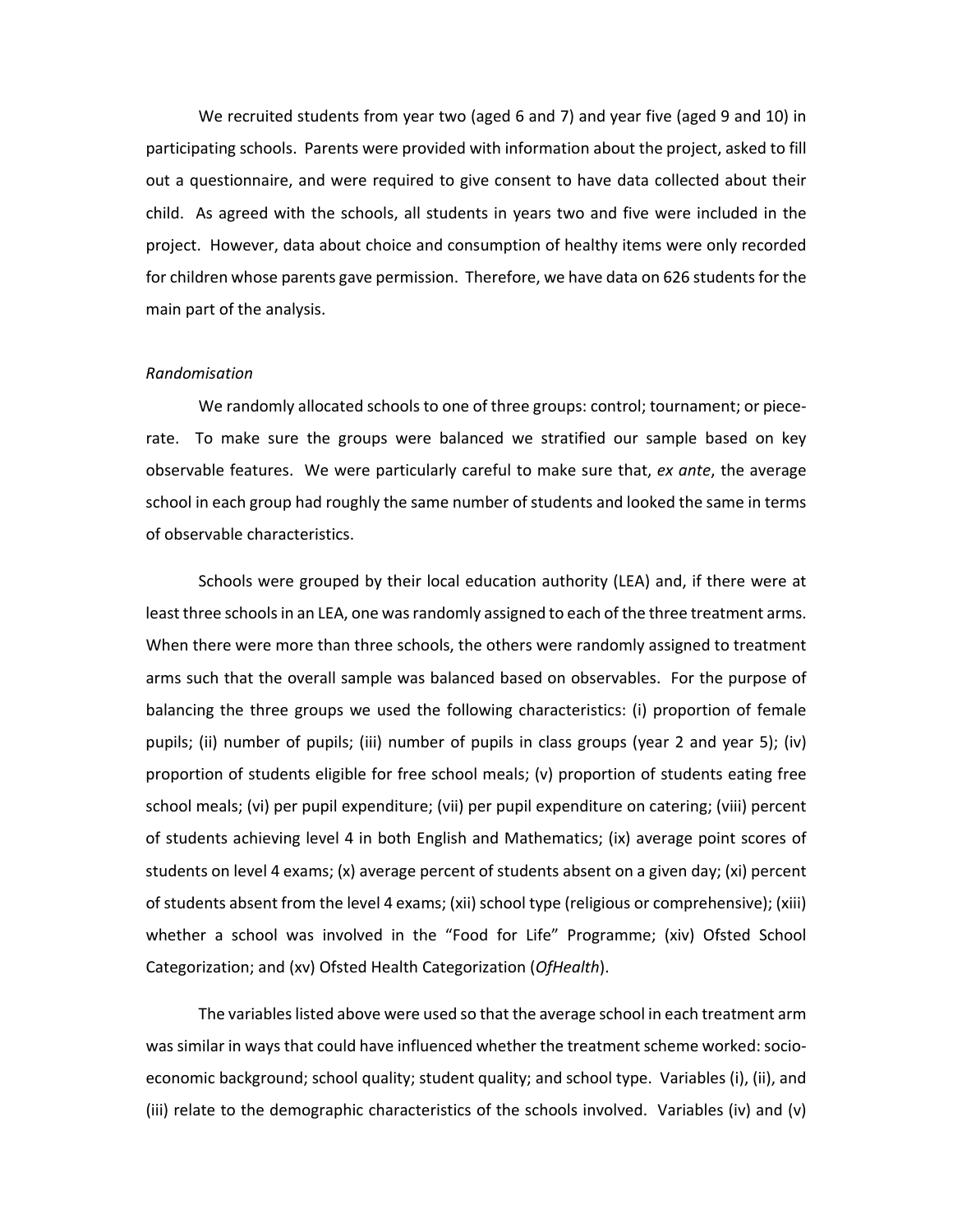We recruited students from year two (aged 6 and 7) and year five (aged 9 and 10) in participating schools. Parents were provided with information about the project, asked to fill out a questionnaire, and were required to give consent to have data collected about their child. As agreed with the schools, all students in years two and five were included in the project. However, data about choice and consumption of healthy items were only recorded for children whose parents gave permission. Therefore, we have data on 626 students for the main part of the analysis.

*Randomisation*

We randomly allocated schools to one of three groups: control; tournament; or piece-rate. To make sure the groups were balanced we stratified our sample based on key observable features. We were particularly careful to make sure that, *ex ante*, the average school in each group had roughly the same number of students and looked the same in terms of observable characteristics.

Schools were grouped by their local education authority (LEA) and, if there were at least three schools in an LEA, one was randomly assigned to each of the three treatment arms. When there were more than three schools, the others were randomly assigned to treatment arms such that the overall sample was balanced based on observables. For the purpose of balancing the three groups we used the following characteristics: (i) proportion of female pupils; (ii) number of pupils; (iii) number of pupils in class groups (year 2 and year 5); (iv) proportion of students eligible for free school meals; (v) proportion of students eating free school meals; (vi) per pupil expenditure; (vii) per pupil expenditure on catering; (viii) percent of students achieving level 4 in both English and Mathematics; (ix) average point scores of students on level 4 exams; (x) average percent of students absent on a given day; (xi) percent of students absent from the level 4 exams; (xii) school type (religious or comprehensive); (xiii) whether a school was involved in the "Food for Life" Programme; (xiv) Ofsted School Categorization; and (xv) Ofsted Health Categorization (*OfHealth*).

The variables listed above were used so that the average school in each treatment arm was similar in ways that could have influenced whether the treatment scheme worked: socio-economic background; school quality; student quality; and school type. Variables (i), (ii), and (iii) relate to the demographic characteristics of the schools involved. Variables (iv) and (v)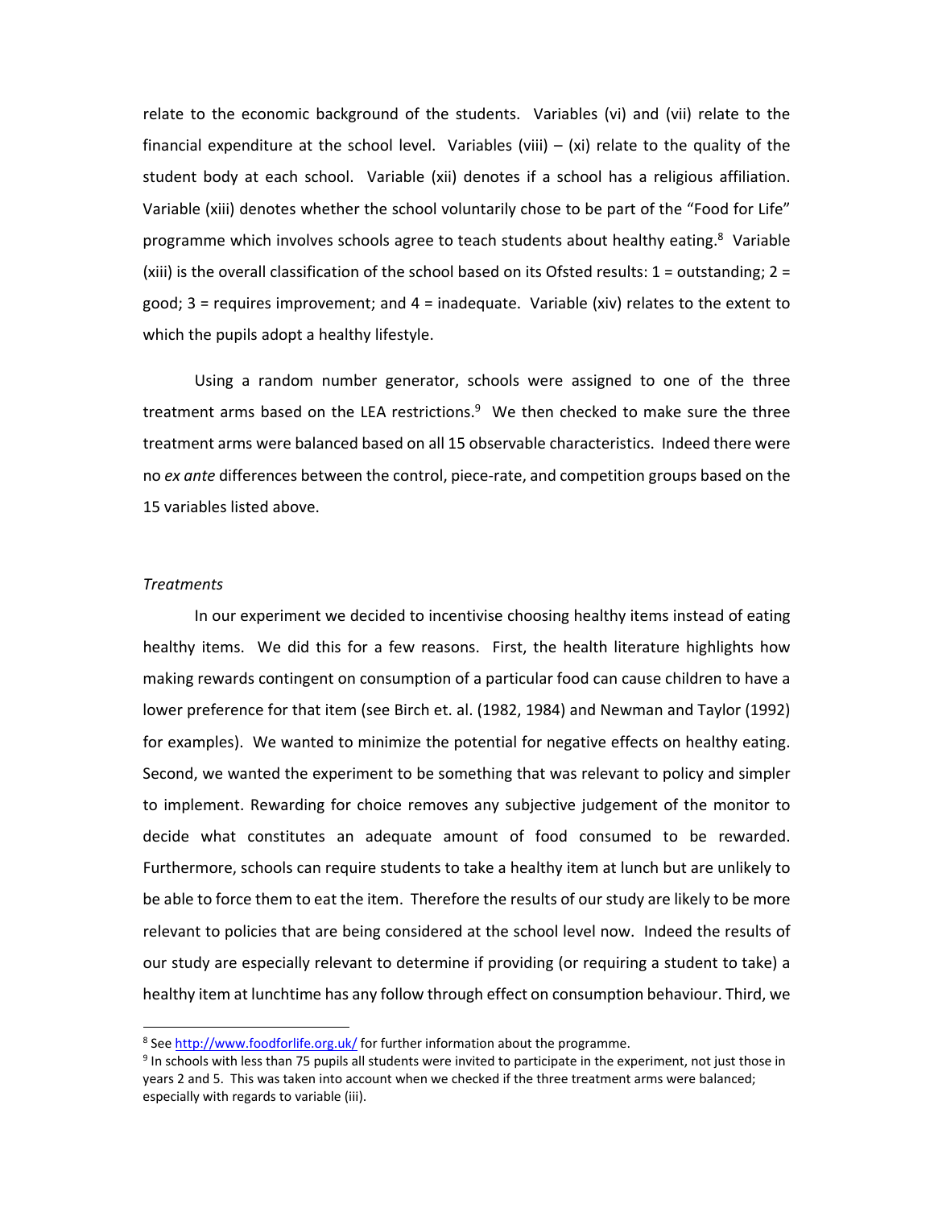relate to the economic background of the students. Variables (vi) and (vii) relate to the financial expenditure at the school level. Variables (viii) – (xi) relate to the quality of the student body at each school. Variable (xii) denotes if a school has a religious affiliation. Variable (xiii) denotes whether the school voluntarily chose to be part of the "Food for Life" programme which involves schools agree to teach students about healthy eating.[8] Variable (xiii) is the overall classification of the school based on its Ofsted results: 1 = outstanding; 2 = good; 3 = requires improvement; and 4 = inadequate. Variable (xiv) relates to the extent to which the pupils adopt a healthy lifestyle.

Using a random number generator, schools were assigned to one of the three treatment arms based on the LEA restrictions.[9] We then checked to make sure the three treatment arms were balanced based on all 15 observable characteristics. Indeed there were no *ex ante* differences between the control, piece-rate, and competition groups based on the 15 variables listed above.

*Treatments*

In our experiment we decided to incentivise choosing healthy items instead of eating healthy items. We did this for a few reasons. First, the health literature highlights how making rewards contingent on consumption of a particular food can cause children to have a lower preference for that item (see Birch et. al. (1982, 1984) and Newman and Taylor (1992) for examples). We wanted to minimize the potential for negative effects on healthy eating. Second, we wanted the experiment to be something that was relevant to policy and simpler to implement. Rewarding for choice removes any subjective judgement of the monitor to decide what constitutes an adequate amount of food consumed to be rewarded. Furthermore, schools can require students to take a healthy item at lunch but are unlikely to be able to force them to eat the item. Therefore the results of our study are likely to be more relevant to policies that are being considered at the school level now. Indeed the results of our study are especially relevant to determine if providing (or requiring a student to take) a healthy item at lunchtime has any follow through effect on consumption behaviour. Third, we

[8] See http://www.foodforlife.org.uk/ for further information about the programme.

[9] In schools with less than 75 pupils all students were invited to participate in the experiment, not just those in years 2 and 5. This was taken into account when we checked if the three treatment arms were balanced; especially with regards to variable (iii).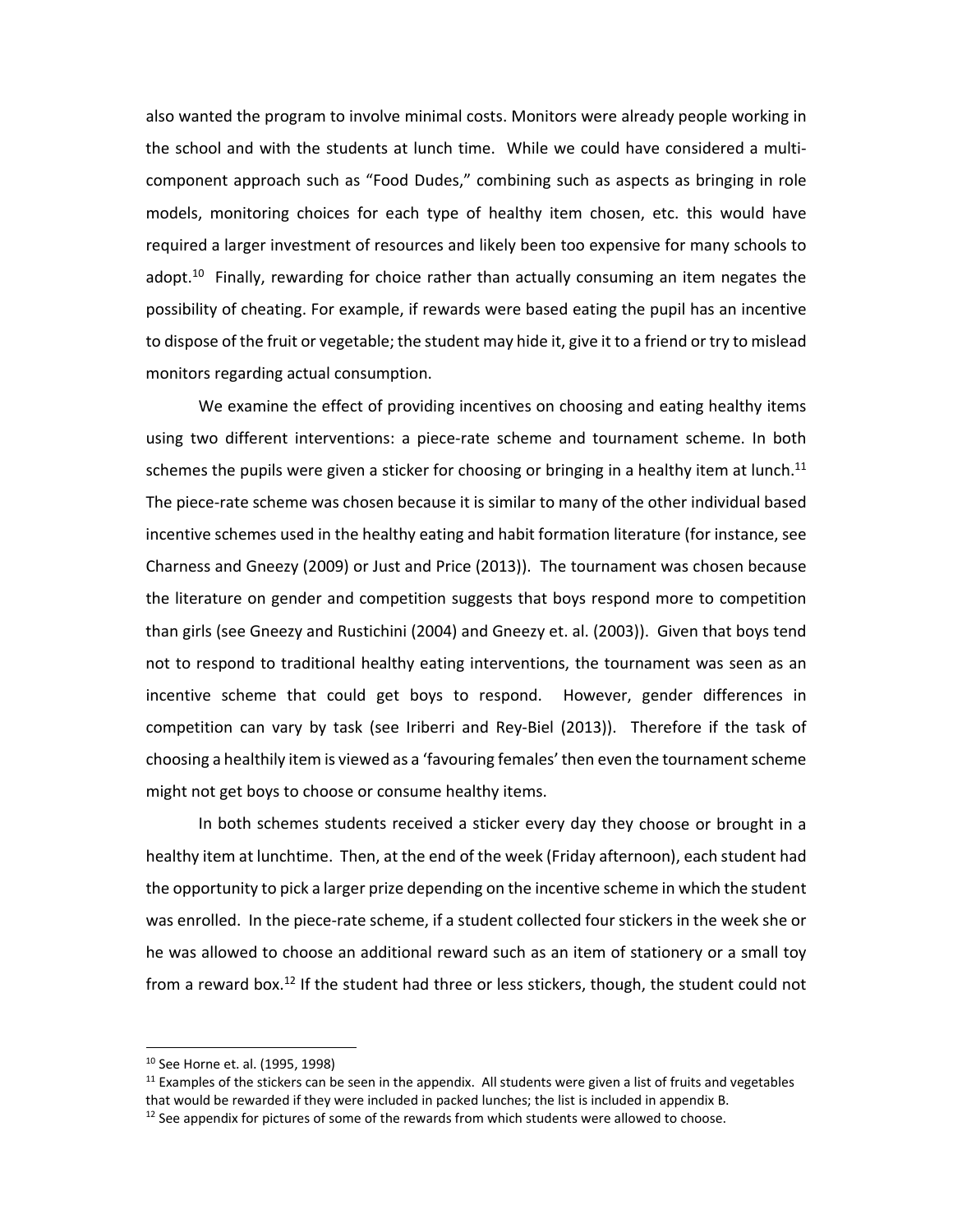also wanted the program to involve minimal costs. Monitors were already people working in the school and with the students at lunch time. While we could have considered a multi-component approach such as "Food Dudes," combining such as aspects as bringing in role models, monitoring choices for each type of healthy item chosen, etc. this would have required a larger investment of resources and likely been too expensive for many schools to adopt.[10] Finally, rewarding for choice rather than actually consuming an item negates the possibility of cheating. For example, if rewards were based eating the pupil has an incentive to dispose of the fruit or vegetable; the student may hide it, give it to a friend or try to mislead monitors regarding actual consumption.

We examine the effect of providing incentives on choosing and eating healthy items using two different interventions: a piece-rate scheme and tournament scheme. In both schemes the pupils were given a sticker for choosing or bringing in a healthy item at lunch.[11] The piece-rate scheme was chosen because it is similar to many of the other individual based incentive schemes used in the healthy eating and habit formation literature (for instance, see Charness and Gneezy (2009) or Just and Price (2013)). The tournament was chosen because the literature on gender and competition suggests that boys respond more to competition than girls (see Gneezy and Rustichini (2004) and Gneezy et. al. (2003)). Given that boys tend not to respond to traditional healthy eating interventions, the tournament was seen as an incentive scheme that could get boys to respond. However, gender differences in competition can vary by task (see Iriberri and Rey-Biel (2013)). Therefore if the task of choosing a healthily item is viewed as a 'favouring females' then even the tournament scheme might not get boys to choose or consume healthy items.

In both schemes students received a sticker every day they choose or brought in a healthy item at lunchtime. Then, at the end of the week (Friday afternoon), each student had the opportunity to pick a larger prize depending on the incentive scheme in which the student was enrolled. In the piece-rate scheme, if a student collected four stickers in the week she or he was allowed to choose an additional reward such as an item of stationery or a small toy from a reward box.[12] If the student had three or less stickers, though, the student could not

[10] See Horne et. al. (1995, 1998)

[11] Examples of the stickers can be seen in the appendix. All students were given a list of fruits and vegetables that would be rewarded if they were included in packed lunches; the list is included in appendix B.

[12] See appendix for pictures of some of the rewards from which students were allowed to choose.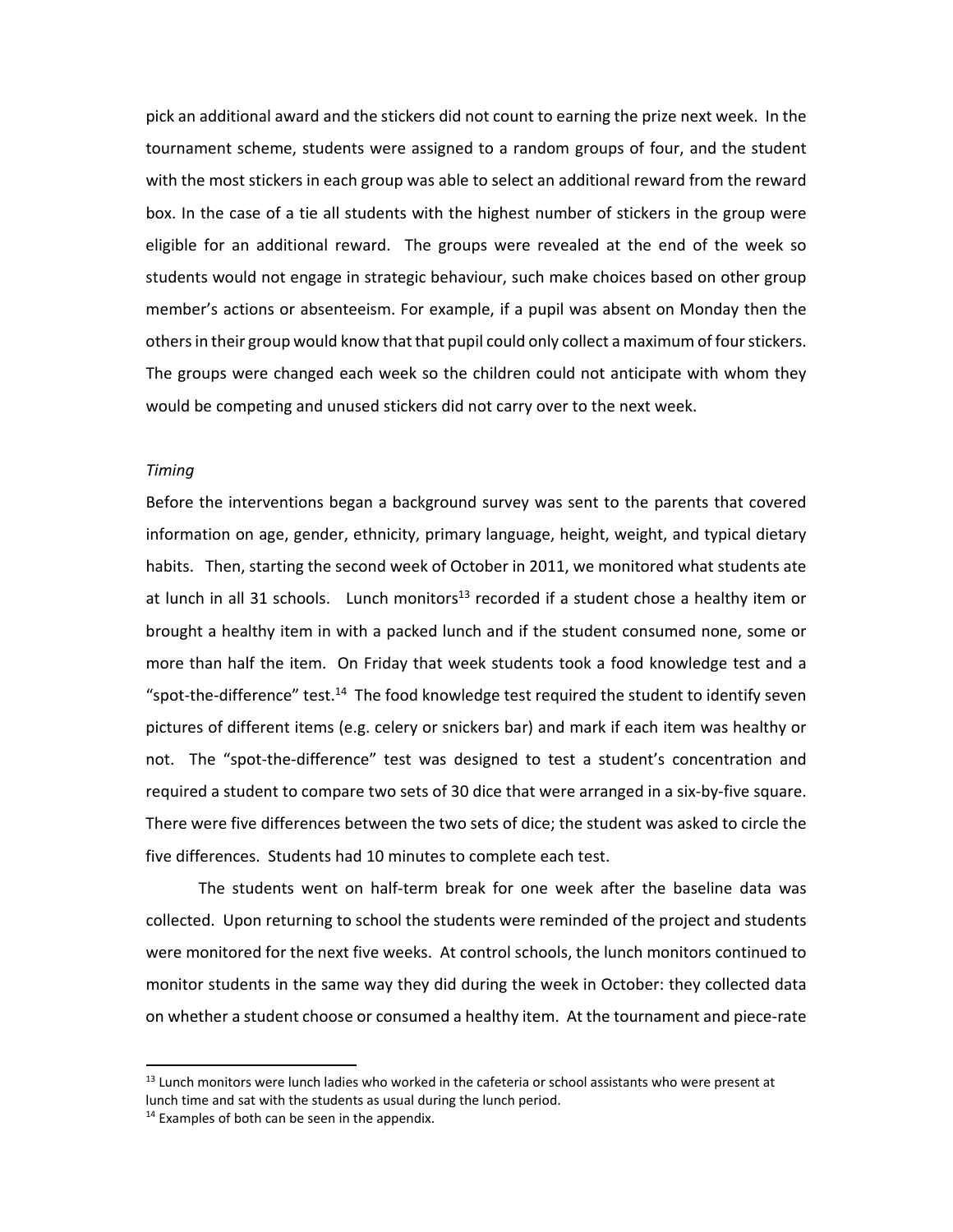pick an additional award and the stickers did not count to earning the prize next week. In the tournament scheme, students were assigned to a random groups of four, and the student with the most stickers in each group was able to select an additional reward from the reward box. In the case of a tie all students with the highest number of stickers in the group were eligible for an additional reward. The groups were revealed at the end of the week so students would not engage in strategic behaviour, such make choices based on other group member's actions or absenteeism. For example, if a pupil was absent on Monday then the others in their group would know that that pupil could only collect a maximum of four stickers. The groups were changed each week so the children could not anticipate with whom they would be competing and unused stickers did not carry over to the next week.

*Timing*

Before the interventions began a background survey was sent to the parents that covered information on age, gender, ethnicity, primary language, height, weight, and typical dietary habits. Then, starting the second week of October in 2011, we monitored what students ate at lunch in all 31 schools. Lunch monitors[13] recorded if a student chose a healthy item or brought a healthy item in with a packed lunch and if the student consumed none, some or more than half the item. On Friday that week students took a food knowledge test and a "spot-the-difference" test.[14] The food knowledge test required the student to identify seven pictures of different items (e.g. celery or snickers bar) and mark if each item was healthy or not. The "spot-the-difference" test was designed to test a student's concentration and required a student to compare two sets of 30 dice that were arranged in a six-by-five square. There were five differences between the two sets of dice; the student was asked to circle the five differences. Students had 10 minutes to complete each test.

The students went on half-term break for one week after the baseline data was collected. Upon returning to school the students were reminded of the project and students were monitored for the next five weeks. At control schools, the lunch monitors continued to monitor students in the same way they did during the week in October: they collected data on whether a student choose or consumed a healthy item. At the tournament and piece-rate

[13] Lunch monitors were lunch ladies who worked in the cafeteria or school assistants who were present at lunch time and sat with the students as usual during the lunch period.

[14] Examples of both can be seen in the appendix.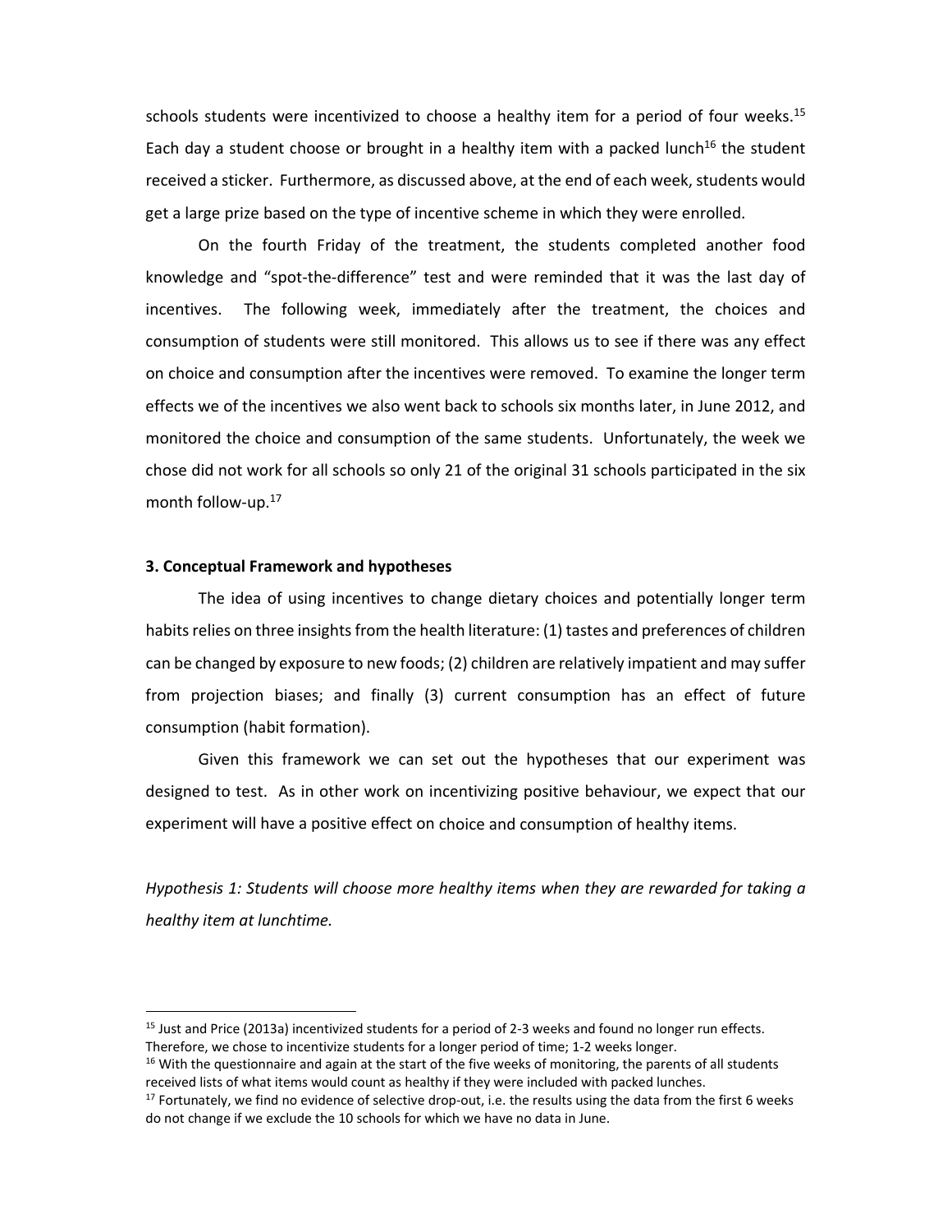schools students were incentivized to choose a healthy item for a period of four weeks.[15] Each day a student choose or brought in a healthy item with a packed lunch[16] the student received a sticker. Furthermore, as discussed above, at the end of each week, students would get a large prize based on the type of incentive scheme in which they were enrolled.

On the fourth Friday of the treatment, the students completed another food knowledge and "spot-the-difference" test and were reminded that it was the last day of incentives. The following week, immediately after the treatment, the choices and consumption of students were still monitored. This allows us to see if there was any effect on choice and consumption after the incentives were removed. To examine the longer term effects we of the incentives we also went back to schools six months later, in June 2012, and monitored the choice and consumption of the same students. Unfortunately, the week we chose did not work for all schools so only 21 of the original 31 schools participated in the six month follow-up.[17]

### 3. Conceptual Framework and hypotheses

The idea of using incentives to change dietary choices and potentially longer term habits relies on three insights from the health literature: (1) tastes and preferences of children can be changed by exposure to new foods; (2) children are relatively impatient and may suffer from projection biases; and finally (3) current consumption has an effect of future consumption (habit formation).

Given this framework we can set out the hypotheses that our experiment was designed to test. As in other work on incentivizing positive behaviour, we expect that our experiment will have a positive effect on choice and consumption of healthy items.

*Hypothesis 1: Students will choose more healthy items when they are rewarded for taking a healthy item at lunchtime.*

---

[15] Just and Price (2013a) incentivized students for a period of 2-3 weeks and found no longer run effects. Therefore, we chose to incentivize students for a longer period of time; 1-2 weeks longer.

[16] With the questionnaire and again at the start of the five weeks of monitoring, the parents of all students received lists of what items would count as healthy if they were included with packed lunches.

[17] Fortunately, we find no evidence of selective drop-out, i.e. the results using the data from the first 6 weeks do not change if we exclude the 10 schools for which we have no data in June.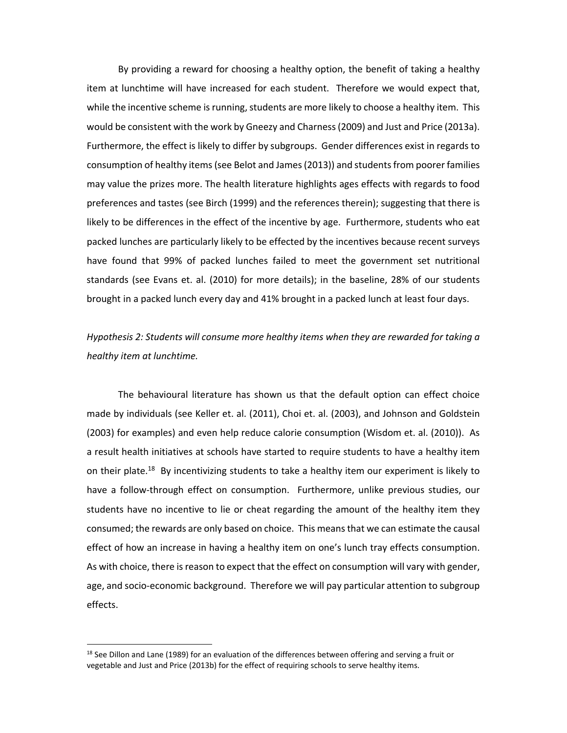By providing a reward for choosing a healthy option, the benefit of taking a healthy item at lunchtime will have increased for each student. Therefore we would expect that, while the incentive scheme is running, students are more likely to choose a healthy item. This would be consistent with the work by Gneezy and Charness (2009) and Just and Price (2013a). Furthermore, the effect is likely to differ by subgroups. Gender differences exist in regards to consumption of healthy items (see Belot and James (2013)) and students from poorer families may value the prizes more. The health literature highlights ages effects with regards to food preferences and tastes (see Birch (1999) and the references therein); suggesting that there is likely to be differences in the effect of the incentive by age. Furthermore, students who eat packed lunches are particularly likely to be effected by the incentives because recent surveys have found that 99% of packed lunches failed to meet the government set nutritional standards (see Evans et. al. (2010) for more details); in the baseline, 28% of our students brought in a packed lunch every day and 41% brought in a packed lunch at least four days.

*Hypothesis 2: Students will consume more healthy items when they are rewarded for taking a healthy item at lunchtime.*

The behavioural literature has shown us that the default option can effect choice made by individuals (see Keller et. al. (2011), Choi et. al. (2003), and Johnson and Goldstein (2003) for examples) and even help reduce calorie consumption (Wisdom et. al. (2010)). As a result health initiatives at schools have started to require students to have a healthy item on their plate.[18] By incentivizing students to take a healthy item our experiment is likely to have a follow-through effect on consumption. Furthermore, unlike previous studies, our students have no incentive to lie or cheat regarding the amount of the healthy item they consumed; the rewards are only based on choice. This means that we can estimate the causal effect of how an increase in having a healthy item on one's lunch tray effects consumption. As with choice, there is reason to expect that the effect on consumption will vary with gender, age, and socio-economic background. Therefore we will pay particular attention to subgroup effects.

[18] See Dillon and Lane (1989) for an evaluation of the differences between offering and serving a fruit or vegetable and Just and Price (2013b) for the effect of requiring schools to serve healthy items.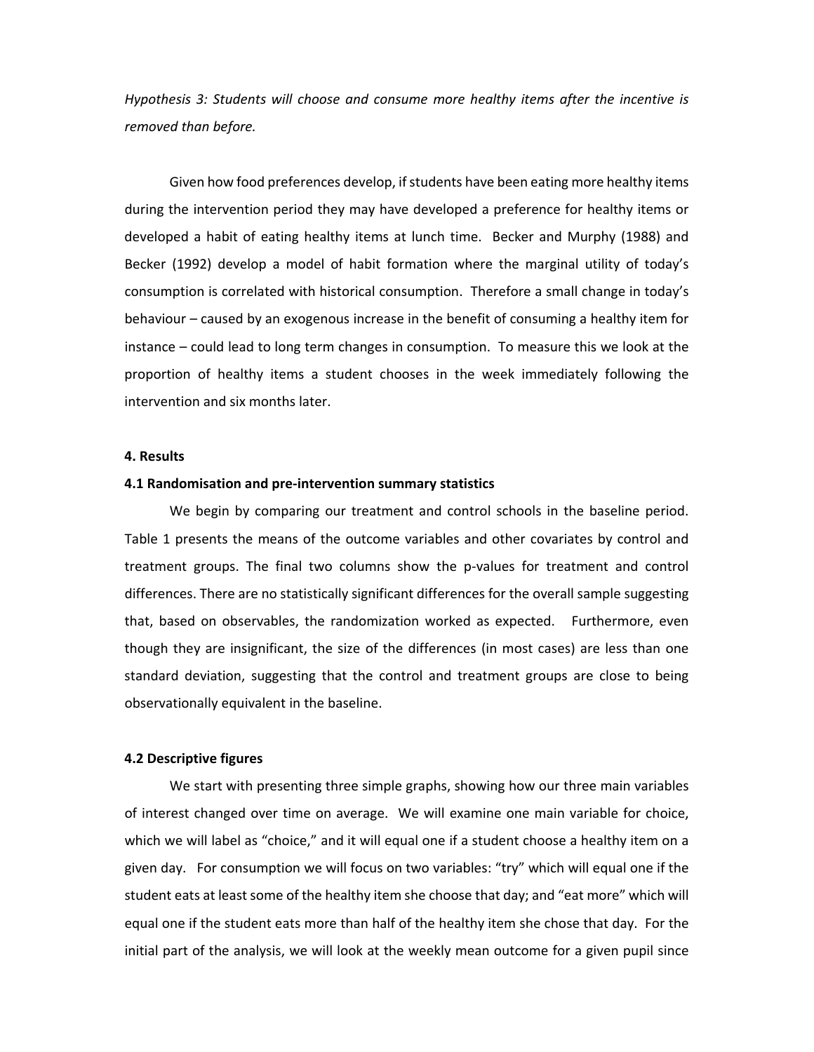*Hypothesis 3: Students will choose and consume more healthy items after the incentive is removed than before.*

Given how food preferences develop, if students have been eating more healthy items during the intervention period they may have developed a preference for healthy items or developed a habit of eating healthy items at lunch time. Becker and Murphy (1988) and Becker (1992) develop a model of habit formation where the marginal utility of today's consumption is correlated with historical consumption. Therefore a small change in today's behaviour – caused by an exogenous increase in the benefit of consuming a healthy item for instance – could lead to long term changes in consumption. To measure this we look at the proportion of healthy items a student chooses in the week immediately following the intervention and six months later.

## 4. Results

### 4.1 Randomisation and pre-intervention summary statistics

We begin by comparing our treatment and control schools in the baseline period. Table 1 presents the means of the outcome variables and other covariates by control and treatment groups. The final two columns show the p-values for treatment and control differences. There are no statistically significant differences for the overall sample suggesting that, based on observables, the randomization worked as expected. Furthermore, even though they are insignificant, the size of the differences (in most cases) are less than one standard deviation, suggesting that the control and treatment groups are close to being observationally equivalent in the baseline.

### 4.2 Descriptive figures

We start with presenting three simple graphs, showing how our three main variables of interest changed over time on average. We will examine one main variable for choice, which we will label as "choice," and it will equal one if a student choose a healthy item on a given day. For consumption we will focus on two variables: "try" which will equal one if the student eats at least some of the healthy item she choose that day; and "eat more" which will equal one if the student eats more than half of the healthy item she chose that day. For the initial part of the analysis, we will look at the weekly mean outcome for a given pupil since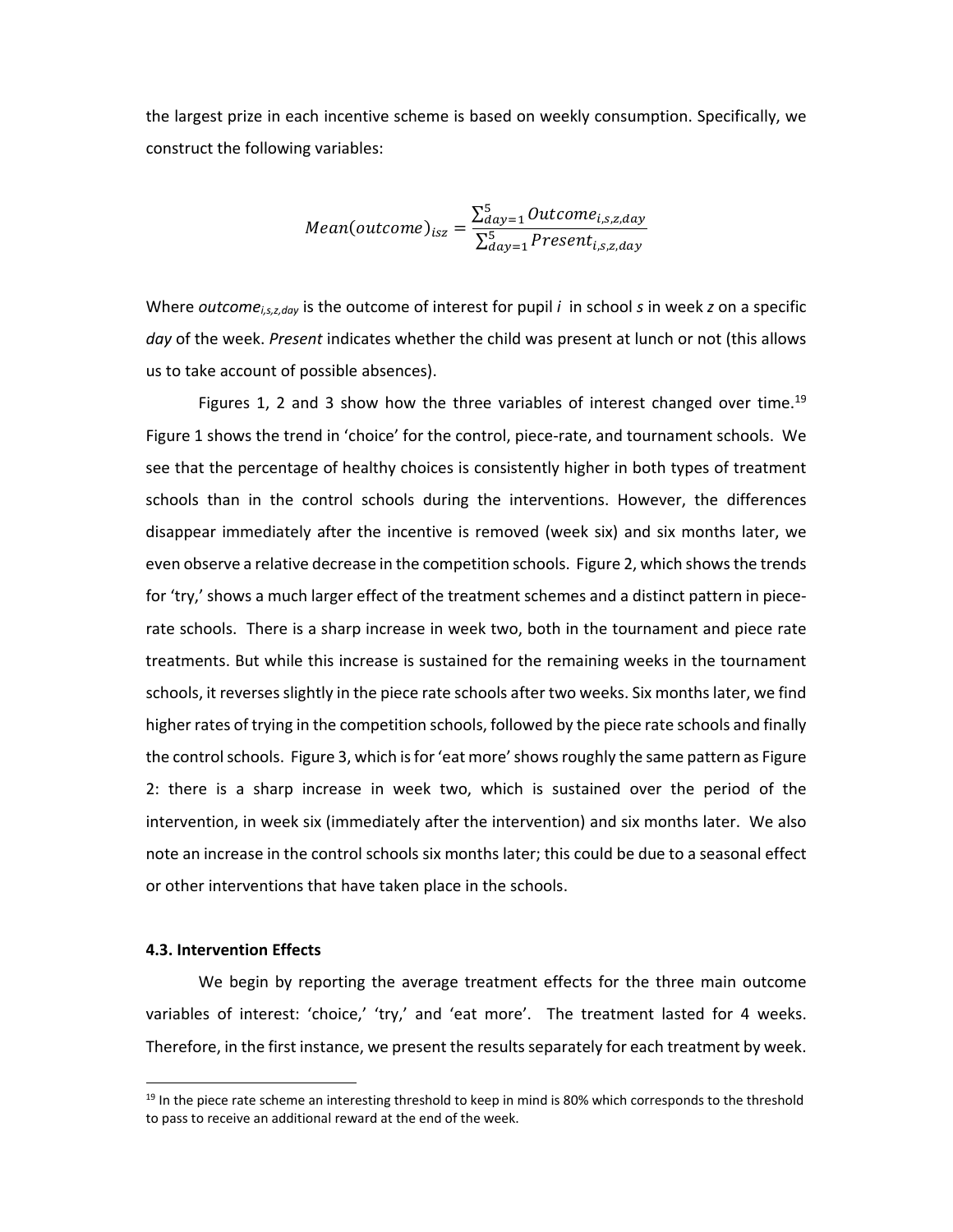the largest prize in each incentive scheme is based on weekly consumption. Specifically, we construct the following variables:

$$Mean(outcome)_{isz} = \frac{\sum_{day=1}^{5} Outcome_{i,s,z,day}}{\sum_{day=1}^{5} Present_{i,s,z,day}}$$

Where $outcome_{i,s,z,day}$ is the outcome of interest for pupil *i* in school *s* in week *z* on a specific *day* of the week. *Present* indicates whether the child was present at lunch or not (this allows us to take account of possible absences).

Figures 1, 2 and 3 show how the three variables of interest changed over time.[19] Figure 1 shows the trend in 'choice' for the control, piece-rate, and tournament schools. We see that the percentage of healthy choices is consistently higher in both types of treatment schools than in the control schools during the interventions. However, the differences disappear immediately after the incentive is removed (week six) and six months later, we even observe a relative decrease in the competition schools. Figure 2, which shows the trends for 'try,' shows a much larger effect of the treatment schemes and a distinct pattern in piece-rate schools. There is a sharp increase in week two, both in the tournament and piece rate treatments. But while this increase is sustained for the remaining weeks in the tournament schools, it reverses slightly in the piece rate schools after two weeks. Six months later, we find higher rates of trying in the competition schools, followed by the piece rate schools and finally the control schools. Figure 3, which is for 'eat more' shows roughly the same pattern as Figure 2: there is a sharp increase in week two, which is sustained over the period of the intervention, in week six (immediately after the intervention) and six months later. We also note an increase in the control schools six months later; this could be due to a seasonal effect or other interventions that have taken place in the schools.

### 4.3. Intervention Effects

We begin by reporting the average treatment effects for the three main outcome variables of interest: 'choice,' 'try,' and 'eat more'. The treatment lasted for 4 weeks. Therefore, in the first instance, we present the results separately for each treatment by week.

[19] In the piece rate scheme an interesting threshold to keep in mind is 80% which corresponds to the threshold to pass to receive an additional reward at the end of the week.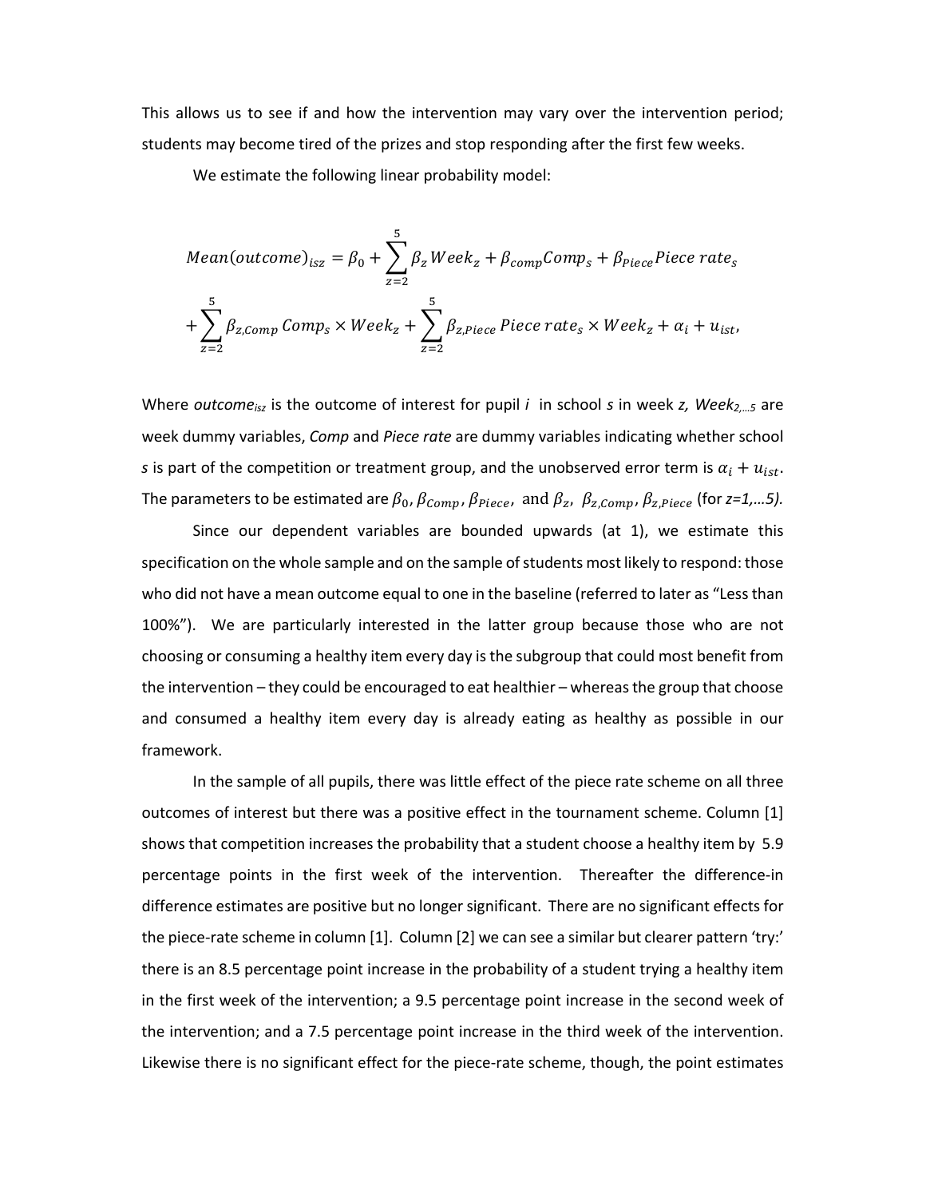This allows us to see if and how the intervention may vary over the intervention period; students may become tired of the prizes and stop responding after the first few weeks.

We estimate the following linear probability model:

$$Mean(outcome)_{isz} = \beta_0 + \sum_{z=2}^{5} \beta_z Week_z + \beta_{comp} Comp_s + \beta_{Piece} Piece\ rate_s$$
$$+ \sum_{z=2}^{5} \beta_{z,Comp}\, Comp_s \times Week_z + \sum_{z=2}^{5} \beta_{z,Piece}\, Piece\ rate_s \times Week_z + \alpha_i + u_{ist},$$

Where $outcome_{isz}$ is the outcome of interest for pupil *i* in school *s* in week *z*, $Week_{2,\dots5}$ are week dummy variables, *Comp* and *Piece rate* are dummy variables indicating whether school *s* is part of the competition or treatment group, and the unobserved error term is $\alpha_i + u_{ist}$. The parameters to be estimated are $\beta_0, \beta_{Comp}, \beta_{Piece},$ and $\beta_z,\ \beta_{z,Comp}, \beta_{z,Piece}$ (for *z=1,…5).*

Since our dependent variables are bounded upwards (at 1), we estimate this specification on the whole sample and on the sample of students most likely to respond: those who did not have a mean outcome equal to one in the baseline (referred to later as "Less than 100%"). We are particularly interested in the latter group because those who are not choosing or consuming a healthy item every day is the subgroup that could most benefit from the intervention – they could be encouraged to eat healthier – whereas the group that choose and consumed a healthy item every day is already eating as healthy as possible in our framework.

In the sample of all pupils, there was little effect of the piece rate scheme on all three outcomes of interest but there was a positive effect in the tournament scheme. Column [1] shows that competition increases the probability that a student choose a healthy item by 5.9 percentage points in the first week of the intervention. Thereafter the difference-in difference estimates are positive but no longer significant. There are no significant effects for the piece-rate scheme in column [1]. Column [2] we can see a similar but clearer pattern 'try:' there is an 8.5 percentage point increase in the probability of a student trying a healthy item in the first week of the intervention; a 9.5 percentage point increase in the second week of the intervention; and a 7.5 percentage point increase in the third week of the intervention. Likewise there is no significant effect for the piece-rate scheme, though, the point estimates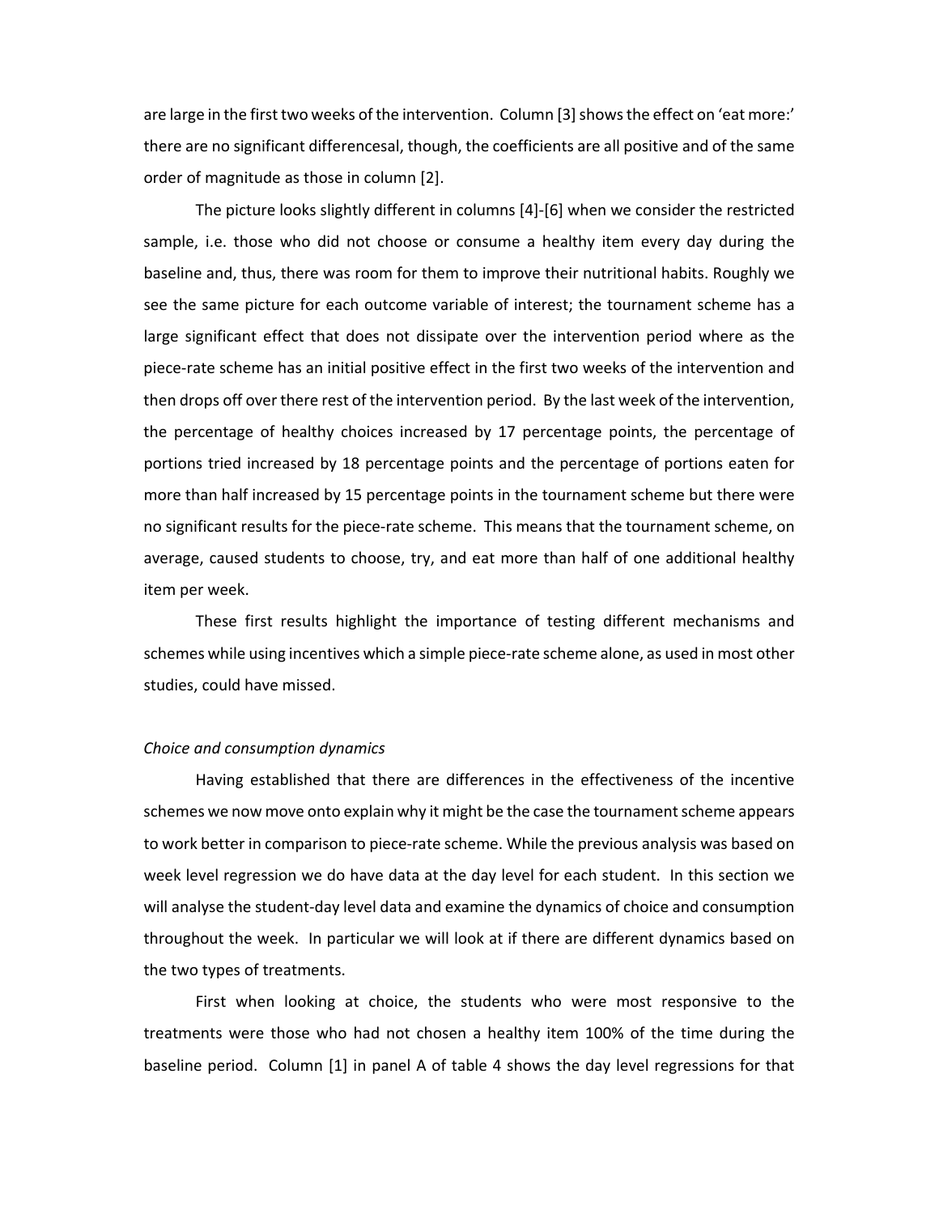are large in the first two weeks of the intervention. Column [3] shows the effect on 'eat more:' there are no significant differencesal, though, the coefficients are all positive and of the same order of magnitude as those in column [2].

The picture looks slightly different in columns [4]-[6] when we consider the restricted sample, i.e. those who did not choose or consume a healthy item every day during the baseline and, thus, there was room for them to improve their nutritional habits. Roughly we see the same picture for each outcome variable of interest; the tournament scheme has a large significant effect that does not dissipate over the intervention period where as the piece-rate scheme has an initial positive effect in the first two weeks of the intervention and then drops off over there rest of the intervention period. By the last week of the intervention, the percentage of healthy choices increased by 17 percentage points, the percentage of portions tried increased by 18 percentage points and the percentage of portions eaten for more than half increased by 15 percentage points in the tournament scheme but there were no significant results for the piece-rate scheme. This means that the tournament scheme, on average, caused students to choose, try, and eat more than half of one additional healthy item per week.

These first results highlight the importance of testing different mechanisms and schemes while using incentives which a simple piece-rate scheme alone, as used in most other studies, could have missed.

*Choice and consumption dynamics*

Having established that there are differences in the effectiveness of the incentive schemes we now move onto explain why it might be the case the tournament scheme appears to work better in comparison to piece-rate scheme. While the previous analysis was based on week level regression we do have data at the day level for each student. In this section we will analyse the student-day level data and examine the dynamics of choice and consumption throughout the week. In particular we will look at if there are different dynamics based on the two types of treatments.

First when looking at choice, the students who were most responsive to the treatments were those who had not chosen a healthy item 100% of the time during the baseline period. Column [1] in panel A of table 4 shows the day level regressions for that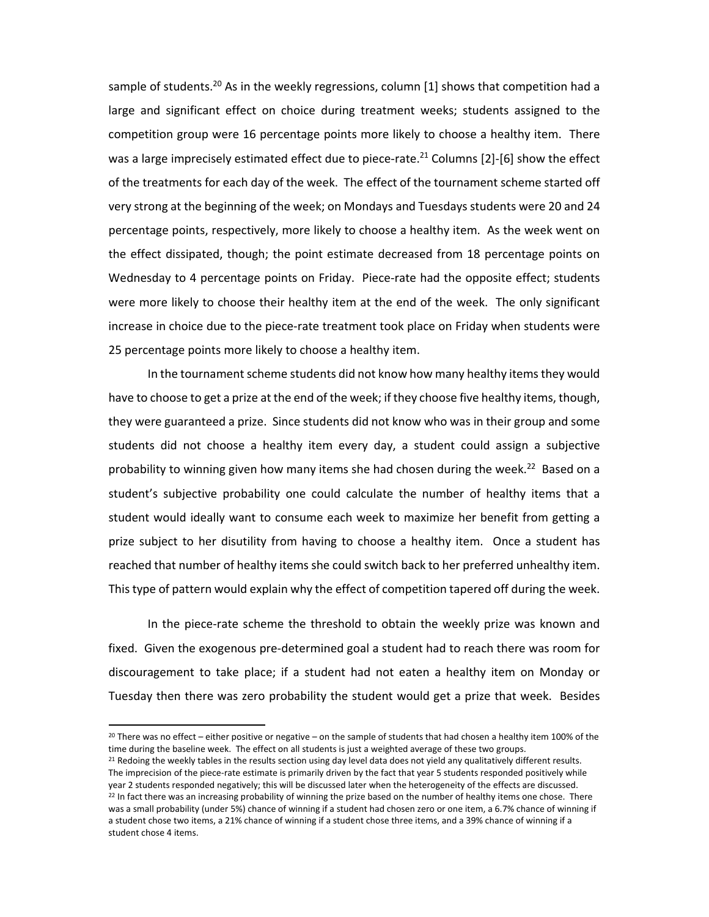sample of students.[20] As in the weekly regressions, column [1] shows that competition had a large and significant effect on choice during treatment weeks; students assigned to the competition group were 16 percentage points more likely to choose a healthy item. There was a large imprecisely estimated effect due to piece-rate.[21] Columns [2]-[6] show the effect of the treatments for each day of the week. The effect of the tournament scheme started off very strong at the beginning of the week; on Mondays and Tuesdays students were 20 and 24 percentage points, respectively, more likely to choose a healthy item. As the week went on the effect dissipated, though; the point estimate decreased from 18 percentage points on Wednesday to 4 percentage points on Friday. Piece-rate had the opposite effect; students were more likely to choose their healthy item at the end of the week. The only significant increase in choice due to the piece-rate treatment took place on Friday when students were 25 percentage points more likely to choose a healthy item.

In the tournament scheme students did not know how many healthy items they would have to choose to get a prize at the end of the week; if they choose five healthy items, though, they were guaranteed a prize. Since students did not know who was in their group and some students did not choose a healthy item every day, a student could assign a subjective probability to winning given how many items she had chosen during the week.[22] Based on a student's subjective probability one could calculate the number of healthy items that a student would ideally want to consume each week to maximize her benefit from getting a prize subject to her disutility from having to choose a healthy item. Once a student has reached that number of healthy items she could switch back to her preferred unhealthy item. This type of pattern would explain why the effect of competition tapered off during the week.

In the piece-rate scheme the threshold to obtain the weekly prize was known and fixed. Given the exogenous pre-determined goal a student had to reach there was room for discouragement to take place; if a student had not eaten a healthy item on Monday or Tuesday then there was zero probability the student would get a prize that week. Besides

[20] There was no effect – either positive or negative – on the sample of students that had chosen a healthy item 100% of the time during the baseline week. The effect on all students is just a weighted average of these two groups.

[21] Redoing the weekly tables in the results section using day level data does not yield any qualitatively different results. The imprecision of the piece-rate estimate is primarily driven by the fact that year 5 students responded positively while year 2 students responded negatively; this will be discussed later when the heterogeneity of the effects are discussed.

[22] In fact there was an increasing probability of winning the prize based on the number of healthy items one chose. There was a small probability (under 5%) chance of winning if a student had chosen zero or one item, a 6.7% chance of winning if a student chose two items, a 21% chance of winning if a student chose three items, and a 39% chance of winning if a student chose 4 items.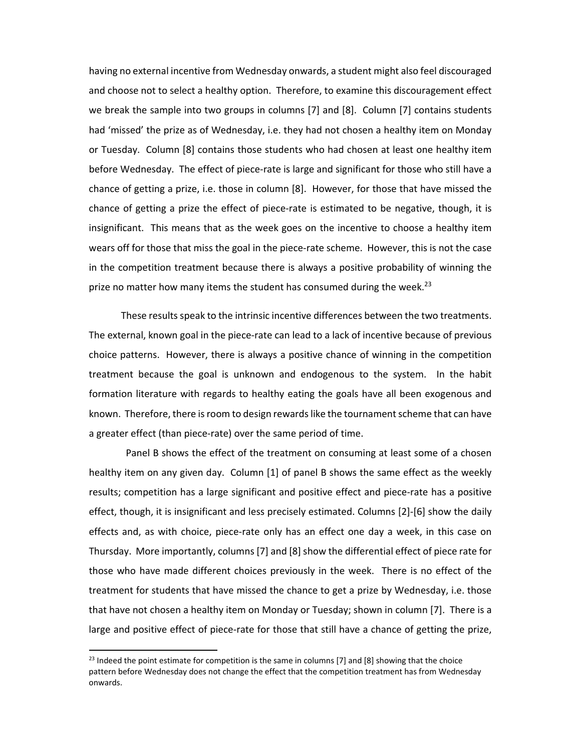having no external incentive from Wednesday onwards, a student might also feel discouraged and choose not to select a healthy option. Therefore, to examine this discouragement effect we break the sample into two groups in columns [7] and [8]. Column [7] contains students had 'missed' the prize as of Wednesday, i.e. they had not chosen a healthy item on Monday or Tuesday. Column [8] contains those students who had chosen at least one healthy item before Wednesday. The effect of piece-rate is large and significant for those who still have a chance of getting a prize, i.e. those in column [8]. However, for those that have missed the chance of getting a prize the effect of piece-rate is estimated to be negative, though, it is insignificant. This means that as the week goes on the incentive to choose a healthy item wears off for those that miss the goal in the piece-rate scheme. However, this is not the case in the competition treatment because there is always a positive probability of winning the prize no matter how many items the student has consumed during the week.[23]

These results speak to the intrinsic incentive differences between the two treatments. The external, known goal in the piece-rate can lead to a lack of incentive because of previous choice patterns. However, there is always a positive chance of winning in the competition treatment because the goal is unknown and endogenous to the system. In the habit formation literature with regards to healthy eating the goals have all been exogenous and known. Therefore, there is room to design rewards like the tournament scheme that can have a greater effect (than piece-rate) over the same period of time.

Panel B shows the effect of the treatment on consuming at least some of a chosen healthy item on any given day. Column [1] of panel B shows the same effect as the weekly results; competition has a large significant and positive effect and piece-rate has a positive effect, though, it is insignificant and less precisely estimated. Columns [2]-[6] show the daily effects and, as with choice, piece-rate only has an effect one day a week, in this case on Thursday. More importantly, columns [7] and [8] show the differential effect of piece rate for those who have made different choices previously in the week. There is no effect of the treatment for students that have missed the chance to get a prize by Wednesday, i.e. those that have not chosen a healthy item on Monday or Tuesday; shown in column [7]. There is a large and positive effect of piece-rate for those that still have a chance of getting the prize,

[23] Indeed the point estimate for competition is the same in columns [7] and [8] showing that the choice pattern before Wednesday does not change the effect that the competition treatment has from Wednesday onwards.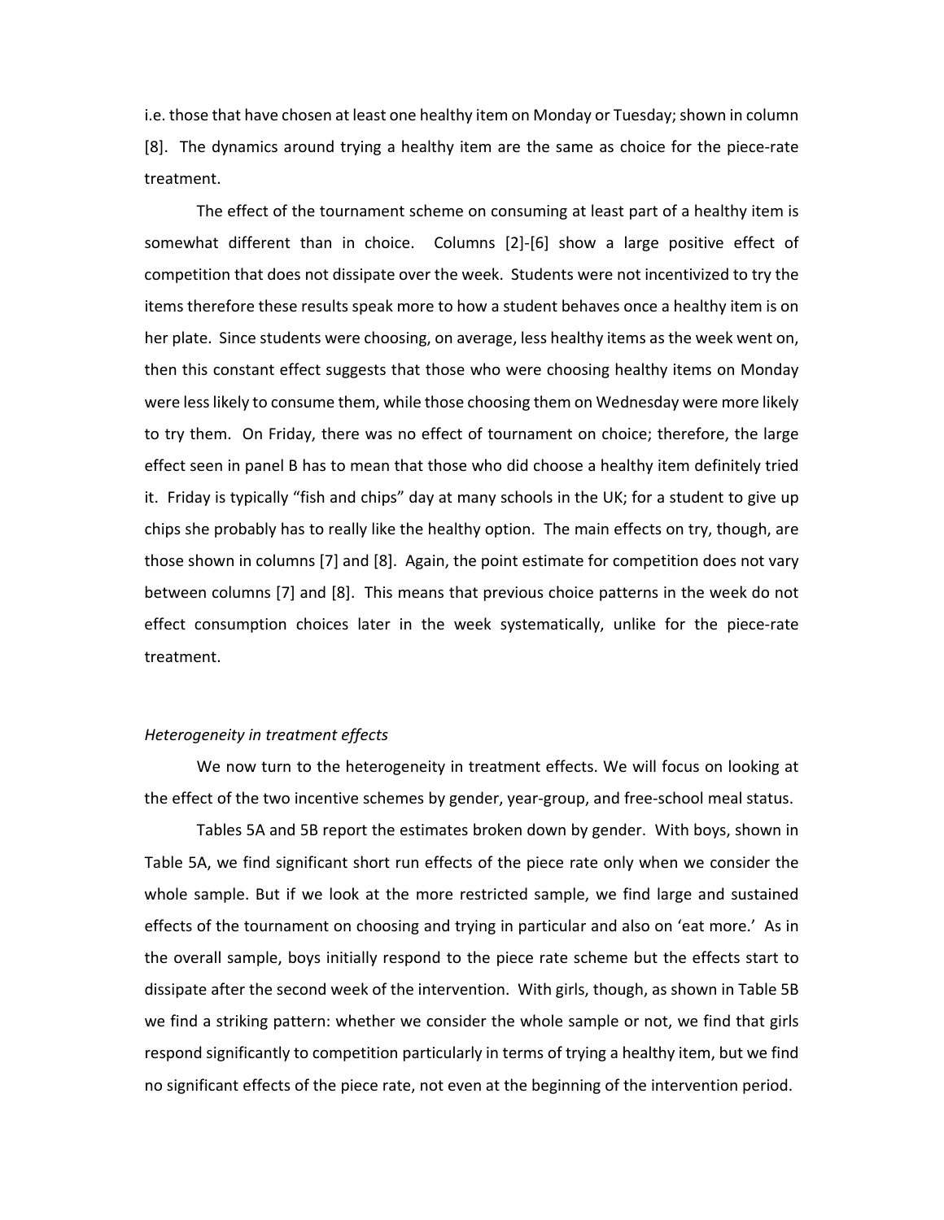i.e. those that have chosen at least one healthy item on Monday or Tuesday; shown in column [8]. The dynamics around trying a healthy item are the same as choice for the piece-rate treatment.

The effect of the tournament scheme on consuming at least part of a healthy item is somewhat different than in choice. Columns [2]-[6] show a large positive effect of competition that does not dissipate over the week. Students were not incentivized to try the items therefore these results speak more to how a student behaves once a healthy item is on her plate. Since students were choosing, on average, less healthy items as the week went on, then this constant effect suggests that those who were choosing healthy items on Monday were less likely to consume them, while those choosing them on Wednesday were more likely to try them. On Friday, there was no effect of tournament on choice; therefore, the large effect seen in panel B has to mean that those who did choose a healthy item definitely tried it. Friday is typically "fish and chips" day at many schools in the UK; for a student to give up chips she probably has to really like the healthy option. The main effects on try, though, are those shown in columns [7] and [8]. Again, the point estimate for competition does not vary between columns [7] and [8]. This means that previous choice patterns in the week do not effect consumption choices later in the week systematically, unlike for the piece-rate treatment.

*Heterogeneity in treatment effects*

We now turn to the heterogeneity in treatment effects. We will focus on looking at the effect of the two incentive schemes by gender, year-group, and free-school meal status.

Tables 5A and 5B report the estimates broken down by gender. With boys, shown in Table 5A, we find significant short run effects of the piece rate only when we consider the whole sample. But if we look at the more restricted sample, we find large and sustained effects of the tournament on choosing and trying in particular and also on 'eat more.' As in the overall sample, boys initially respond to the piece rate scheme but the effects start to dissipate after the second week of the intervention. With girls, though, as shown in Table 5B we find a striking pattern: whether we consider the whole sample or not, we find that girls respond significantly to competition particularly in terms of trying a healthy item, but we find no significant effects of the piece rate, not even at the beginning of the intervention period.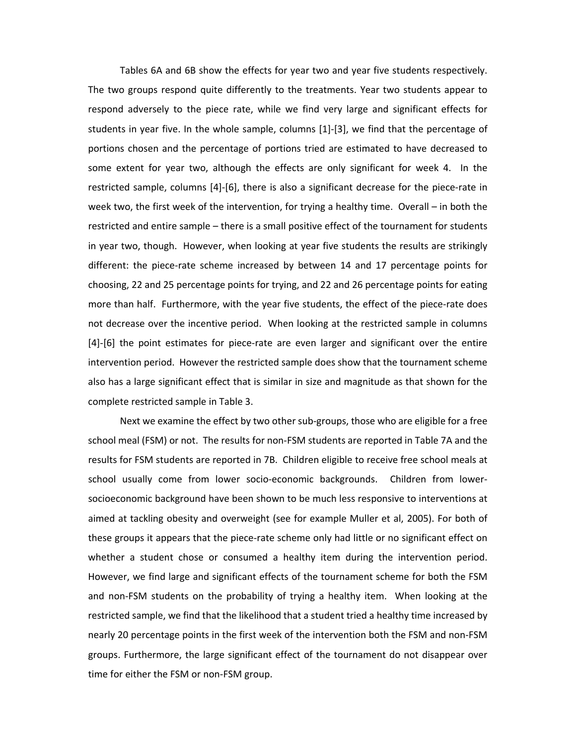Tables 6A and 6B show the effects for year two and year five students respectively. The two groups respond quite differently to the treatments. Year two students appear to respond adversely to the piece rate, while we find very large and significant effects for students in year five. In the whole sample, columns [1]-[3], we find that the percentage of portions chosen and the percentage of portions tried are estimated to have decreased to some extent for year two, although the effects are only significant for week 4. In the restricted sample, columns [4]-[6], there is also a significant decrease for the piece-rate in week two, the first week of the intervention, for trying a healthy time. Overall – in both the restricted and entire sample – there is a small positive effect of the tournament for students in year two, though. However, when looking at year five students the results are strikingly different: the piece-rate scheme increased by between 14 and 17 percentage points for choosing, 22 and 25 percentage points for trying, and 22 and 26 percentage points for eating more than half. Furthermore, with the year five students, the effect of the piece-rate does not decrease over the incentive period. When looking at the restricted sample in columns [4]-[6] the point estimates for piece-rate are even larger and significant over the entire intervention period. However the restricted sample does show that the tournament scheme also has a large significant effect that is similar in size and magnitude as that shown for the complete restricted sample in Table 3.

Next we examine the effect by two other sub-groups, those who are eligible for a free school meal (FSM) or not. The results for non-FSM students are reported in Table 7A and the results for FSM students are reported in 7B. Children eligible to receive free school meals at school usually come from lower socio-economic backgrounds. Children from lower-socioeconomic background have been shown to be much less responsive to interventions at aimed at tackling obesity and overweight (see for example Muller et al, 2005). For both of these groups it appears that the piece-rate scheme only had little or no significant effect on whether a student chose or consumed a healthy item during the intervention period. However, we find large and significant effects of the tournament scheme for both the FSM and non-FSM students on the probability of trying a healthy item. When looking at the restricted sample, we find that the likelihood that a student tried a healthy time increased by nearly 20 percentage points in the first week of the intervention both the FSM and non-FSM groups. Furthermore, the large significant effect of the tournament do not disappear over time for either the FSM or non-FSM group.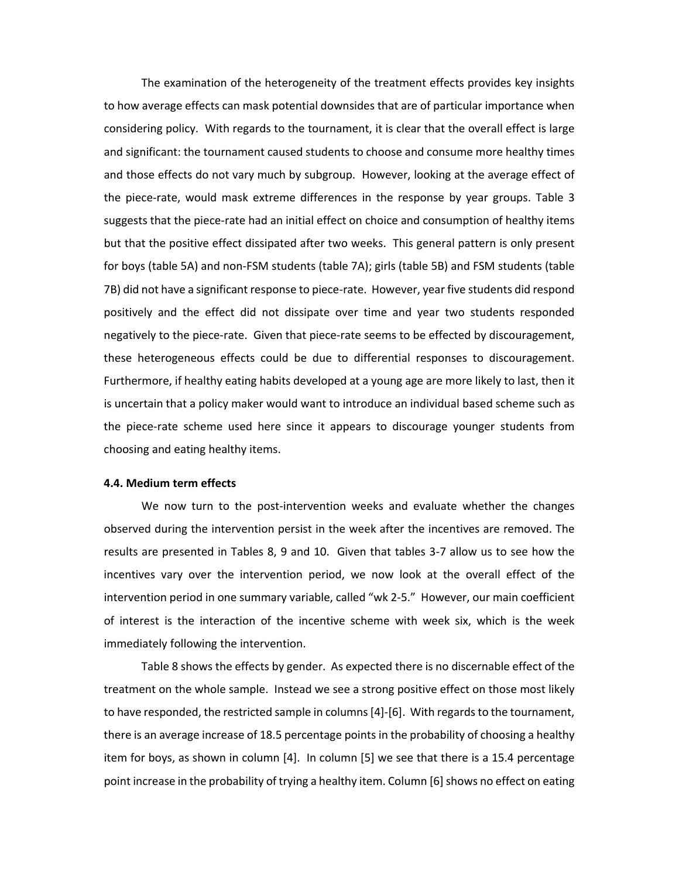The examination of the heterogeneity of the treatment effects provides key insights to how average effects can mask potential downsides that are of particular importance when considering policy. With regards to the tournament, it is clear that the overall effect is large and significant: the tournament caused students to choose and consume more healthy times and those effects do not vary much by subgroup. However, looking at the average effect of the piece-rate, would mask extreme differences in the response by year groups. Table 3 suggests that the piece-rate had an initial effect on choice and consumption of healthy items but that the positive effect dissipated after two weeks. This general pattern is only present for boys (table 5A) and non-FSM students (table 7A); girls (table 5B) and FSM students (table 7B) did not have a significant response to piece-rate. However, year five students did respond positively and the effect did not dissipate over time and year two students responded negatively to the piece-rate. Given that piece-rate seems to be effected by discouragement, these heterogeneous effects could be due to differential responses to discouragement. Furthermore, if healthy eating habits developed at a young age are more likely to last, then it is uncertain that a policy maker would want to introduce an individual based scheme such as the piece-rate scheme used here since it appears to discourage younger students from choosing and eating healthy items.

### 4.4. Medium term effects

We now turn to the post-intervention weeks and evaluate whether the changes observed during the intervention persist in the week after the incentives are removed. The results are presented in Tables 8, 9 and 10. Given that tables 3-7 allow us to see how the incentives vary over the intervention period, we now look at the overall effect of the intervention period in one summary variable, called "wk 2-5." However, our main coefficient of interest is the interaction of the incentive scheme with week six, which is the week immediately following the intervention.

Table 8 shows the effects by gender. As expected there is no discernable effect of the treatment on the whole sample. Instead we see a strong positive effect on those most likely to have responded, the restricted sample in columns [4]-[6]. With regards to the tournament, there is an average increase of 18.5 percentage points in the probability of choosing a healthy item for boys, as shown in column [4]. In column [5] we see that there is a 15.4 percentage point increase in the probability of trying a healthy item. Column [6] shows no effect on eating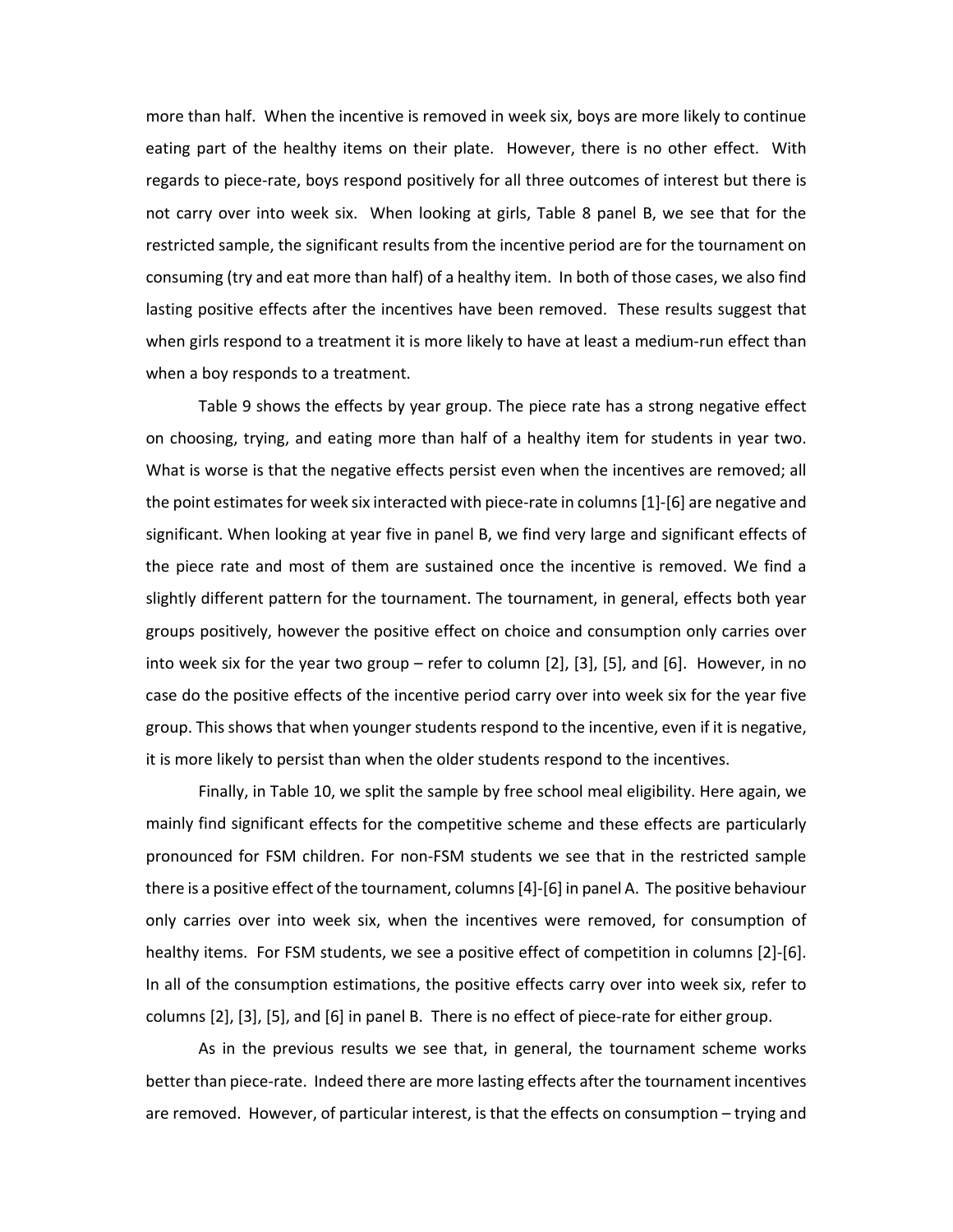more than half. When the incentive is removed in week six, boys are more likely to continue eating part of the healthy items on their plate. However, there is no other effect. With regards to piece-rate, boys respond positively for all three outcomes of interest but there is not carry over into week six. When looking at girls, Table 8 panel B, we see that for the restricted sample, the significant results from the incentive period are for the tournament on consuming (try and eat more than half) of a healthy item. In both of those cases, we also find lasting positive effects after the incentives have been removed. These results suggest that when girls respond to a treatment it is more likely to have at least a medium-run effect than when a boy responds to a treatment.

Table 9 shows the effects by year group. The piece rate has a strong negative effect on choosing, trying, and eating more than half of a healthy item for students in year two. What is worse is that the negative effects persist even when the incentives are removed; all the point estimates for week six interacted with piece-rate in columns [1]-[6] are negative and significant. When looking at year five in panel B, we find very large and significant effects of the piece rate and most of them are sustained once the incentive is removed. We find a slightly different pattern for the tournament. The tournament, in general, effects both year groups positively, however the positive effect on choice and consumption only carries over into week six for the year two group – refer to column [2], [3], [5], and [6]. However, in no case do the positive effects of the incentive period carry over into week six for the year five group. This shows that when younger students respond to the incentive, even if it is negative, it is more likely to persist than when the older students respond to the incentives.

Finally, in Table 10, we split the sample by free school meal eligibility. Here again, we mainly find significant effects for the competitive scheme and these effects are particularly pronounced for FSM children. For non-FSM students we see that in the restricted sample there is a positive effect of the tournament, columns [4]-[6] in panel A. The positive behaviour only carries over into week six, when the incentives were removed, for consumption of healthy items. For FSM students, we see a positive effect of competition in columns [2]-[6]. In all of the consumption estimations, the positive effects carry over into week six, refer to columns [2], [3], [5], and [6] in panel B. There is no effect of piece-rate for either group.

As in the previous results we see that, in general, the tournament scheme works better than piece-rate. Indeed there are more lasting effects after the tournament incentives are removed. However, of particular interest, is that the effects on consumption – trying and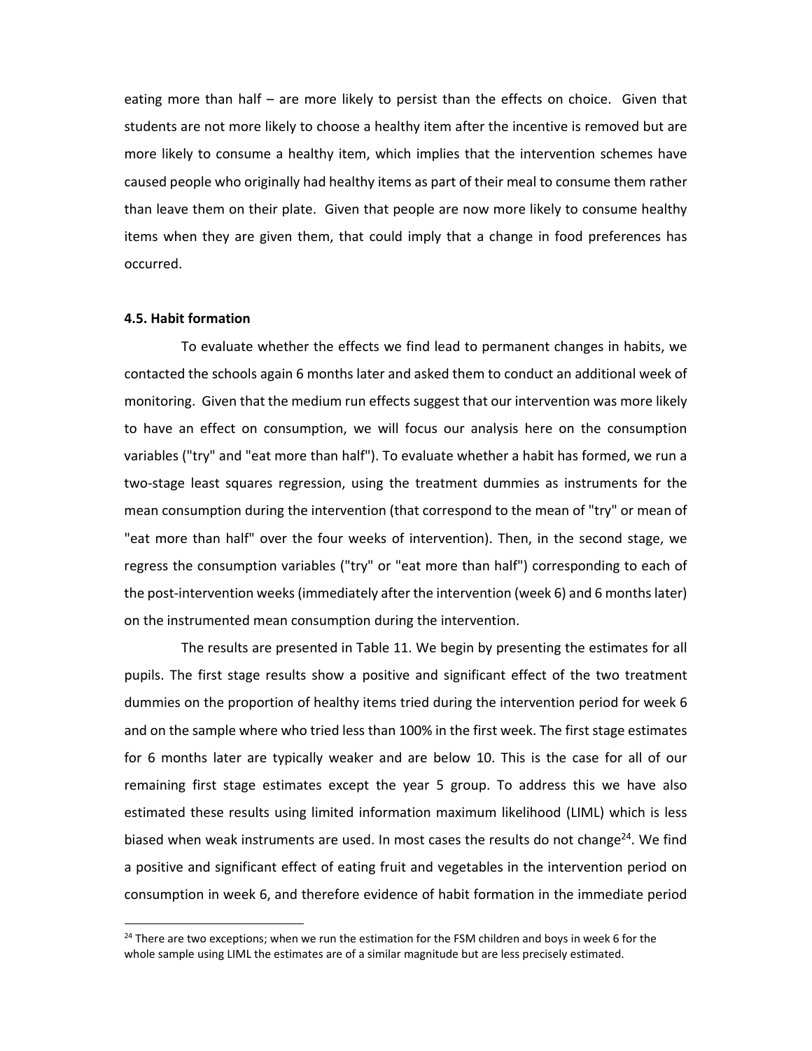eating more than half – are more likely to persist than the effects on choice. Given that students are not more likely to choose a healthy item after the incentive is removed but are more likely to consume a healthy item, which implies that the intervention schemes have caused people who originally had healthy items as part of their meal to consume them rather than leave them on their plate. Given that people are now more likely to consume healthy items when they are given them, that could imply that a change in food preferences has occurred.

### 4.5. Habit formation

To evaluate whether the effects we find lead to permanent changes in habits, we contacted the schools again 6 months later and asked them to conduct an additional week of monitoring. Given that the medium run effects suggest that our intervention was more likely to have an effect on consumption, we will focus our analysis here on the consumption variables ("try" and "eat more than half"). To evaluate whether a habit has formed, we run a two-stage least squares regression, using the treatment dummies as instruments for the mean consumption during the intervention (that correspond to the mean of "try" or mean of "eat more than half" over the four weeks of intervention). Then, in the second stage, we regress the consumption variables ("try" or "eat more than half") corresponding to each of the post-intervention weeks (immediately after the intervention (week 6) and 6 months later) on the instrumented mean consumption during the intervention.

The results are presented in Table 11. We begin by presenting the estimates for all pupils. The first stage results show a positive and significant effect of the two treatment dummies on the proportion of healthy items tried during the intervention period for week 6 and on the sample where who tried less than 100% in the first week. The first stage estimates for 6 months later are typically weaker and are below 10. This is the case for all of our remaining first stage estimates except the year 5 group. To address this we have also estimated these results using limited information maximum likelihood (LIML) which is less biased when weak instruments are used. In most cases the results do not change[24]. We find a positive and significant effect of eating fruit and vegetables in the intervention period on consumption in week 6, and therefore evidence of habit formation in the immediate period

[24] There are two exceptions; when we run the estimation for the FSM children and boys in week 6 for the whole sample using LIML the estimates are of a similar magnitude but are less precisely estimated.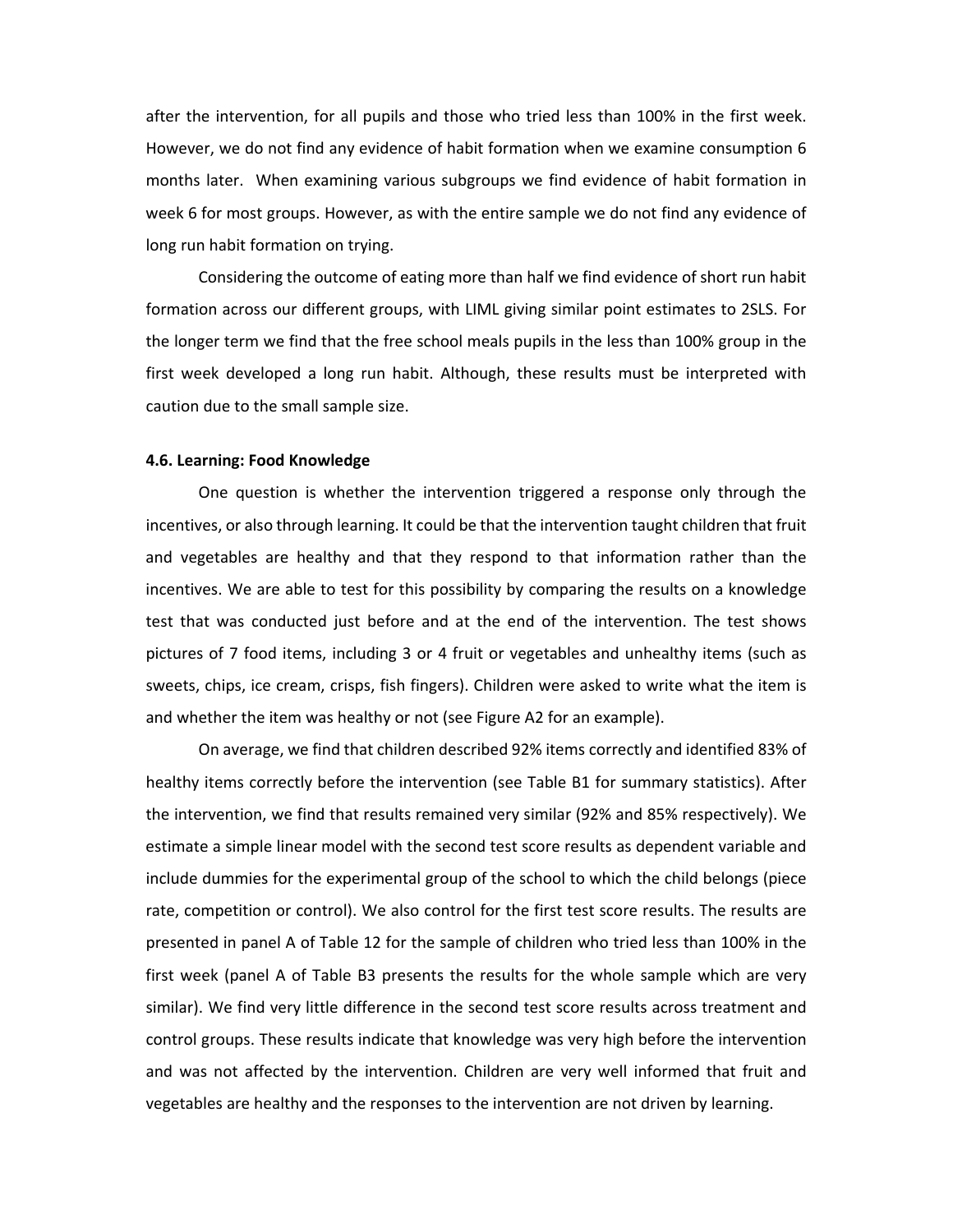after the intervention, for all pupils and those who tried less than 100% in the first week. However, we do not find any evidence of habit formation when we examine consumption 6 months later. When examining various subgroups we find evidence of habit formation in week 6 for most groups. However, as with the entire sample we do not find any evidence of long run habit formation on trying.

Considering the outcome of eating more than half we find evidence of short run habit formation across our different groups, with LIML giving similar point estimates to 2SLS. For the longer term we find that the free school meals pupils in the less than 100% group in the first week developed a long run habit. Although, these results must be interpreted with caution due to the small sample size.

### 4.6. Learning: Food Knowledge

One question is whether the intervention triggered a response only through the incentives, or also through learning. It could be that the intervention taught children that fruit and vegetables are healthy and that they respond to that information rather than the incentives. We are able to test for this possibility by comparing the results on a knowledge test that was conducted just before and at the end of the intervention. The test shows pictures of 7 food items, including 3 or 4 fruit or vegetables and unhealthy items (such as sweets, chips, ice cream, crisps, fish fingers). Children were asked to write what the item is and whether the item was healthy or not (see Figure A2 for an example).

On average, we find that children described 92% items correctly and identified 83% of healthy items correctly before the intervention (see Table B1 for summary statistics). After the intervention, we find that results remained very similar (92% and 85% respectively). We estimate a simple linear model with the second test score results as dependent variable and include dummies for the experimental group of the school to which the child belongs (piece rate, competition or control). We also control for the first test score results. The results are presented in panel A of Table 12 for the sample of children who tried less than 100% in the first week (panel A of Table B3 presents the results for the whole sample which are very similar). We find very little difference in the second test score results across treatment and control groups. These results indicate that knowledge was very high before the intervention and was not affected by the intervention. Children are very well informed that fruit and vegetables are healthy and the responses to the intervention are not driven by learning.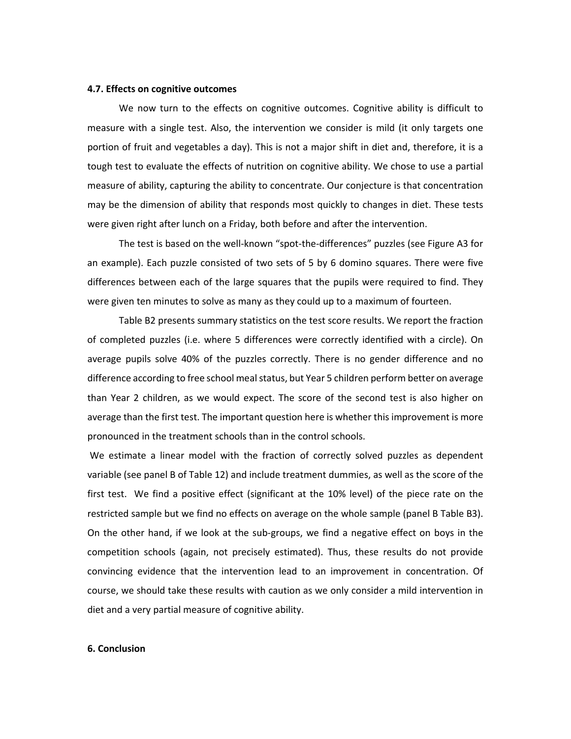#### 4.7. Effects on cognitive outcomes

We now turn to the effects on cognitive outcomes. Cognitive ability is difficult to measure with a single test. Also, the intervention we consider is mild (it only targets one portion of fruit and vegetables a day). This is not a major shift in diet and, therefore, it is a tough test to evaluate the effects of nutrition on cognitive ability. We chose to use a partial measure of ability, capturing the ability to concentrate. Our conjecture is that concentration may be the dimension of ability that responds most quickly to changes in diet. These tests were given right after lunch on a Friday, both before and after the intervention.

The test is based on the well-known "spot-the-differences" puzzles (see Figure A3 for an example). Each puzzle consisted of two sets of 5 by 6 domino squares. There were five differences between each of the large squares that the pupils were required to find. They were given ten minutes to solve as many as they could up to a maximum of fourteen.

Table B2 presents summary statistics on the test score results. We report the fraction of completed puzzles (i.e. where 5 differences were correctly identified with a circle). On average pupils solve 40% of the puzzles correctly. There is no gender difference and no difference according to free school meal status, but Year 5 children perform better on average than Year 2 children, as we would expect. The score of the second test is also higher on average than the first test. The important question here is whether this improvement is more pronounced in the treatment schools than in the control schools.

We estimate a linear model with the fraction of correctly solved puzzles as dependent variable (see panel B of Table 12) and include treatment dummies, as well as the score of the first test. We find a positive effect (significant at the 10% level) of the piece rate on the restricted sample but we find no effects on average on the whole sample (panel B Table B3). On the other hand, if we look at the sub-groups, we find a negative effect on boys in the competition schools (again, not precisely estimated). Thus, these results do not provide convincing evidence that the intervention lead to an improvement in concentration. Of course, we should take these results with caution as we only consider a mild intervention in diet and a very partial measure of cognitive ability.

#### 6. Conclusion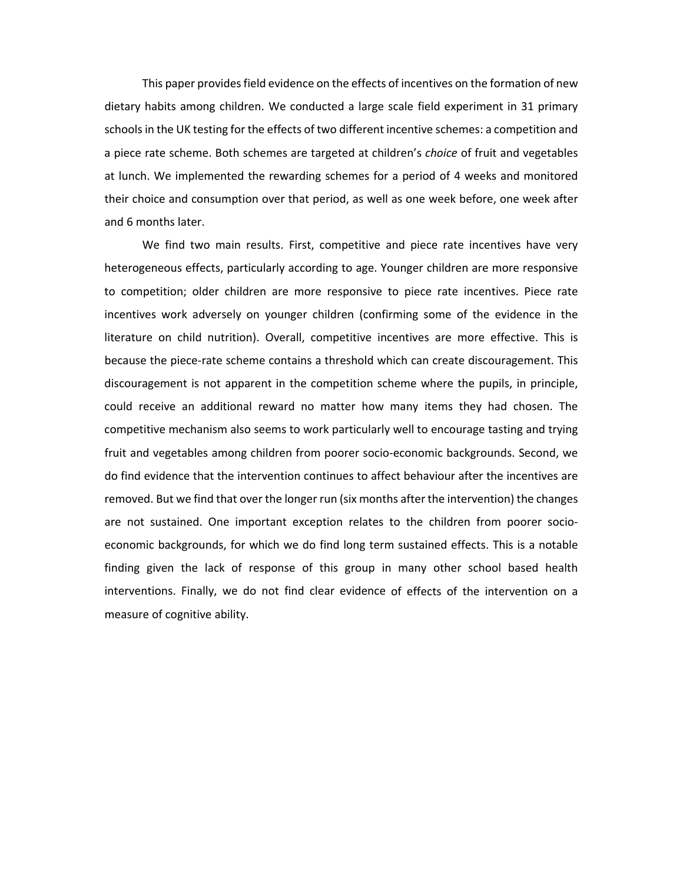This paper provides field evidence on the effects of incentives on the formation of new dietary habits among children. We conducted a large scale field experiment in 31 primary schools in the UK testing for the effects of two different incentive schemes: a competition and a piece rate scheme. Both schemes are targeted at children's *choice* of fruit and vegetables at lunch. We implemented the rewarding schemes for a period of 4 weeks and monitored their choice and consumption over that period, as well as one week before, one week after and 6 months later.

We find two main results. First, competitive and piece rate incentives have very heterogeneous effects, particularly according to age. Younger children are more responsive to competition; older children are more responsive to piece rate incentives. Piece rate incentives work adversely on younger children (confirming some of the evidence in the literature on child nutrition). Overall, competitive incentives are more effective. This is because the piece-rate scheme contains a threshold which can create discouragement. This discouragement is not apparent in the competition scheme where the pupils, in principle, could receive an additional reward no matter how many items they had chosen. The competitive mechanism also seems to work particularly well to encourage tasting and trying fruit and vegetables among children from poorer socio-economic backgrounds. Second, we do find evidence that the intervention continues to affect behaviour after the incentives are removed. But we find that over the longer run (six months after the intervention) the changes are not sustained. One important exception relates to the children from poorer socio-economic backgrounds, for which we do find long term sustained effects. This is a notable finding given the lack of response of this group in many other school based health interventions. Finally, we do not find clear evidence of effects of the intervention on a measure of cognitive ability.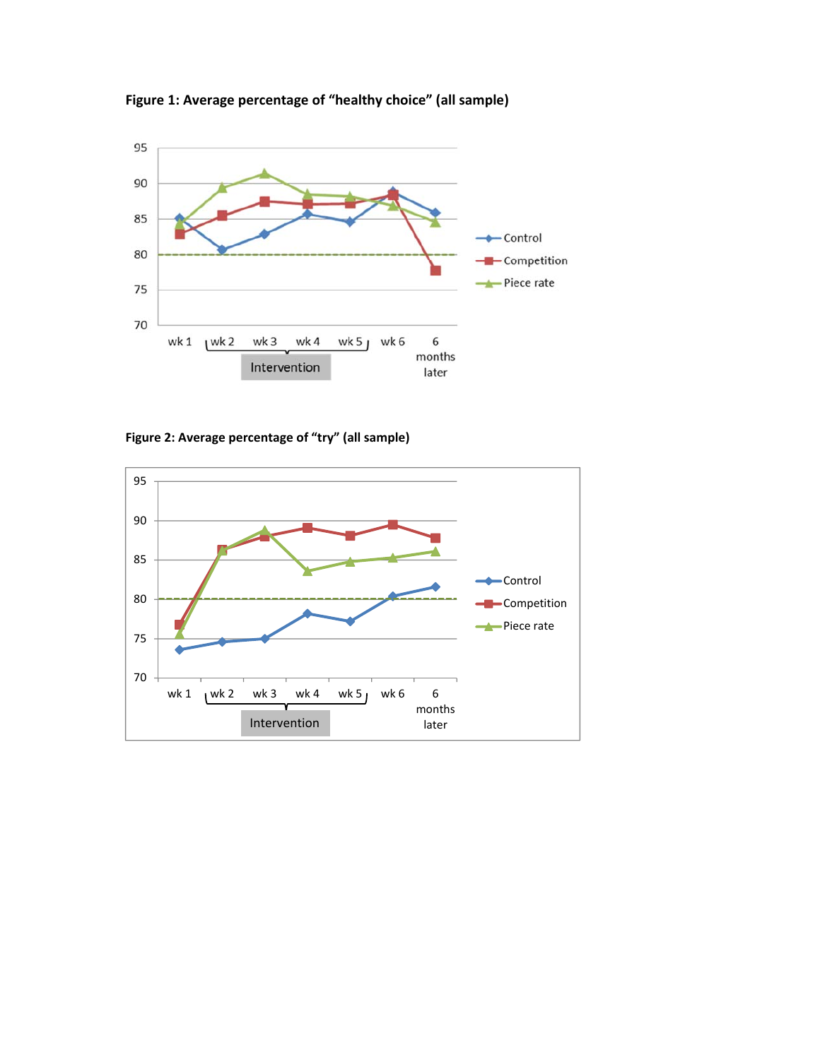**Figure 1: Average percentage of "healthy choice" (all sample)**

**Figure 2: Average percentage of "try" (all sample)**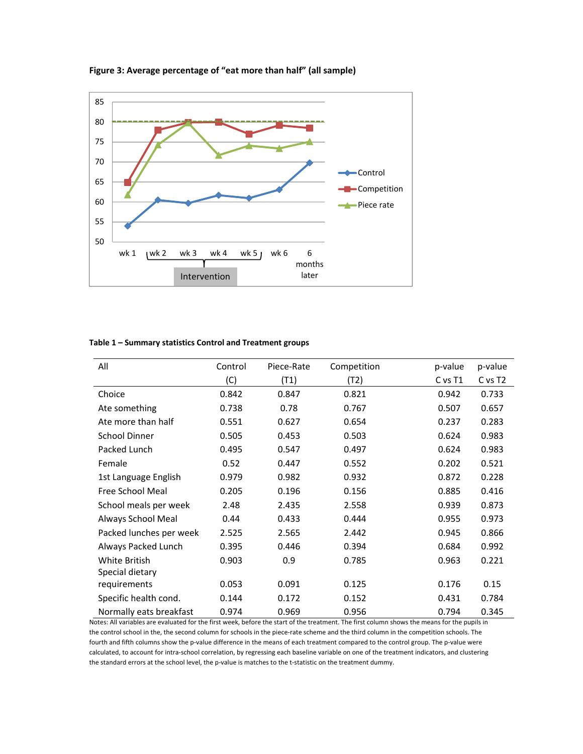**Figure 3: Average percentage of "eat more than half" (all sample)**

**Table 1 – Summary statistics Control and Treatment groups**

| All | Control (C) | Piece-Rate (T1) | Competition (T2) | p-value C vs T1 | p-value C vs T2 |
|---|---|---|---|---|---|
| Choice | 0.842 | 0.847 | 0.821 | 0.942 | 0.733 |
| Ate something | 0.738 | 0.78 | 0.767 | 0.507 | 0.657 |
| Ate more than half | 0.551 | 0.627 | 0.654 | 0.237 | 0.283 |
| School Dinner | 0.505 | 0.453 | 0.503 | 0.624 | 0.983 |
| Packed Lunch | 0.495 | 0.547 | 0.497 | 0.624 | 0.983 |
| Female | 0.52 | 0.447 | 0.552 | 0.202 | 0.521 |
| 1st Language English | 0.979 | 0.982 | 0.932 | 0.872 | 0.228 |
| Free School Meal | 0.205 | 0.196 | 0.156 | 0.885 | 0.416 |
| School meals per week | 2.48 | 2.435 | 2.558 | 0.939 | 0.873 |
| Always School Meal | 0.44 | 0.433 | 0.444 | 0.955 | 0.973 |
| Packed lunches per week | 2.525 | 2.565 | 2.442 | 0.945 | 0.866 |
| Always Packed Lunch | 0.395 | 0.446 | 0.394 | 0.684 | 0.992 |
| White British | 0.903 | 0.9 | 0.785 | 0.963 | 0.221 |
| Special dietary requirements | 0.053 | 0.091 | 0.125 | 0.176 | 0.15 |
| Specific health cond. | 0.144 | 0.172 | 0.152 | 0.431 | 0.784 |
| Normally eats breakfast | 0.974 | 0.969 | 0.956 | 0.794 | 0.345 |

Notes: All variables are evaluated for the first week, before the start of the treatment. The first column shows the means for the pupils in the control school in the, the second column for schools in the piece-rate scheme and the third column in the competition schools. The fourth and fifth columns show the p-value difference in the means of each treatment compared to the control group. The p-value were calculated, to account for intra-school correlation, by regressing each baseline variable on one of the treatment indicators, and clustering the standard errors at the school level, the p-value is matches to the t-statistic on the treatment dummy.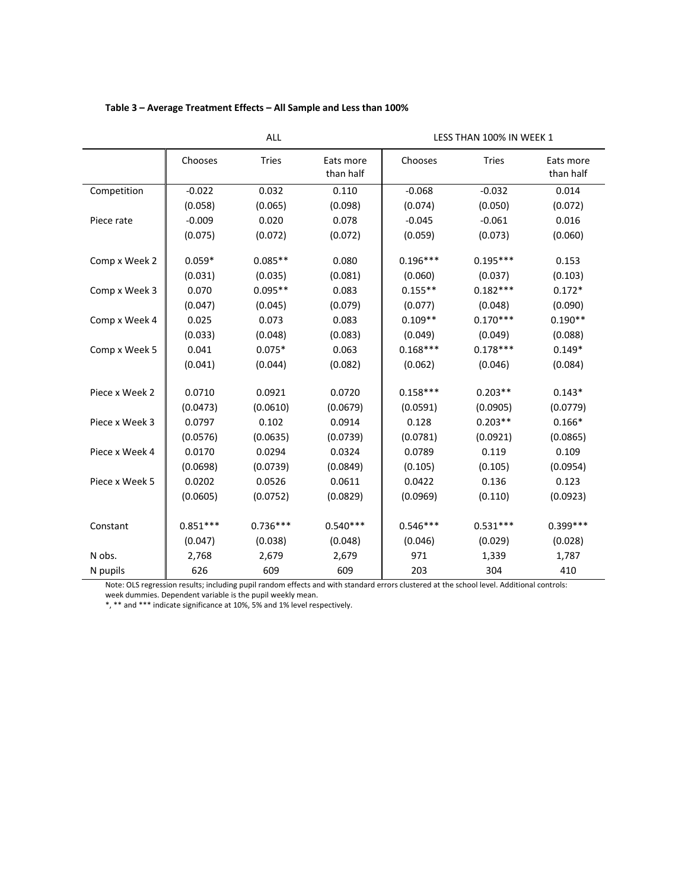**Table 3 – Average Treatment Effects – All Sample and Less than 100%**

| | ALL | | | LESS THAN 100% IN WEEK 1 | | |
|---|---|---|---|---|---|---|
| | Chooses | Tries | Eats more than half | Chooses | Tries | Eats more than half |
| Competition | -0.022 | 0.032 | 0.110 | -0.068 | -0.032 | 0.014 |
| | (0.058) | (0.065) | (0.098) | (0.074) | (0.050) | (0.072) |
| Piece rate | -0.009 | 0.020 | 0.078 | -0.045 | -0.061 | 0.016 |
| | (0.075) | (0.072) | (0.072) | (0.059) | (0.073) | (0.060) |
| Comp x Week 2 | 0.059* | 0.085** | 0.080 | 0.196*** | 0.195*** | 0.153 |
| | (0.031) | (0.035) | (0.081) | (0.060) | (0.037) | (0.103) |
| Comp x Week 3 | 0.070 | 0.095** | 0.083 | 0.155** | 0.182*** | 0.172* |
| | (0.047) | (0.045) | (0.079) | (0.077) | (0.048) | (0.090) |
| Comp x Week 4 | 0.025 | 0.073 | 0.083 | 0.109** | 0.170*** | 0.190** |
| | (0.033) | (0.048) | (0.083) | (0.049) | (0.049) | (0.088) |
| Comp x Week 5 | 0.041 | 0.075* | 0.063 | 0.168*** | 0.178*** | 0.149* |
| | (0.041) | (0.044) | (0.082) | (0.062) | (0.046) | (0.084) |
| Piece x Week 2 | 0.0710 | 0.0921 | 0.0720 | 0.158*** | 0.203** | 0.143* |
| | (0.0473) | (0.0610) | (0.0679) | (0.0591) | (0.0905) | (0.0779) |
| Piece x Week 3 | 0.0797 | 0.102 | 0.0914 | 0.128 | 0.203** | 0.166* |
| | (0.0576) | (0.0635) | (0.0739) | (0.0781) | (0.0921) | (0.0865) |
| Piece x Week 4 | 0.0170 | 0.0294 | 0.0324 | 0.0789 | 0.119 | 0.109 |
| | (0.0698) | (0.0739) | (0.0849) | (0.105) | (0.105) | (0.0954) |
| Piece x Week 5 | 0.0202 | 0.0526 | 0.0611 | 0.0422 | 0.136 | 0.123 |
| | (0.0605) | (0.0752) | (0.0829) | (0.0969) | (0.110) | (0.0923) |
| Constant | 0.851*** | 0.736*** | 0.540*** | 0.546*** | 0.531*** | 0.399*** |
| | (0.047) | (0.038) | (0.048) | (0.046) | (0.029) | (0.028) |
| N obs. | 2,768 | 2,679 | 2,679 | 971 | 1,339 | 1,787 |
| N pupils | 626 | 609 | 609 | 203 | 304 | 410 |

Note: OLS regression results; including pupil random effects and with standard errors clustered at the school level. Additional controls: week dummies. Dependent variable is the pupil weekly mean.
*, ** and *** indicate significance at 10%, 5% and 1% level respectively.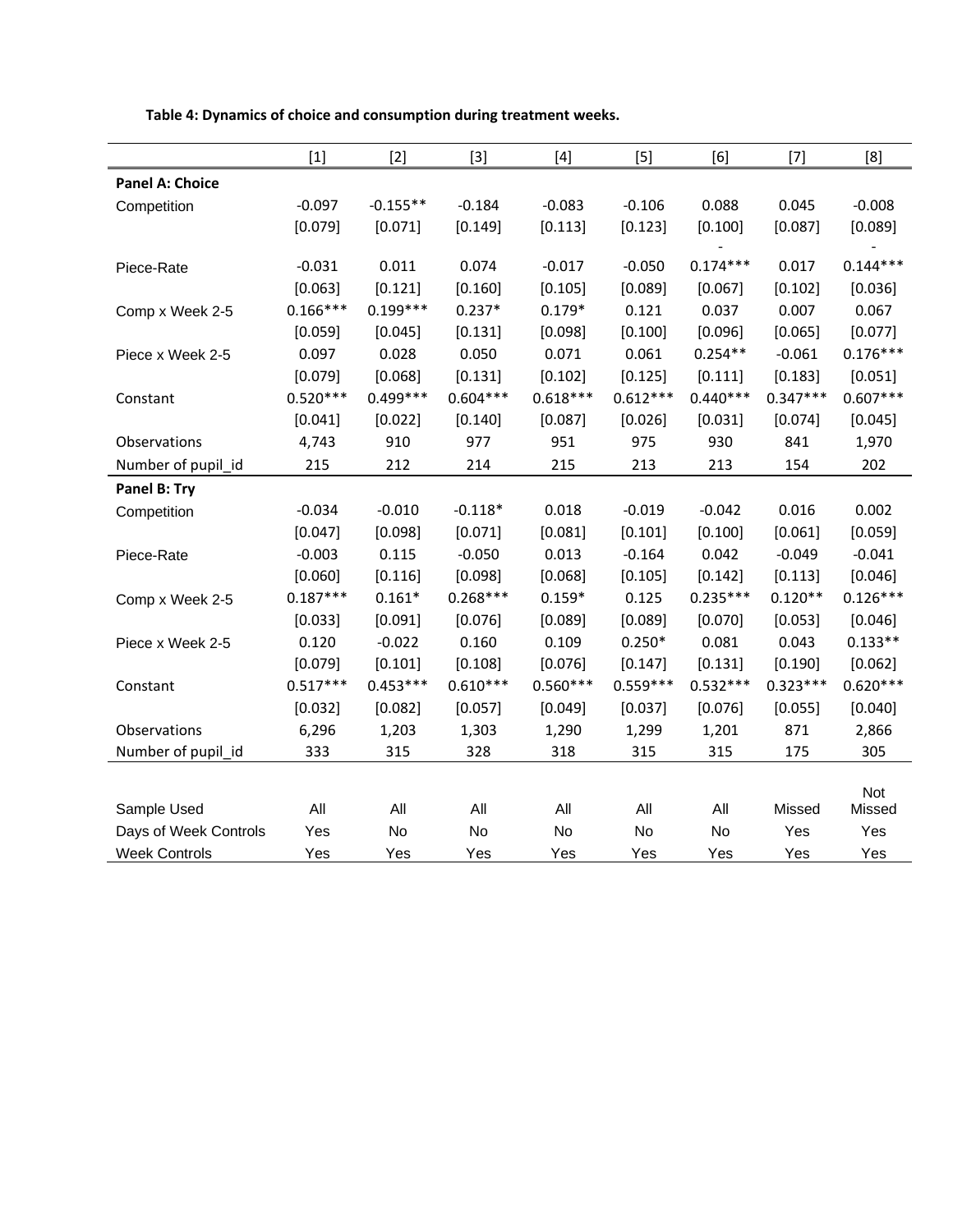**Table 4: Dynamics of choice and consumption during treatment weeks.**

| | [1] | [2] | [3] | [4] | [5] | [6] | [7] | [8] |
|---|---|---|---|---|---|---|---|---|
| **Panel A: Choice** | | | | | | | | |
| Competition | -0.097 | -0.155** | -0.184 | -0.083 | -0.106 | 0.088 | 0.045 | -0.008 |
| | [0.079] | [0.071] | [0.149] | [0.113] | [0.123] | [0.100] | [0.087] | [0.089] |
| Piece-Rate | -0.031 | 0.011 | 0.074 | -0.017 | -0.050 | -0.174*** | 0.017 | -0.144*** |
| | [0.063] | [0.121] | [0.160] | [0.105] | [0.089] | [0.067] | [0.102] | [0.036] |
| Comp x Week 2-5 | 0.166*** | 0.199*** | 0.237* | 0.179* | 0.121 | 0.037 | 0.007 | 0.067 |
| | [0.059] | [0.045] | [0.131] | [0.098] | [0.100] | [0.096] | [0.065] | [0.077] |
| Piece x Week 2-5 | 0.097 | 0.028 | 0.050 | 0.071 | 0.061 | 0.254** | -0.061 | 0.176*** |
| | [0.079] | [0.068] | [0.131] | [0.102] | [0.125] | [0.111] | [0.183] | [0.051] |
| Constant | 0.520*** | 0.499*** | 0.604*** | 0.618*** | 0.612*** | 0.440*** | 0.347*** | 0.607*** |
| | [0.041] | [0.022] | [0.140] | [0.087] | [0.026] | [0.031] | [0.074] | [0.045] |
| Observations | 4,743 | 910 | 977 | 951 | 975 | 930 | 841 | 1,970 |
| Number of pupil_id | 215 | 212 | 214 | 215 | 213 | 213 | 154 | 202 |
| **Panel B: Try** | | | | | | | | |
| Competition | -0.034 | -0.010 | -0.118* | 0.018 | -0.019 | -0.042 | 0.016 | 0.002 |
| | [0.047] | [0.098] | [0.071] | [0.081] | [0.101] | [0.100] | [0.061] | [0.059] |
| Piece-Rate | -0.003 | 0.115 | -0.050 | 0.013 | -0.164 | 0.042 | -0.049 | -0.041 |
| | [0.060] | [0.116] | [0.098] | [0.068] | [0.105] | [0.142] | [0.113] | [0.046] |
| Comp x Week 2-5 | 0.187*** | 0.161* | 0.268*** | 0.159* | 0.125 | 0.235*** | 0.120** | 0.126*** |
| | [0.033] | [0.091] | [0.076] | [0.089] | [0.089] | [0.070] | [0.053] | [0.046] |
| Piece x Week 2-5 | 0.120 | -0.022 | 0.160 | 0.109 | 0.250* | 0.081 | 0.043 | 0.133** |
| | [0.079] | [0.101] | [0.108] | [0.076] | [0.147] | [0.131] | [0.190] | [0.062] |
| Constant | 0.517*** | 0.453*** | 0.610*** | 0.560*** | 0.559*** | 0.532*** | 0.323*** | 0.620*** |
| | [0.032] | [0.082] | [0.057] | [0.049] | [0.037] | [0.076] | [0.055] | [0.040] |
| Observations | 6,296 | 1,203 | 1,303 | 1,290 | 1,299 | 1,201 | 871 | 2,866 |
| Number of pupil_id | 333 | 315 | 328 | 318 | 315 | 315 | 175 | 305 |
| Sample Used | All | All | All | All | All | All | Missed | Not Missed |
| Days of Week Controls | Yes | No | No | No | No | No | Yes | Yes |
| Week Controls | Yes | Yes | Yes | Yes | Yes | Yes | Yes | Yes |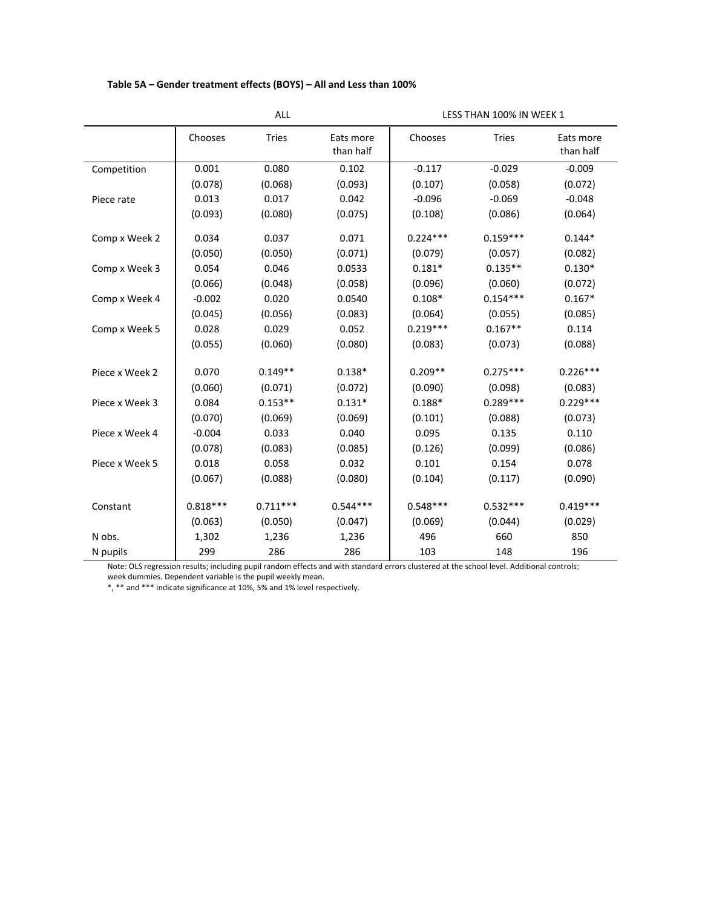**Table 5A – Gender treatment effects (BOYS) – All and Less than 100%**

| | ALL | | | LESS THAN 100% IN WEEK 1 | | |
|---|---|---|---|---|---|---|
| | Chooses | Tries | Eats more than half | Chooses | Tries | Eats more than half |
| Competition | 0.001 | 0.080 | 0.102 | -0.117 | -0.029 | -0.009 |
| | (0.078) | (0.068) | (0.093) | (0.107) | (0.058) | (0.072) |
| Piece rate | 0.013 | 0.017 | 0.042 | -0.096 | -0.069 | -0.048 |
| | (0.093) | (0.080) | (0.075) | (0.108) | (0.086) | (0.064) |
| Comp x Week 2 | 0.034 | 0.037 | 0.071 | 0.224*** | 0.159*** | 0.144* |
| | (0.050) | (0.050) | (0.071) | (0.079) | (0.057) | (0.082) |
| Comp x Week 3 | 0.054 | 0.046 | 0.0533 | 0.181* | 0.135** | 0.130* |
| | (0.066) | (0.048) | (0.058) | (0.096) | (0.060) | (0.072) |
| Comp x Week 4 | -0.002 | 0.020 | 0.0540 | 0.108* | 0.154*** | 0.167* |
| | (0.045) | (0.056) | (0.083) | (0.064) | (0.055) | (0.085) |
| Comp x Week 5 | 0.028 | 0.029 | 0.052 | 0.219*** | 0.167** | 0.114 |
| | (0.055) | (0.060) | (0.080) | (0.083) | (0.073) | (0.088) |
| Piece x Week 2 | 0.070 | 0.149** | 0.138* | 0.209** | 0.275*** | 0.226*** |
| | (0.060) | (0.071) | (0.072) | (0.090) | (0.098) | (0.083) |
| Piece x Week 3 | 0.084 | 0.153** | 0.131* | 0.188* | 0.289*** | 0.229*** |
| | (0.070) | (0.069) | (0.069) | (0.101) | (0.088) | (0.073) |
| Piece x Week 4 | -0.004 | 0.033 | 0.040 | 0.095 | 0.135 | 0.110 |
| | (0.078) | (0.083) | (0.085) | (0.126) | (0.099) | (0.086) |
| Piece x Week 5 | 0.018 | 0.058 | 0.032 | 0.101 | 0.154 | 0.078 |
| | (0.067) | (0.088) | (0.080) | (0.104) | (0.117) | (0.090) |
| Constant | 0.818*** | 0.711*** | 0.544*** | 0.548*** | 0.532*** | 0.419*** |
| | (0.063) | (0.050) | (0.047) | (0.069) | (0.044) | (0.029) |
| N obs. | 1,302 | 1,236 | 1,236 | 496 | 660 | 850 |
| N pupils | 299 | 286 | 286 | 103 | 148 | 196 |

Note: OLS regression results; including pupil random effects and with standard errors clustered at the school level. Additional controls: week dummies. Dependent variable is the pupil weekly mean.
*, ** and *** indicate significance at 10%, 5% and 1% level respectively.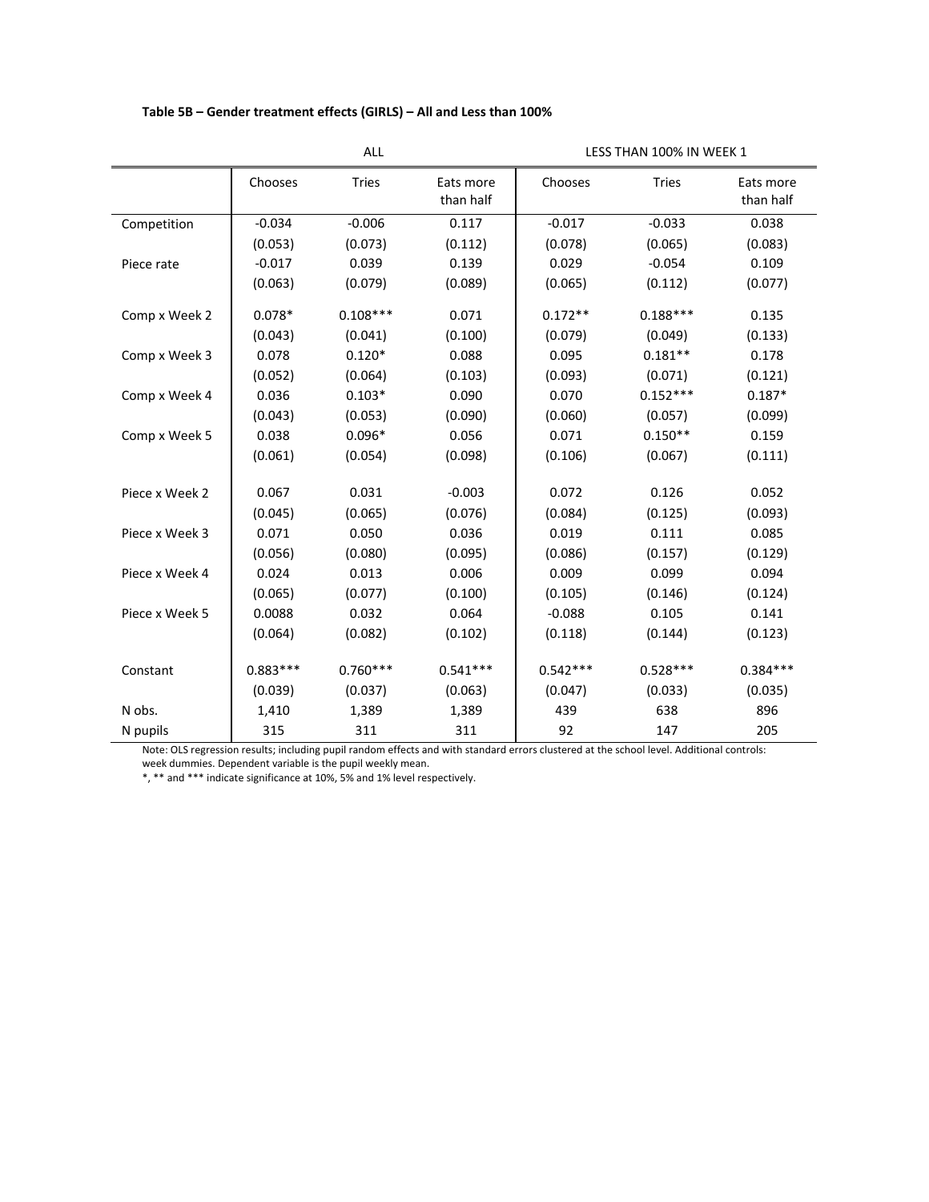**Table 5B – Gender treatment effects (GIRLS) – All and Less than 100%**

| | ALL | | | LESS THAN 100% IN WEEK 1 | | |
|---|---|---|---|---|---|---|
| | Chooses | Tries | Eats more than half | Chooses | Tries | Eats more than half |
| Competition | -0.034 | -0.006 | 0.117 | -0.017 | -0.033 | 0.038 |
| | (0.053) | (0.073) | (0.112) | (0.078) | (0.065) | (0.083) |
| Piece rate | -0.017 | 0.039 | 0.139 | 0.029 | -0.054 | 0.109 |
| | (0.063) | (0.079) | (0.089) | (0.065) | (0.112) | (0.077) |
| Comp x Week 2 | 0.078* | 0.108*** | 0.071 | 0.172** | 0.188*** | 0.135 |
| | (0.043) | (0.041) | (0.100) | (0.079) | (0.049) | (0.133) |
| Comp x Week 3 | 0.078 | 0.120* | 0.088 | 0.095 | 0.181** | 0.178 |
| | (0.052) | (0.064) | (0.103) | (0.093) | (0.071) | (0.121) |
| Comp x Week 4 | 0.036 | 0.103* | 0.090 | 0.070 | 0.152*** | 0.187* |
| | (0.043) | (0.053) | (0.090) | (0.060) | (0.057) | (0.099) |
| Comp x Week 5 | 0.038 | 0.096* | 0.056 | 0.071 | 0.150** | 0.159 |
| | (0.061) | (0.054) | (0.098) | (0.106) | (0.067) | (0.111) |
| Piece x Week 2 | 0.067 | 0.031 | -0.003 | 0.072 | 0.126 | 0.052 |
| | (0.045) | (0.065) | (0.076) | (0.084) | (0.125) | (0.093) |
| Piece x Week 3 | 0.071 | 0.050 | 0.036 | 0.019 | 0.111 | 0.085 |
| | (0.056) | (0.080) | (0.095) | (0.086) | (0.157) | (0.129) |
| Piece x Week 4 | 0.024 | 0.013 | 0.006 | 0.009 | 0.099 | 0.094 |
| | (0.065) | (0.077) | (0.100) | (0.105) | (0.146) | (0.124) |
| Piece x Week 5 | 0.0088 | 0.032 | 0.064 | -0.088 | 0.105 | 0.141 |
| | (0.064) | (0.082) | (0.102) | (0.118) | (0.144) | (0.123) |
| Constant | 0.883*** | 0.760*** | 0.541*** | 0.542*** | 0.528*** | 0.384*** |
| | (0.039) | (0.037) | (0.063) | (0.047) | (0.033) | (0.035) |
| N obs. | 1,410 | 1,389 | 1,389 | 439 | 638 | 896 |
| N pupils | 315 | 311 | 311 | 92 | 147 | 205 |

Note: OLS regression results; including pupil random effects and with standard errors clustered at the school level. Additional controls: week dummies. Dependent variable is the pupil weekly mean.

*, ** and *** indicate significance at 10%, 5% and 1% level respectively.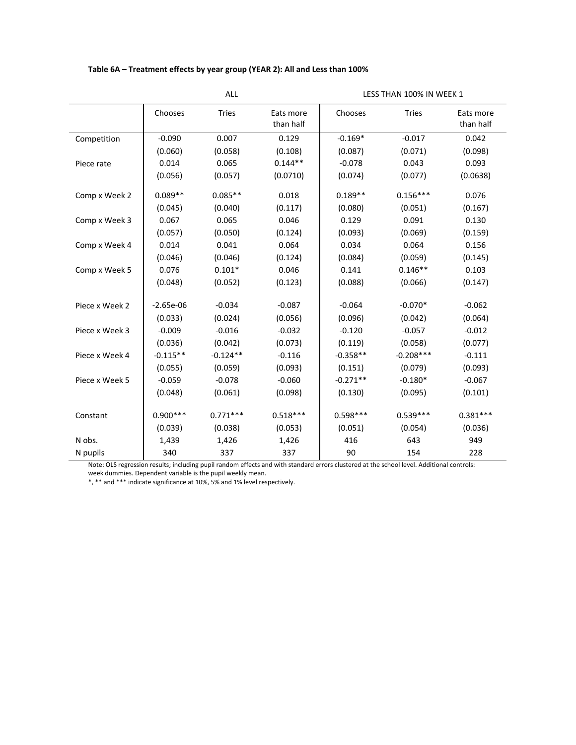**Table 6A – Treatment effects by year group (YEAR 2): All and Less than 100%**

| | ALL | | | LESS THAN 100% IN WEEK 1 | | |
|---|---|---|---|---|---|---|
| | Chooses | Tries | Eats more than half | Chooses | Tries | Eats more than half |
| Competition | -0.090 | 0.007 | 0.129 | -0.169* | -0.017 | 0.042 |
| | (0.060) | (0.058) | (0.108) | (0.087) | (0.071) | (0.098) |
| Piece rate | 0.014 | 0.065 | 0.144** | -0.078 | 0.043 | 0.093 |
| | (0.056) | (0.057) | (0.0710) | (0.074) | (0.077) | (0.0638) |
| Comp x Week 2 | 0.089** | 0.085** | 0.018 | 0.189** | 0.156*** | 0.076 |
| | (0.045) | (0.040) | (0.117) | (0.080) | (0.051) | (0.167) |
| Comp x Week 3 | 0.067 | 0.065 | 0.046 | 0.129 | 0.091 | 0.130 |
| | (0.057) | (0.050) | (0.124) | (0.093) | (0.069) | (0.159) |
| Comp x Week 4 | 0.014 | 0.041 | 0.064 | 0.034 | 0.064 | 0.156 |
| | (0.046) | (0.046) | (0.124) | (0.084) | (0.059) | (0.145) |
| Comp x Week 5 | 0.076 | 0.101* | 0.046 | 0.141 | 0.146** | 0.103 |
| | (0.048) | (0.052) | (0.123) | (0.088) | (0.066) | (0.147) |
| Piece x Week 2 | -2.65e-06 | -0.034 | -0.087 | -0.064 | -0.070* | -0.062 |
| | (0.033) | (0.024) | (0.056) | (0.096) | (0.042) | (0.064) |
| Piece x Week 3 | -0.009 | -0.016 | -0.032 | -0.120 | -0.057 | -0.012 |
| | (0.036) | (0.042) | (0.073) | (0.119) | (0.058) | (0.077) |
| Piece x Week 4 | -0.115** | -0.124** | -0.116 | -0.358** | -0.208*** | -0.111 |
| | (0.055) | (0.059) | (0.093) | (0.151) | (0.079) | (0.093) |
| Piece x Week 5 | -0.059 | -0.078 | -0.060 | -0.271** | -0.180* | -0.067 |
| | (0.048) | (0.061) | (0.098) | (0.130) | (0.095) | (0.101) |
| Constant | 0.900*** | 0.771*** | 0.518*** | 0.598*** | 0.539*** | 0.381*** |
| | (0.039) | (0.038) | (0.053) | (0.051) | (0.054) | (0.036) |
| N obs. | 1,439 | 1,426 | 1,426 | 416 | 643 | 949 |
| N pupils | 340 | 337 | 337 | 90 | 154 | 228 |

Note: OLS regression results; including pupil random effects and with standard errors clustered at the school level. Additional controls: week dummies. Dependent variable is the pupil weekly mean.

*, ** and *** indicate significance at 10%, 5% and 1% level respectively.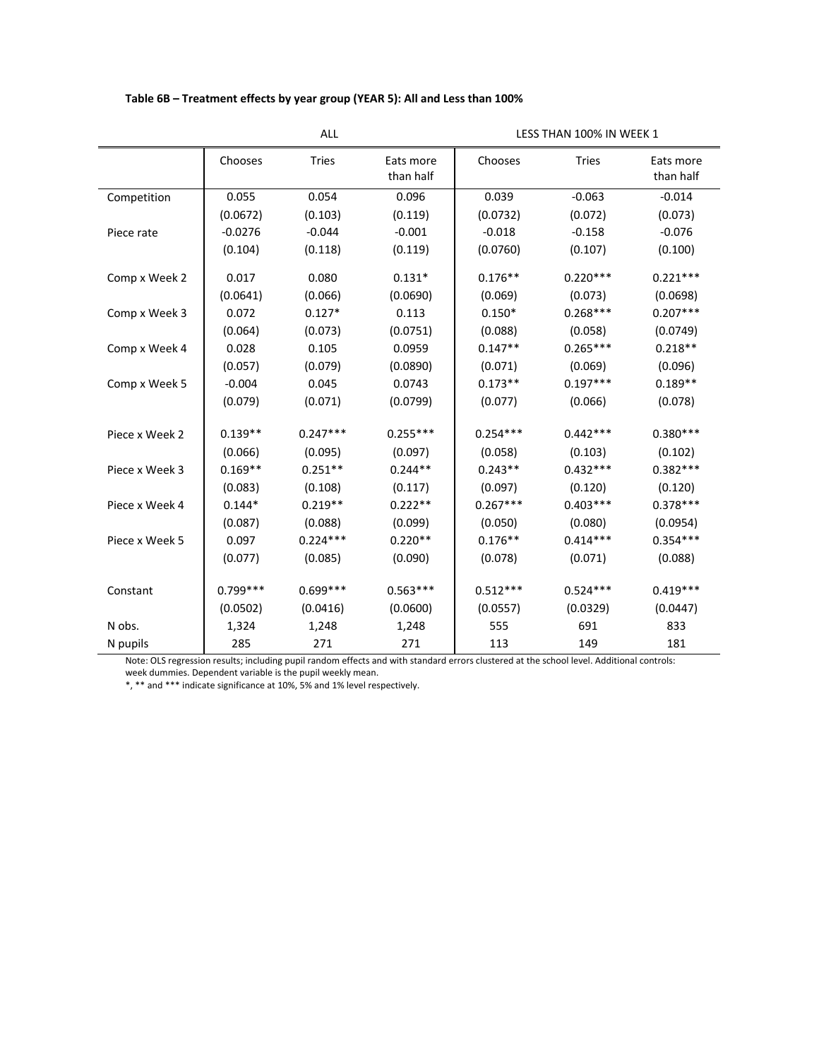**Table 6B – Treatment effects by year group (YEAR 5): All and Less than 100%**

| | ALL | | | LESS THAN 100% IN WEEK 1 | | |
|---|---|---|---|---|---|---|
| | Chooses | Tries | Eats more than half | Chooses | Tries | Eats more than half |
| Competition | 0.055 | 0.054 | 0.096 | 0.039 | -0.063 | -0.014 |
| | (0.0672) | (0.103) | (0.119) | (0.0732) | (0.072) | (0.073) |
| Piece rate | -0.0276 | -0.044 | -0.001 | -0.018 | -0.158 | -0.076 |
| | (0.104) | (0.118) | (0.119) | (0.0760) | (0.107) | (0.100) |
| Comp x Week 2 | 0.017 | 0.080 | 0.131* | 0.176** | 0.220*** | 0.221*** |
| | (0.0641) | (0.066) | (0.0690) | (0.069) | (0.073) | (0.0698) |
| Comp x Week 3 | 0.072 | 0.127* | 0.113 | 0.150* | 0.268*** | 0.207*** |
| | (0.064) | (0.073) | (0.0751) | (0.088) | (0.058) | (0.0749) |
| Comp x Week 4 | 0.028 | 0.105 | 0.0959 | 0.147** | 0.265*** | 0.218** |
| | (0.057) | (0.079) | (0.0890) | (0.071) | (0.069) | (0.096) |
| Comp x Week 5 | -0.004 | 0.045 | 0.0743 | 0.173** | 0.197*** | 0.189** |
| | (0.079) | (0.071) | (0.0799) | (0.077) | (0.066) | (0.078) |
| Piece x Week 2 | 0.139** | 0.247*** | 0.255*** | 0.254*** | 0.442*** | 0.380*** |
| | (0.066) | (0.095) | (0.097) | (0.058) | (0.103) | (0.102) |
| Piece x Week 3 | 0.169** | 0.251** | 0.244** | 0.243** | 0.432*** | 0.382*** |
| | (0.083) | (0.108) | (0.117) | (0.097) | (0.120) | (0.120) |
| Piece x Week 4 | 0.144* | 0.219** | 0.222** | 0.267*** | 0.403*** | 0.378*** |
| | (0.087) | (0.088) | (0.099) | (0.050) | (0.080) | (0.0954) |
| Piece x Week 5 | 0.097 | 0.224*** | 0.220** | 0.176** | 0.414*** | 0.354*** |
| | (0.077) | (0.085) | (0.090) | (0.078) | (0.071) | (0.088) |
| Constant | 0.799*** | 0.699*** | 0.563*** | 0.512*** | 0.524*** | 0.419*** |
| | (0.0502) | (0.0416) | (0.0600) | (0.0557) | (0.0329) | (0.0447) |
| N obs. | 1,324 | 1,248 | 1,248 | 555 | 691 | 833 |
| N pupils | 285 | 271 | 271 | 113 | 149 | 181 |

Note: OLS regression results; including pupil random effects and with standard errors clustered at the school level. Additional controls: week dummies. Dependent variable is the pupil weekly mean.

*, ** and *** indicate significance at 10%, 5% and 1% level respectively.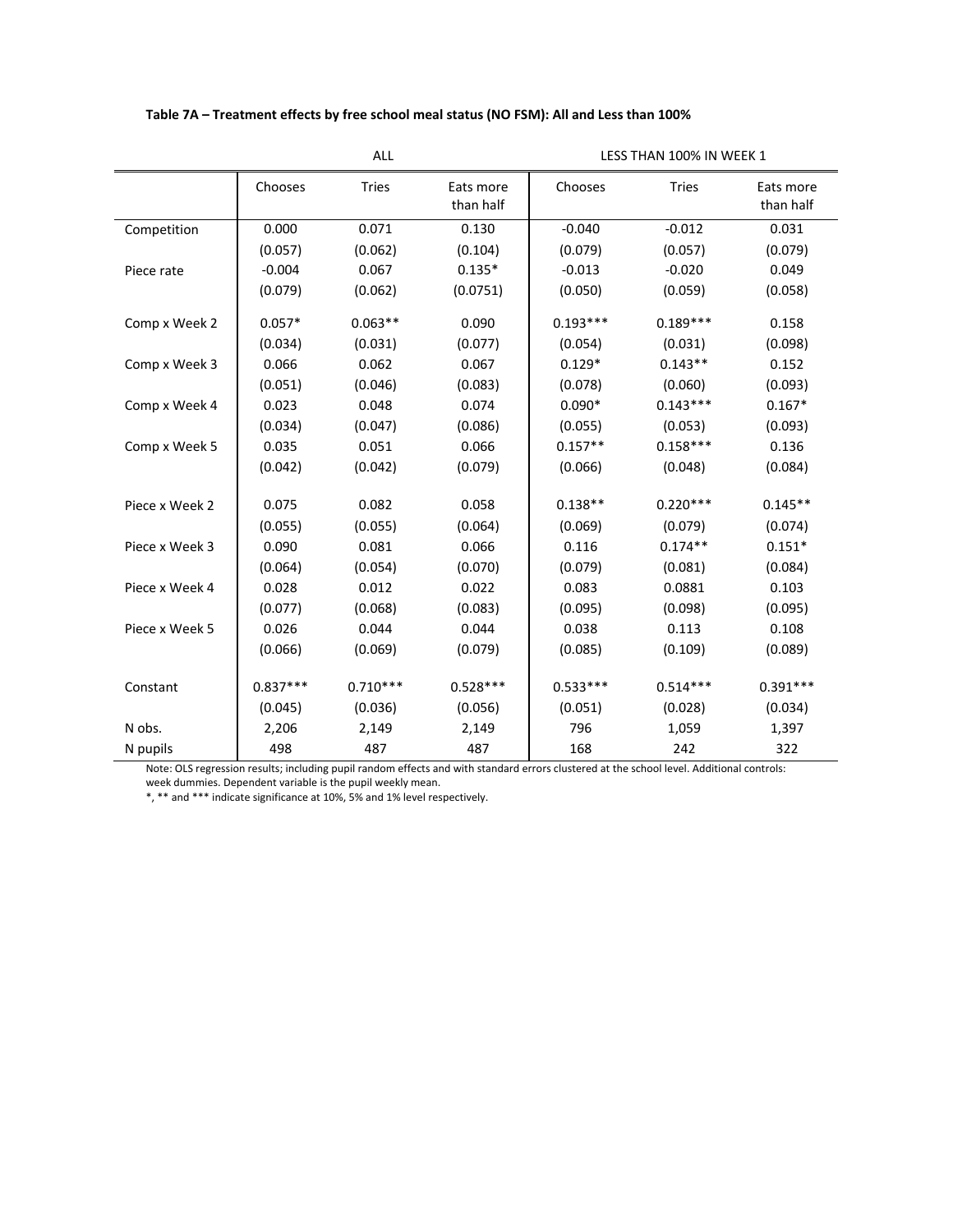**Table 7A – Treatment effects by free school meal status (NO FSM): All and Less than 100%**

| | ALL | | | LESS THAN 100% IN WEEK 1 | | |
|---|---|---|---|---|---|---|
| | Chooses | Tries | Eats more than half | Chooses | Tries | Eats more than half |
| Competition | 0.000 | 0.071 | 0.130 | -0.040 | -0.012 | 0.031 |
| | (0.057) | (0.062) | (0.104) | (0.079) | (0.057) | (0.079) |
| Piece rate | -0.004 | 0.067 | 0.135* | -0.013 | -0.020 | 0.049 |
| | (0.079) | (0.062) | (0.0751) | (0.050) | (0.059) | (0.058) |
| Comp x Week 2 | 0.057* | 0.063** | 0.090 | 0.193*** | 0.189*** | 0.158 |
| | (0.034) | (0.031) | (0.077) | (0.054) | (0.031) | (0.098) |
| Comp x Week 3 | 0.066 | 0.062 | 0.067 | 0.129* | 0.143** | 0.152 |
| | (0.051) | (0.046) | (0.083) | (0.078) | (0.060) | (0.093) |
| Comp x Week 4 | 0.023 | 0.048 | 0.074 | 0.090* | 0.143*** | 0.167* |
| | (0.034) | (0.047) | (0.086) | (0.055) | (0.053) | (0.093) |
| Comp x Week 5 | 0.035 | 0.051 | 0.066 | 0.157** | 0.158*** | 0.136 |
| | (0.042) | (0.042) | (0.079) | (0.066) | (0.048) | (0.084) |
| Piece x Week 2 | 0.075 | 0.082 | 0.058 | 0.138** | 0.220*** | 0.145** |
| | (0.055) | (0.055) | (0.064) | (0.069) | (0.079) | (0.074) |
| Piece x Week 3 | 0.090 | 0.081 | 0.066 | 0.116 | 0.174** | 0.151* |
| | (0.064) | (0.054) | (0.070) | (0.079) | (0.081) | (0.084) |
| Piece x Week 4 | 0.028 | 0.012 | 0.022 | 0.083 | 0.0881 | 0.103 |
| | (0.077) | (0.068) | (0.083) | (0.095) | (0.098) | (0.095) |
| Piece x Week 5 | 0.026 | 0.044 | 0.044 | 0.038 | 0.113 | 0.108 |
| | (0.066) | (0.069) | (0.079) | (0.085) | (0.109) | (0.089) |
| Constant | 0.837*** | 0.710*** | 0.528*** | 0.533*** | 0.514*** | 0.391*** |
| | (0.045) | (0.036) | (0.056) | (0.051) | (0.028) | (0.034) |
| N obs. | 2,206 | 2,149 | 2,149 | 796 | 1,059 | 1,397 |
| N pupils | 498 | 487 | 487 | 168 | 242 | 322 |

Note: OLS regression results; including pupil random effects and with standard errors clustered at the school level. Additional controls: week dummies. Dependent variable is the pupil weekly mean.
*, ** and *** indicate significance at 10%, 5% and 1% level respectively.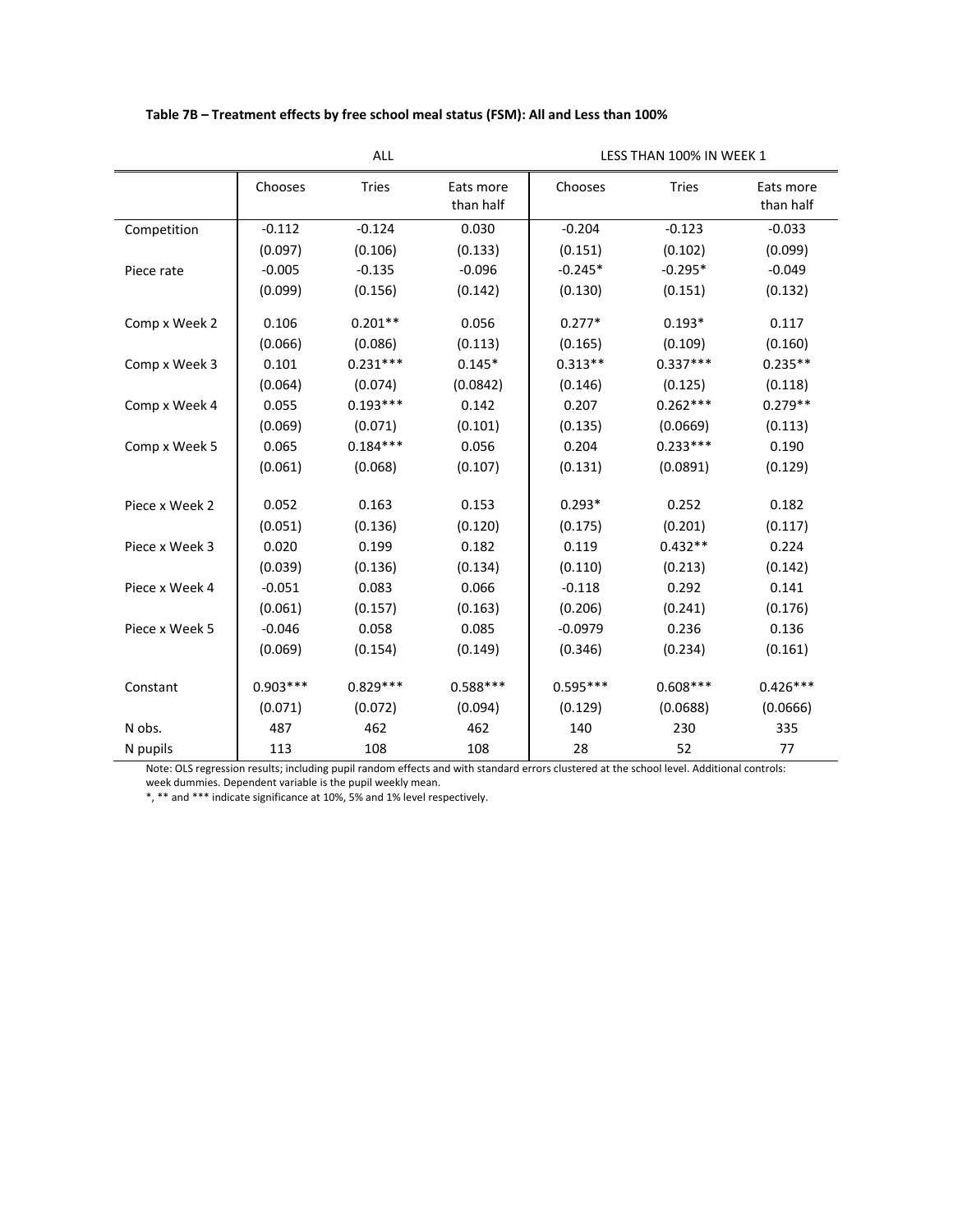**Table 7B – Treatment effects by free school meal status (FSM): All and Less than 100%**

| | ALL | | | LESS THAN 100% IN WEEK 1 | | |
|---|---|---|---|---|---|---|
| | Chooses | Tries | Eats more than half | Chooses | Tries | Eats more than half |
| Competition | -0.112 | -0.124 | 0.030 | -0.204 | -0.123 | -0.033 |
| | (0.097) | (0.106) | (0.133) | (0.151) | (0.102) | (0.099) |
| Piece rate | -0.005 | -0.135 | -0.096 | -0.245* | -0.295* | -0.049 |
| | (0.099) | (0.156) | (0.142) | (0.130) | (0.151) | (0.132) |
| Comp x Week 2 | 0.106 | 0.201** | 0.056 | 0.277* | 0.193* | 0.117 |
| | (0.066) | (0.086) | (0.113) | (0.165) | (0.109) | (0.160) |
| Comp x Week 3 | 0.101 | 0.231*** | 0.145* | 0.313** | 0.337*** | 0.235** |
| | (0.064) | (0.074) | (0.0842) | (0.146) | (0.125) | (0.118) |
| Comp x Week 4 | 0.055 | 0.193*** | 0.142 | 0.207 | 0.262*** | 0.279** |
| | (0.069) | (0.071) | (0.101) | (0.135) | (0.0669) | (0.113) |
| Comp x Week 5 | 0.065 | 0.184*** | 0.056 | 0.204 | 0.233*** | 0.190 |
| | (0.061) | (0.068) | (0.107) | (0.131) | (0.0891) | (0.129) |
| Piece x Week 2 | 0.052 | 0.163 | 0.153 | 0.293* | 0.252 | 0.182 |
| | (0.051) | (0.136) | (0.120) | (0.175) | (0.201) | (0.117) |
| Piece x Week 3 | 0.020 | 0.199 | 0.182 | 0.119 | 0.432** | 0.224 |
| | (0.039) | (0.136) | (0.134) | (0.110) | (0.213) | (0.142) |
| Piece x Week 4 | -0.051 | 0.083 | 0.066 | -0.118 | 0.292 | 0.141 |
| | (0.061) | (0.157) | (0.163) | (0.206) | (0.241) | (0.176) |
| Piece x Week 5 | -0.046 | 0.058 | 0.085 | -0.0979 | 0.236 | 0.136 |
| | (0.069) | (0.154) | (0.149) | (0.346) | (0.234) | (0.161) |
| Constant | 0.903*** | 0.829*** | 0.588*** | 0.595*** | 0.608*** | 0.426*** |
| | (0.071) | (0.072) | (0.094) | (0.129) | (0.0688) | (0.0666) |
| N obs. | 487 | 462 | 462 | 140 | 230 | 335 |
| N pupils | 113 | 108 | 108 | 28 | 52 | 77 |

Note: OLS regression results; including pupil random effects and with standard errors clustered at the school level. Additional controls: week dummies. Dependent variable is the pupil weekly mean.
*, ** and *** indicate significance at 10%, 5% and 1% level respectively.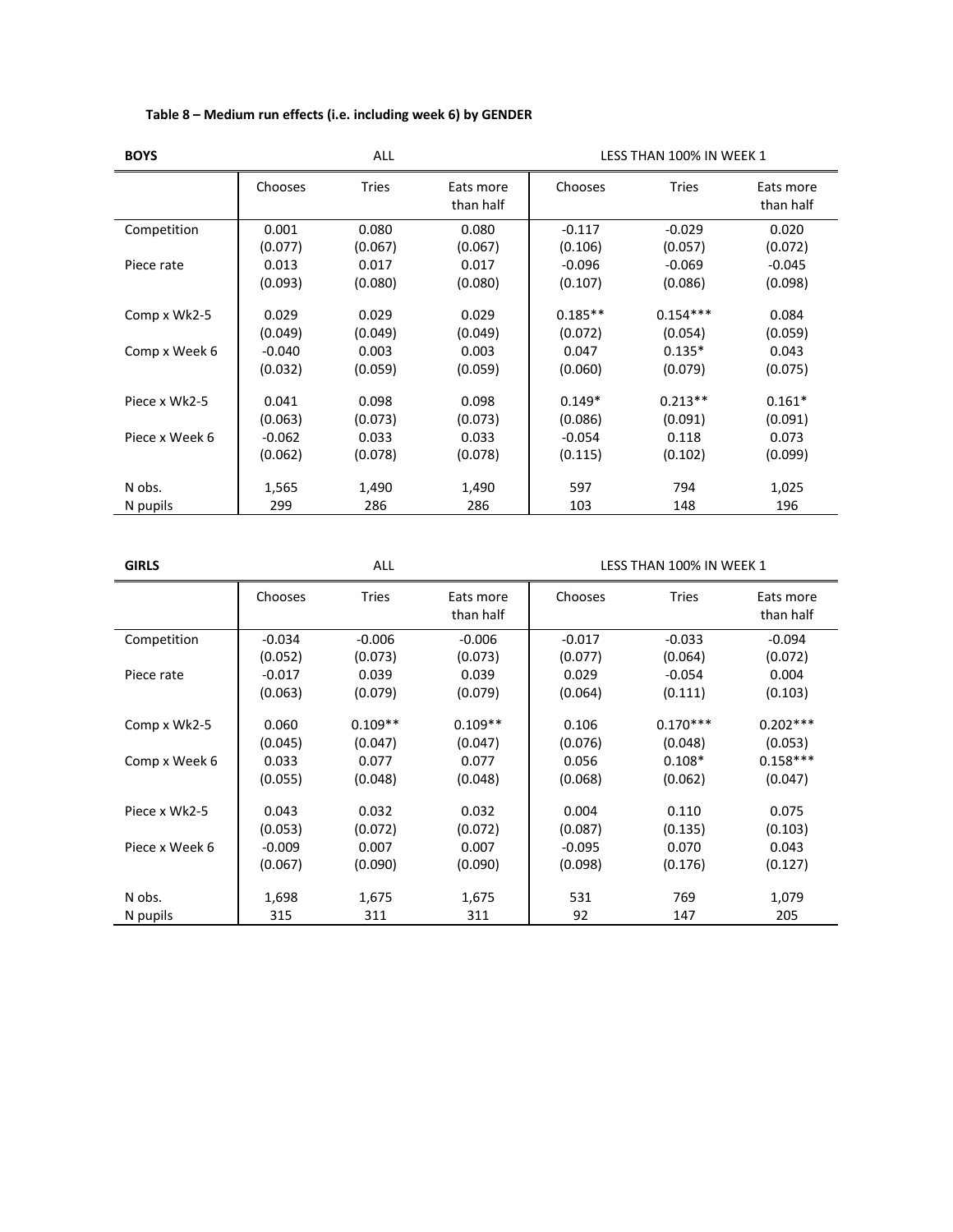**Table 8 – Medium run effects (i.e. including week 6) by GENDER**

| **BOYS** | ALL | | | LESS THAN 100% IN WEEK 1 | | |
|---|---|---|---|---|---|---|
| | Chooses | Tries | Eats more than half | Chooses | Tries | Eats more than half |
| Competition | 0.001 | 0.080 | 0.080 | -0.117 | -0.029 | 0.020 |
| | (0.077) | (0.067) | (0.067) | (0.106) | (0.057) | (0.072) |
| Piece rate | 0.013 | 0.017 | 0.017 | -0.096 | -0.069 | -0.045 |
| | (0.093) | (0.080) | (0.080) | (0.107) | (0.086) | (0.098) |
| Comp x Wk2-5 | 0.029 | 0.029 | 0.029 | 0.185** | 0.154*** | 0.084 |
| | (0.049) | (0.049) | (0.049) | (0.072) | (0.054) | (0.059) |
| Comp x Week 6 | -0.040 | 0.003 | 0.003 | 0.047 | 0.135* | 0.043 |
| | (0.032) | (0.059) | (0.059) | (0.060) | (0.079) | (0.075) |
| Piece x Wk2-5 | 0.041 | 0.098 | 0.098 | 0.149* | 0.213** | 0.161* |
| | (0.063) | (0.073) | (0.073) | (0.086) | (0.091) | (0.091) |
| Piece x Week 6 | -0.062 | 0.033 | 0.033 | -0.054 | 0.118 | 0.073 |
| | (0.062) | (0.078) | (0.078) | (0.115) | (0.102) | (0.099) |
| N obs. | 1,565 | 1,490 | 1,490 | 597 | 794 | 1,025 |
| N pupils | 299 | 286 | 286 | 103 | 148 | 196 |

| **GIRLS** | ALL | | | LESS THAN 100% IN WEEK 1 | | |
|---|---|---|---|---|---|---|
| | Chooses | Tries | Eats more than half | Chooses | Tries | Eats more than half |
| Competition | -0.034 | -0.006 | -0.006 | -0.017 | -0.033 | -0.094 |
| | (0.052) | (0.073) | (0.073) | (0.077) | (0.064) | (0.072) |
| Piece rate | -0.017 | 0.039 | 0.039 | 0.029 | -0.054 | 0.004 |
| | (0.063) | (0.079) | (0.079) | (0.064) | (0.111) | (0.103) |
| Comp x Wk2-5 | 0.060 | 0.109** | 0.109** | 0.106 | 0.170*** | 0.202*** |
| | (0.045) | (0.047) | (0.047) | (0.076) | (0.048) | (0.053) |
| Comp x Week 6 | 0.033 | 0.077 | 0.077 | 0.056 | 0.108* | 0.158*** |
| | (0.055) | (0.048) | (0.048) | (0.068) | (0.062) | (0.047) |
| Piece x Wk2-5 | 0.043 | 0.032 | 0.032 | 0.004 | 0.110 | 0.075 |
| | (0.053) | (0.072) | (0.072) | (0.087) | (0.135) | (0.103) |
| Piece x Week 6 | -0.009 | 0.007 | 0.007 | -0.095 | 0.070 | 0.043 |
| | (0.067) | (0.090) | (0.090) | (0.098) | (0.176) | (0.127) |
| N obs. | 1,698 | 1,675 | 1,675 | 531 | 769 | 1,079 |
| N pupils | 315 | 311 | 311 | 92 | 147 | 205 |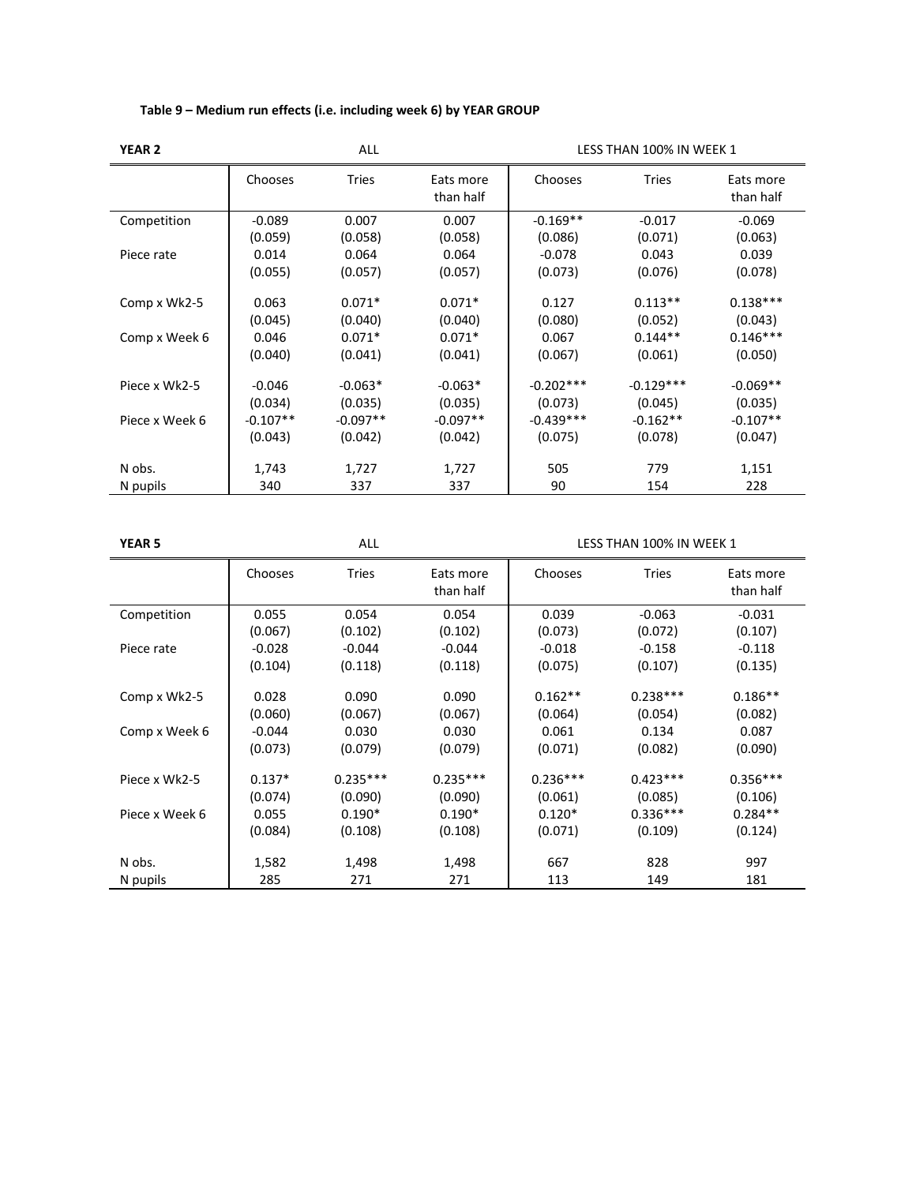**Table 9 – Medium run effects (i.e. including week 6) by YEAR GROUP**

| **YEAR 2** | ALL | | | LESS THAN 100% IN WEEK 1 | | |
|---|---|---|---|---|---|---|
| | Chooses | Tries | Eats more than half | Chooses | Tries | Eats more than half |
| Competition | -0.089 | 0.007 | 0.007 | -0.169** | -0.017 | -0.069 |
| | (0.059) | (0.058) | (0.058) | (0.086) | (0.071) | (0.063) |
| Piece rate | 0.014 | 0.064 | 0.064 | -0.078 | 0.043 | 0.039 |
| | (0.055) | (0.057) | (0.057) | (0.073) | (0.076) | (0.078) |
| Comp x Wk2-5 | 0.063 | 0.071* | 0.071* | 0.127 | 0.113** | 0.138*** |
| | (0.045) | (0.040) | (0.040) | (0.080) | (0.052) | (0.043) |
| Comp x Week 6 | 0.046 | 0.071* | 0.071* | 0.067 | 0.144** | 0.146*** |
| | (0.040) | (0.041) | (0.041) | (0.067) | (0.061) | (0.050) |
| Piece x Wk2-5 | -0.046 | -0.063* | -0.063* | -0.202*** | -0.129*** | -0.069** |
| | (0.034) | (0.035) | (0.035) | (0.073) | (0.045) | (0.035) |
| Piece x Week 6 | -0.107** | -0.097** | -0.097** | -0.439*** | -0.162** | -0.107** |
| | (0.043) | (0.042) | (0.042) | (0.075) | (0.078) | (0.047) |
| N obs. | 1,743 | 1,727 | 1,727 | 505 | 779 | 1,151 |
| N pupils | 340 | 337 | 337 | 90 | 154 | 228 |

| **YEAR 5** | ALL | | | LESS THAN 100% IN WEEK 1 | | |
|---|---|---|---|---|---|---|
| | Chooses | Tries | Eats more than half | Chooses | Tries | Eats more than half |
| Competition | 0.055 | 0.054 | 0.054 | 0.039 | -0.063 | -0.031 |
| | (0.067) | (0.102) | (0.102) | (0.073) | (0.072) | (0.107) |
| Piece rate | -0.028 | -0.044 | -0.044 | -0.018 | -0.158 | -0.118 |
| | (0.104) | (0.118) | (0.118) | (0.075) | (0.107) | (0.135) |
| Comp x Wk2-5 | 0.028 | 0.090 | 0.090 | 0.162** | 0.238*** | 0.186** |
| | (0.060) | (0.067) | (0.067) | (0.064) | (0.054) | (0.082) |
| Comp x Week 6 | -0.044 | 0.030 | 0.030 | 0.061 | 0.134 | 0.087 |
| | (0.073) | (0.079) | (0.079) | (0.071) | (0.082) | (0.090) |
| Piece x Wk2-5 | 0.137* | 0.235*** | 0.235*** | 0.236*** | 0.423*** | 0.356*** |
| | (0.074) | (0.090) | (0.090) | (0.061) | (0.085) | (0.106) |
| Piece x Week 6 | 0.055 | 0.190* | 0.190* | 0.120* | 0.336*** | 0.284** |
| | (0.084) | (0.108) | (0.108) | (0.071) | (0.109) | (0.124) |
| N obs. | 1,582 | 1,498 | 1,498 | 667 | 828 | 997 |
| N pupils | 285 | 271 | 271 | 113 | 149 | 181 |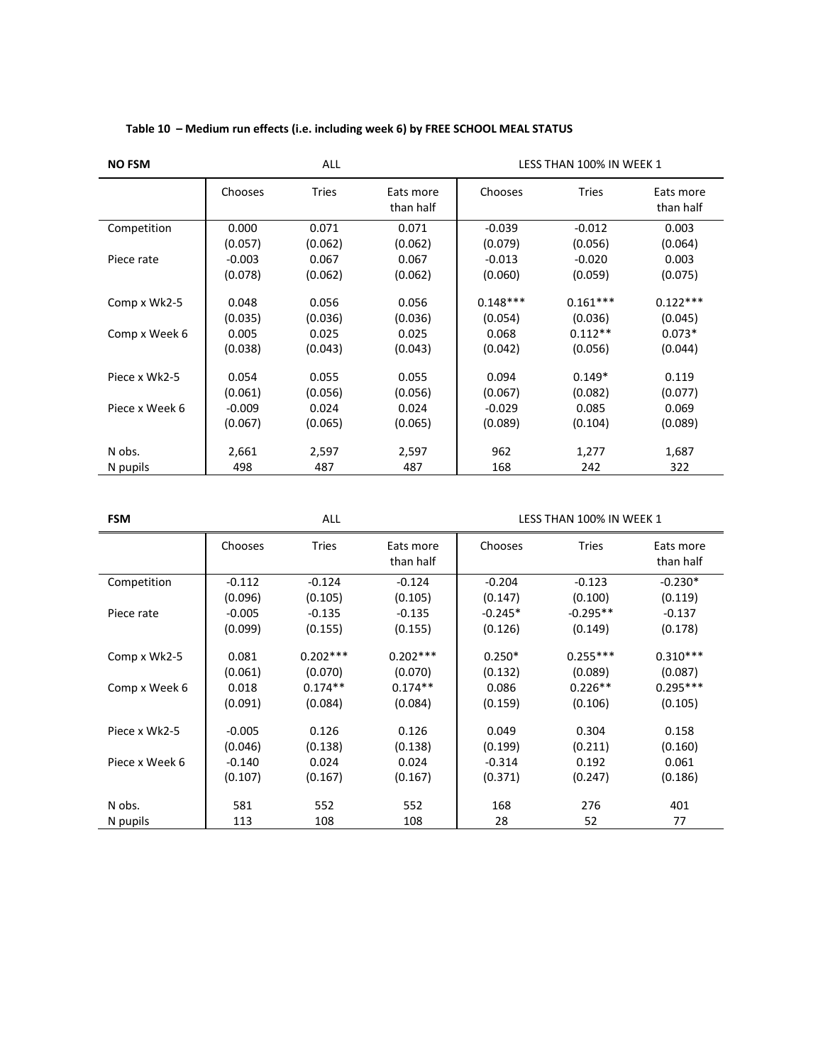**Table 10 – Medium run effects (i.e. including week 6) by FREE SCHOOL MEAL STATUS**

| NO FSM | ALL | | | LESS THAN 100% IN WEEK 1 | | |
|---|---|---|---|---|---|---|
| | Chooses | Tries | Eats more than half | Chooses | Tries | Eats more than half |
| Competition | 0.000 | 0.071 | 0.071 | -0.039 | -0.012 | 0.003 |
| | (0.057) | (0.062) | (0.062) | (0.079) | (0.056) | (0.064) |
| Piece rate | -0.003 | 0.067 | 0.067 | -0.013 | -0.020 | 0.003 |
| | (0.078) | (0.062) | (0.062) | (0.060) | (0.059) | (0.075) |
| Comp x Wk2-5 | 0.048 | 0.056 | 0.056 | 0.148*** | 0.161*** | 0.122*** |
| | (0.035) | (0.036) | (0.036) | (0.054) | (0.036) | (0.045) |
| Comp x Week 6 | 0.005 | 0.025 | 0.025 | 0.068 | 0.112** | 0.073* |
| | (0.038) | (0.043) | (0.043) | (0.042) | (0.056) | (0.044) |
| Piece x Wk2-5 | 0.054 | 0.055 | 0.055 | 0.094 | 0.149* | 0.119 |
| | (0.061) | (0.056) | (0.056) | (0.067) | (0.082) | (0.077) |
| Piece x Week 6 | -0.009 | 0.024 | 0.024 | -0.029 | 0.085 | 0.069 |
| | (0.067) | (0.065) | (0.065) | (0.089) | (0.104) | (0.089) |
| N obs. | 2,661 | 2,597 | 2,597 | 962 | 1,277 | 1,687 |
| N pupils | 498 | 487 | 487 | 168 | 242 | 322 |

| FSM | ALL | | | LESS THAN 100% IN WEEK 1 | | |
|---|---|---|---|---|---|---|
| | Chooses | Tries | Eats more than half | Chooses | Tries | Eats more than half |
| Competition | -0.112 | -0.124 | -0.124 | -0.204 | -0.123 | -0.230* |
| | (0.096) | (0.105) | (0.105) | (0.147) | (0.100) | (0.119) |
| Piece rate | -0.005 | -0.135 | -0.135 | -0.245* | -0.295** | -0.137 |
| | (0.099) | (0.155) | (0.155) | (0.126) | (0.149) | (0.178) |
| Comp x Wk2-5 | 0.081 | 0.202*** | 0.202*** | 0.250* | 0.255*** | 0.310*** |
| | (0.061) | (0.070) | (0.070) | (0.132) | (0.089) | (0.087) |
| Comp x Week 6 | 0.018 | 0.174** | 0.174** | 0.086 | 0.226** | 0.295*** |
| | (0.091) | (0.084) | (0.084) | (0.159) | (0.106) | (0.105) |
| Piece x Wk2-5 | -0.005 | 0.126 | 0.126 | 0.049 | 0.304 | 0.158 |
| | (0.046) | (0.138) | (0.138) | (0.199) | (0.211) | (0.160) |
| Piece x Week 6 | -0.140 | 0.024 | 0.024 | -0.314 | 0.192 | 0.061 |
| | (0.107) | (0.167) | (0.167) | (0.371) | (0.247) | (0.186) |
| N obs. | 581 | 552 | 552 | 168 | 276 | 401 |
| N pupils | 113 | 108 | 108 | 28 | 52 | 77 |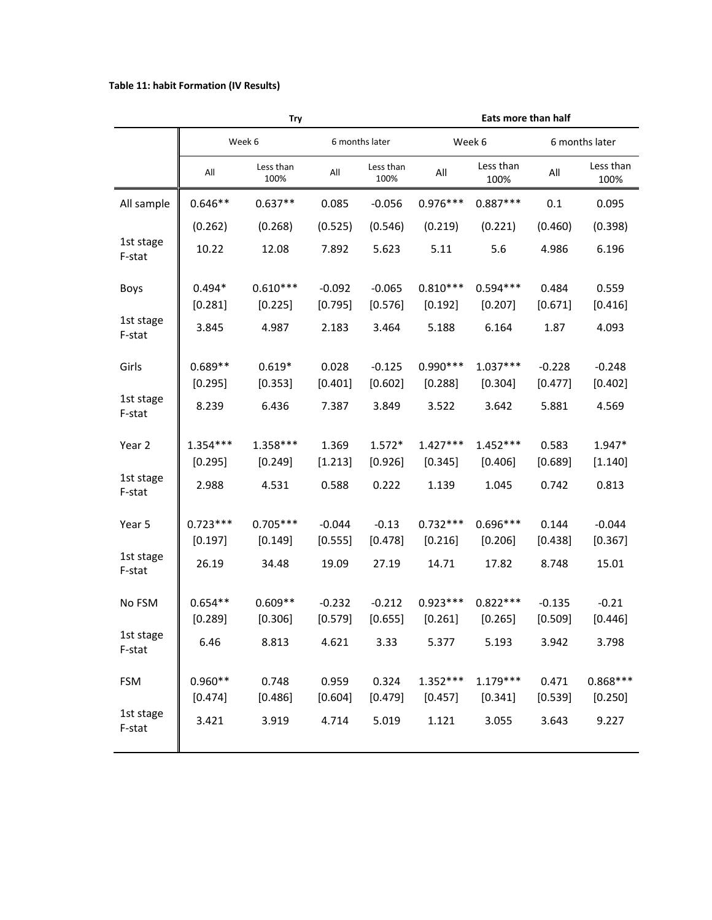**Table 11: habit Formation (IV Results)**

| | Try | | | | Eats more than half | | | |
|---|---|---|---|---|---|---|---|---|
| | Week 6 | | 6 months later | | Week 6 | | 6 months later | |
| | All | Less than 100% | All | Less than 100% | All | Less than 100% | All | Less than 100% |
| All sample | 0.646** | 0.637** | 0.085 | -0.056 | 0.976*** | 0.887*** | 0.1 | 0.095 |
| | (0.262) | (0.268) | (0.525) | (0.546) | (0.219) | (0.221) | (0.460) | (0.398) |
| 1st stage F-stat | 10.22 | 12.08 | 7.892 | 5.623 | 5.11 | 5.6 | 4.986 | 6.196 |
| Boys | 0.494* | 0.610*** | -0.092 | -0.065 | 0.810*** | 0.594*** | 0.484 | 0.559 |
| | [0.281] | [0.225] | [0.795] | [0.576] | [0.192] | [0.207] | [0.671] | [0.416] |
| 1st stage F-stat | 3.845 | 4.987 | 2.183 | 3.464 | 5.188 | 6.164 | 1.87 | 4.093 |
| Girls | 0.689** | 0.619* | 0.028 | -0.125 | 0.990*** | 1.037*** | -0.228 | -0.248 |
| | [0.295] | [0.353] | [0.401] | [0.602] | [0.288] | [0.304] | [0.477] | [0.402] |
| 1st stage F-stat | 8.239 | 6.436 | 7.387 | 3.849 | 3.522 | 3.642 | 5.881 | 4.569 |
| Year 2 | 1.354*** | 1.358*** | 1.369 | 1.572* | 1.427*** | 1.452*** | 0.583 | 1.947* |
| | [0.295] | [0.249] | [1.213] | [0.926] | [0.345] | [0.406] | [0.689] | [1.140] |
| 1st stage F-stat | 2.988 | 4.531 | 0.588 | 0.222 | 1.139 | 1.045 | 0.742 | 0.813 |
| Year 5 | 0.723*** | 0.705*** | -0.044 | -0.13 | 0.732*** | 0.696*** | 0.144 | -0.044 |
| | [0.197] | [0.149] | [0.555] | [0.478] | [0.216] | [0.206] | [0.438] | [0.367] |
| 1st stage F-stat | 26.19 | 34.48 | 19.09 | 27.19 | 14.71 | 17.82 | 8.748 | 15.01 |
| No FSM | 0.654** | 0.609** | -0.232 | -0.212 | 0.923*** | 0.822*** | -0.135 | -0.21 |
| | [0.289] | [0.306] | [0.579] | [0.655] | [0.261] | [0.265] | [0.509] | [0.446] |
| 1st stage F-stat | 6.46 | 8.813 | 4.621 | 3.33 | 5.377 | 5.193 | 3.942 | 3.798 |
| FSM | 0.960** | 0.748 | 0.959 | 0.324 | 1.352*** | 1.179*** | 0.471 | 0.868*** |
| | [0.474] | [0.486] | [0.604] | [0.479] | [0.457] | [0.341] | [0.539] | [0.250] |
| 1st stage F-stat | 3.421 | 3.919 | 4.714 | 5.019 | 1.121 | 3.055 | 3.643 | 9.227 |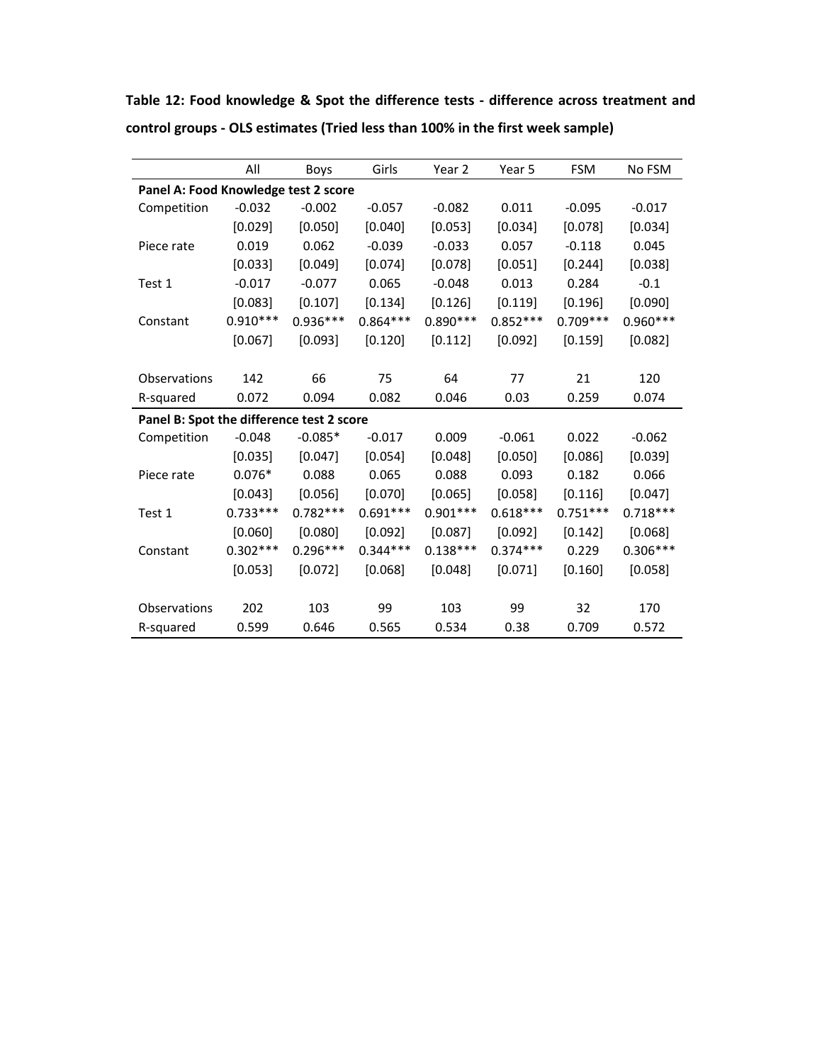**Table 12: Food knowledge & Spot the difference tests - difference across treatment and control groups - OLS estimates (Tried less than 100% in the first week sample)**

| | All | Boys | Girls | Year 2 | Year 5 | FSM | No FSM |
|---|---|---|---|---|---|---|---|
| **Panel A: Food Knowledge test 2 score** | | | | | | | |
| Competition | -0.032 | -0.002 | -0.057 | -0.082 | 0.011 | -0.095 | -0.017 |
| | [0.029] | [0.050] | [0.040] | [0.053] | [0.034] | [0.078] | [0.034] |
| Piece rate | 0.019 | 0.062 | -0.039 | -0.033 | 0.057 | -0.118 | 0.045 |
| | [0.033] | [0.049] | [0.074] | [0.078] | [0.051] | [0.244] | [0.038] |
| Test 1 | -0.017 | -0.077 | 0.065 | -0.048 | 0.013 | 0.284 | -0.1 |
| | [0.083] | [0.107] | [0.134] | [0.126] | [0.119] | [0.196] | [0.090] |
| Constant | 0.910*** | 0.936*** | 0.864*** | 0.890*** | 0.852*** | 0.709*** | 0.960*** |
| | [0.067] | [0.093] | [0.120] | [0.112] | [0.092] | [0.159] | [0.082] |
| | | | | | | | |
| Observations | 142 | 66 | 75 | 64 | 77 | 21 | 120 |
| R-squared | 0.072 | 0.094 | 0.082 | 0.046 | 0.03 | 0.259 | 0.074 |
| **Panel B: Spot the difference test 2 score** | | | | | | | |
| Competition | -0.048 | -0.085* | -0.017 | 0.009 | -0.061 | 0.022 | -0.062 |
| | [0.035] | [0.047] | [0.054] | [0.048] | [0.050] | [0.086] | [0.039] |
| Piece rate | 0.076* | 0.088 | 0.065 | 0.088 | 0.093 | 0.182 | 0.066 |
| | [0.043] | [0.056] | [0.070] | [0.065] | [0.058] | [0.116] | [0.047] |
| Test 1 | 0.733*** | 0.782*** | 0.691*** | 0.901*** | 0.618*** | 0.751*** | 0.718*** |
| | [0.060] | [0.080] | [0.092] | [0.087] | [0.092] | [0.142] | [0.068] |
| Constant | 0.302*** | 0.296*** | 0.344*** | 0.138*** | 0.374*** | 0.229 | 0.306*** |
| | [0.053] | [0.072] | [0.068] | [0.048] | [0.071] | [0.160] | [0.058] |
| | | | | | | | |
| Observations | 202 | 103 | 99 | 103 | 99 | 32 | 170 |
| R-squared | 0.599 | 0.646 | 0.565 | 0.534 | 0.38 | 0.709 | 0.572 |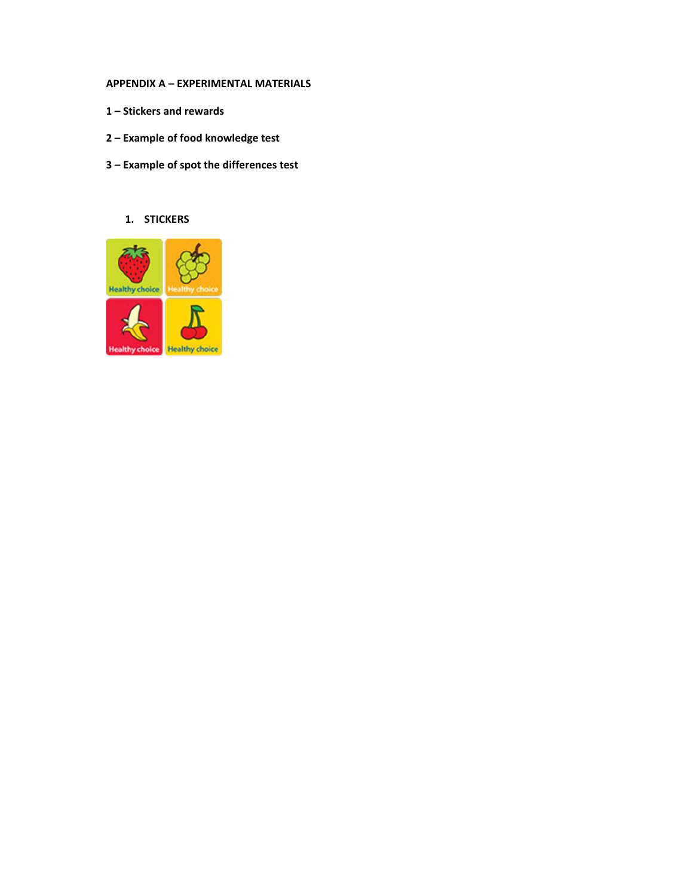**APPENDIX A – EXPERIMENTAL MATERIALS**

**1 – Stickers and rewards**

**2 – Example of food knowledge test**

**3 – Example of spot the differences test**

1. **STICKERS**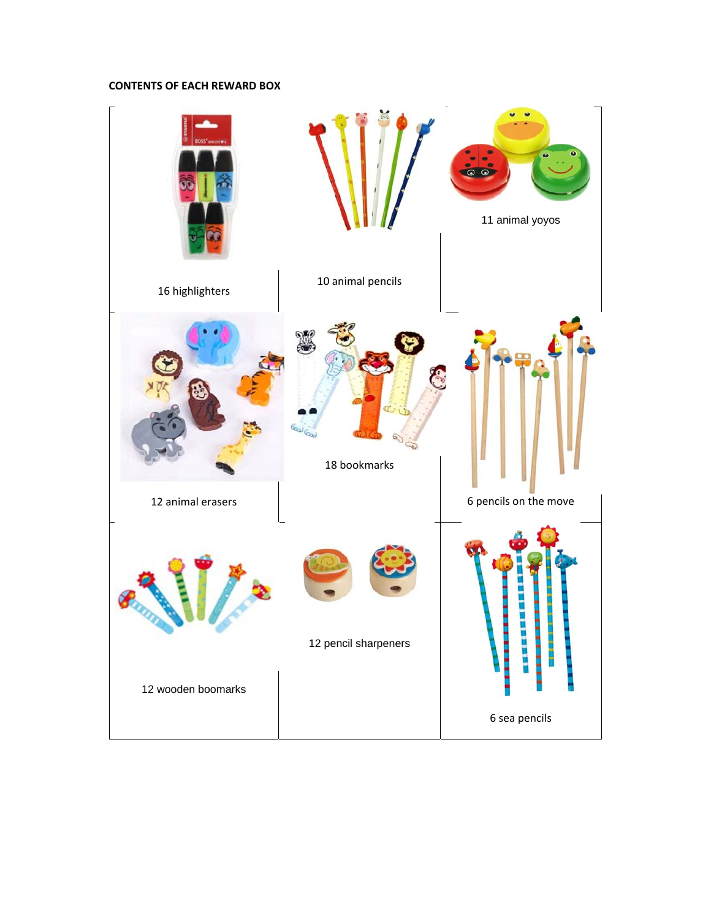**CONTENTS OF EACH REWARD BOX**

| | | |
|---|---|---|
| 16 highlighters | 10 animal pencils | 11 animal yoyos |
| 12 animal erasers | 18 bookmarks | 6 pencils on the move |
| 12 wooden boomarks | 12 pencil sharpeners | 6 sea pencils |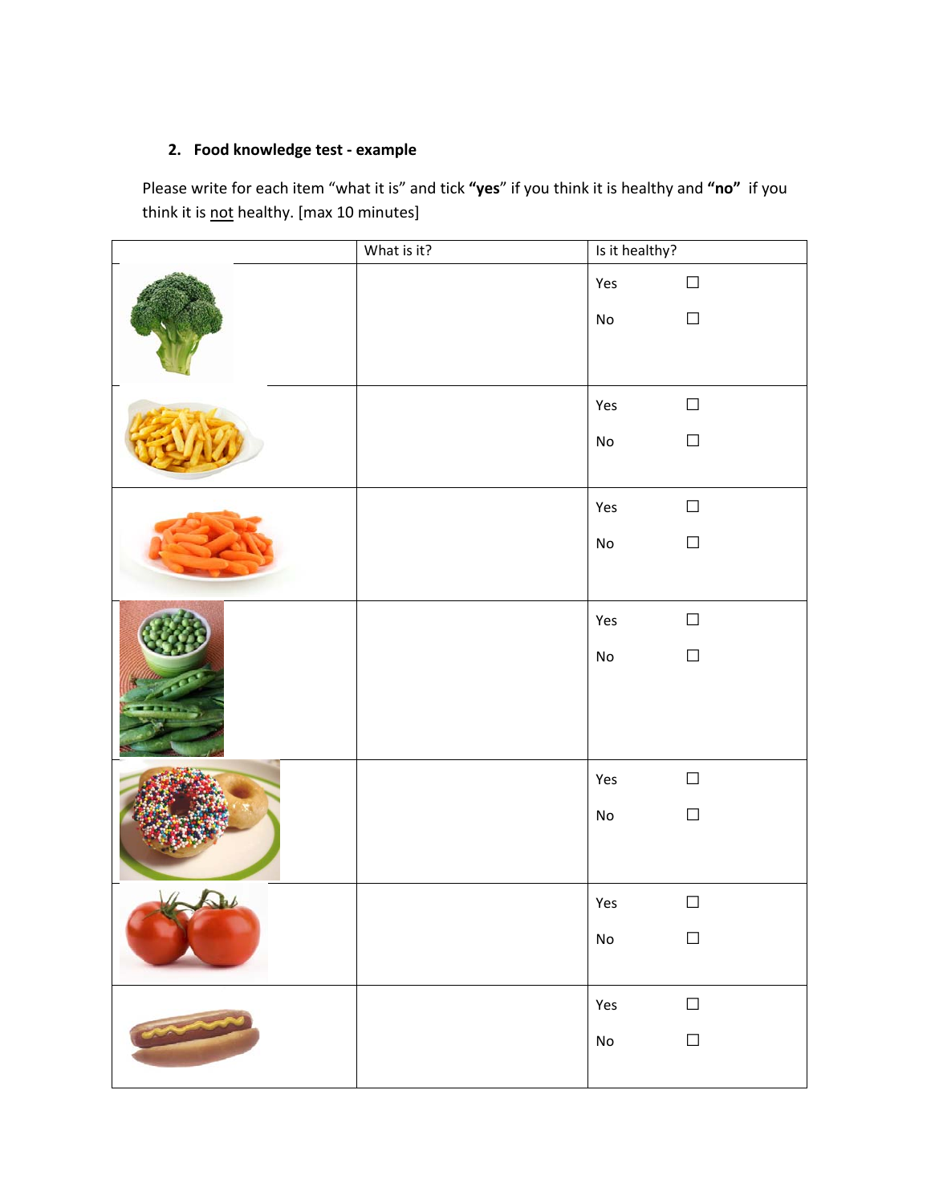2. **Food knowledge test - example**

Please write for each item "what it is" and tick **"yes"** if you think it is healthy and **"no"** if you think it is not healthy. [max 10 minutes]

| | What is it? | Is it healthy? |
|---|---|---|
| | | Yes ☐<br>No ☐ |
| | | Yes ☐<br>No ☐ |
| | | Yes ☐<br>No ☐ |
| | | Yes ☐<br>No ☐ |
| | | Yes ☐<br>No ☐ |
| | | Yes ☐<br>No ☐ |
| | | Yes ☐<br>No ☐ |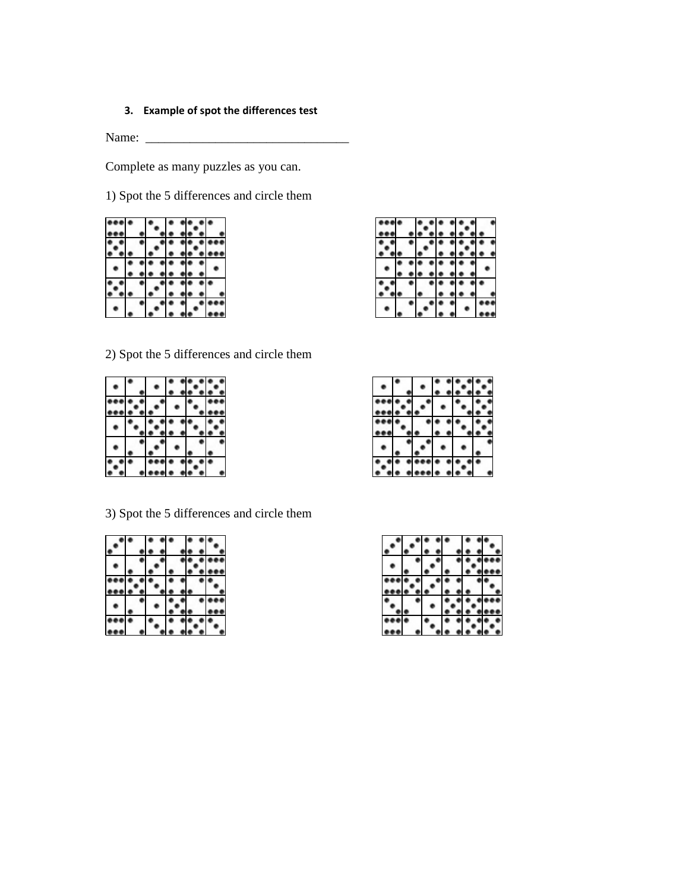### 3. Example of spot the differences test

Name: \_\_\_\_\_\_\_\_\_\_\_\_\_\_\_\_\_\_\_\_\_\_\_\_\_\_\_\_\_\_\_\_\_\_

Complete as many puzzles as you can.

1) Spot the 5 differences and circle them

2) Spot the 5 differences and circle them

3) Spot the 5 differences and circle them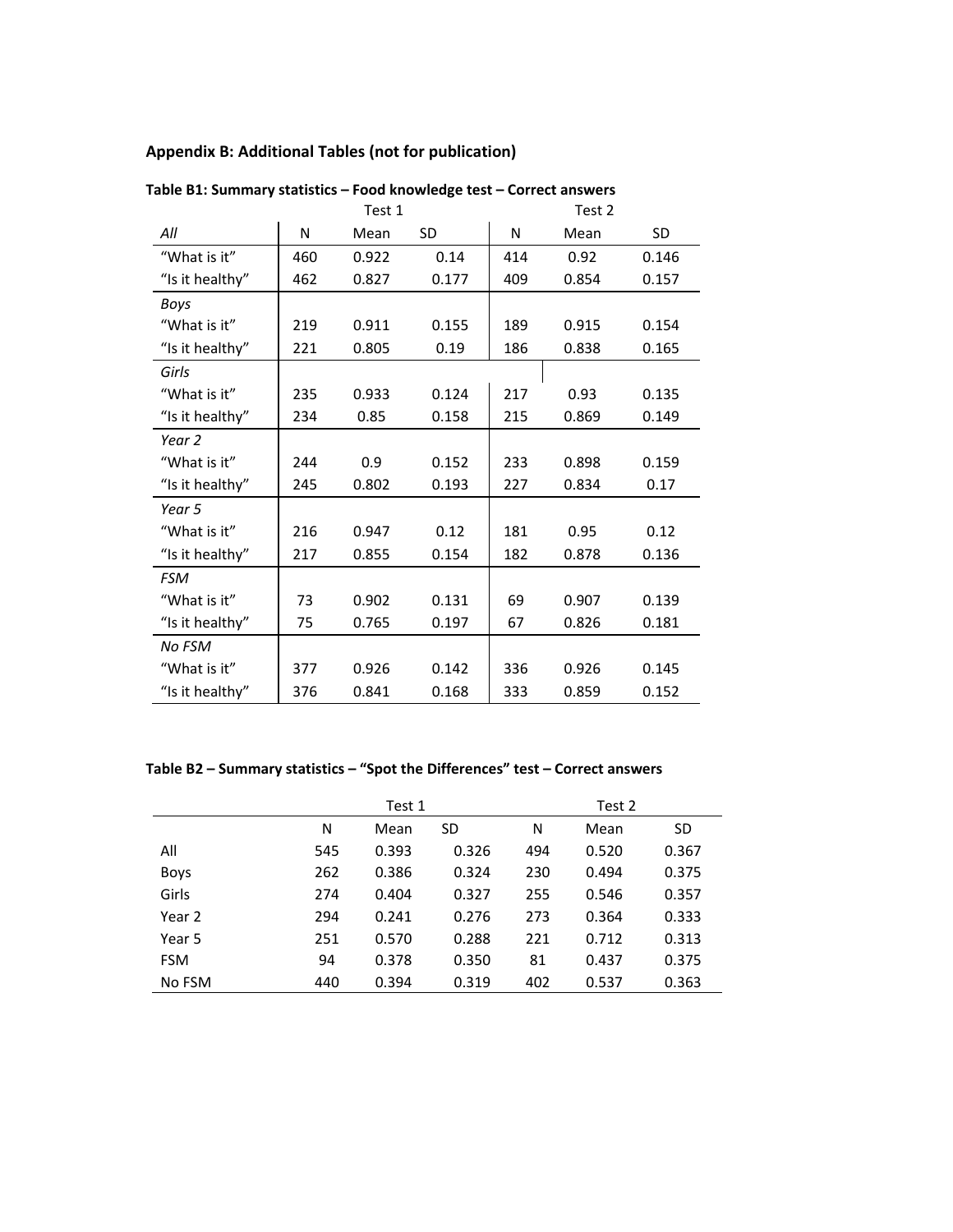## Appendix B: Additional Tables (not for publication)

**Table B1: Summary statistics – Food knowledge test – Correct answers**

| | Test 1 | | | Test 2 | | |
|---|---|---|---|---|---|---|
| *All* | N | Mean | SD | N | Mean | SD |
| "What is it" | 460 | 0.922 | 0.14 | 414 | 0.92 | 0.146 |
| "Is it healthy" | 462 | 0.827 | 0.177 | 409 | 0.854 | 0.157 |
| *Boys* | | | | | | |
| "What is it" | 219 | 0.911 | 0.155 | 189 | 0.915 | 0.154 |
| "Is it healthy" | 221 | 0.805 | 0.19 | 186 | 0.838 | 0.165 |
| *Girls* | | | | | | |
| "What is it" | 235 | 0.933 | 0.124 | 217 | 0.93 | 0.135 |
| "Is it healthy" | 234 | 0.85 | 0.158 | 215 | 0.869 | 0.149 |
| *Year 2* | | | | | | |
| "What is it" | 244 | 0.9 | 0.152 | 233 | 0.898 | 0.159 |
| "Is it healthy" | 245 | 0.802 | 0.193 | 227 | 0.834 | 0.17 |
| *Year 5* | | | | | | |
| "What is it" | 216 | 0.947 | 0.12 | 181 | 0.95 | 0.12 |
| "Is it healthy" | 217 | 0.855 | 0.154 | 182 | 0.878 | 0.136 |
| *FSM* | | | | | | |
| "What is it" | 73 | 0.902 | 0.131 | 69 | 0.907 | 0.139 |
| "Is it healthy" | 75 | 0.765 | 0.197 | 67 | 0.826 | 0.181 |
| *No FSM* | | | | | | |
| "What is it" | 377 | 0.926 | 0.142 | 336 | 0.926 | 0.145 |
| "Is it healthy" | 376 | 0.841 | 0.168 | 333 | 0.859 | 0.152 |

**Table B2 – Summary statistics – "Spot the Differences" test – Correct answers**

| | Test 1 | | | Test 2 | | |
|---|---|---|---|---|---|---|
| | N | Mean | SD | N | Mean | SD |
| All | 545 | 0.393 | 0.326 | 494 | 0.520 | 0.367 |
| Boys | 262 | 0.386 | 0.324 | 230 | 0.494 | 0.375 |
| Girls | 274 | 0.404 | 0.327 | 255 | 0.546 | 0.357 |
| Year 2 | 294 | 0.241 | 0.276 | 273 | 0.364 | 0.333 |
| Year 5 | 251 | 0.570 | 0.288 | 221 | 0.712 | 0.313 |
| FSM | 94 | 0.378 | 0.350 | 81 | 0.437 | 0.375 |
| No FSM | 440 | 0.394 | 0.319 | 402 | 0.537 | 0.363 |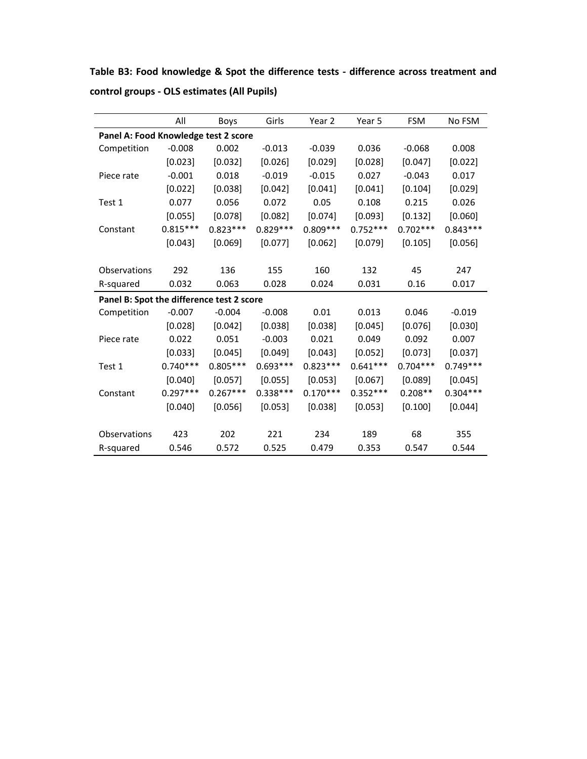**Table B3: Food knowledge & Spot the difference tests - difference across treatment and control groups - OLS estimates (All Pupils)**

| | All | Boys | Girls | Year 2 | Year 5 | FSM | No FSM |
|---|---|---|---|---|---|---|---|
| **Panel A: Food Knowledge test 2 score** | | | | | | | |
| Competition | -0.008 | 0.002 | -0.013 | -0.039 | 0.036 | -0.068 | 0.008 |
| | [0.023] | [0.032] | [0.026] | [0.029] | [0.028] | [0.047] | [0.022] |
| Piece rate | -0.001 | 0.018 | -0.019 | -0.015 | 0.027 | -0.043 | 0.017 |
| | [0.022] | [0.038] | [0.042] | [0.041] | [0.041] | [0.104] | [0.029] |
| Test 1 | 0.077 | 0.056 | 0.072 | 0.05 | 0.108 | 0.215 | 0.026 |
| | [0.055] | [0.078] | [0.082] | [0.074] | [0.093] | [0.132] | [0.060] |
| Constant | 0.815*** | 0.823*** | 0.829*** | 0.809*** | 0.752*** | 0.702*** | 0.843*** |
| | [0.043] | [0.069] | [0.077] | [0.062] | [0.079] | [0.105] | [0.056] |
| | | | | | | | |
| Observations | 292 | 136 | 155 | 160 | 132 | 45 | 247 |
| R-squared | 0.032 | 0.063 | 0.028 | 0.024 | 0.031 | 0.16 | 0.017 |
| **Panel B: Spot the difference test 2 score** | | | | | | | |
| Competition | -0.007 | -0.004 | -0.008 | 0.01 | 0.013 | 0.046 | -0.019 |
| | [0.028] | [0.042] | [0.038] | [0.038] | [0.045] | [0.076] | [0.030] |
| Piece rate | 0.022 | 0.051 | -0.003 | 0.021 | 0.049 | 0.092 | 0.007 |
| | [0.033] | [0.045] | [0.049] | [0.043] | [0.052] | [0.073] | [0.037] |
| Test 1 | 0.740*** | 0.805*** | 0.693*** | 0.823*** | 0.641*** | 0.704*** | 0.749*** |
| | [0.040] | [0.057] | [0.055] | [0.053] | [0.067] | [0.089] | [0.045] |
| Constant | 0.297*** | 0.267*** | 0.338*** | 0.170*** | 0.352*** | 0.208** | 0.304*** |
| | [0.040] | [0.056] | [0.053] | [0.038] | [0.053] | [0.100] | [0.044] |
| | | | | | | | |
| Observations | 423 | 202 | 221 | 234 | 189 | 68 | 355 |
| R-squared | 0.546 | 0.572 | 0.525 | 0.479 | 0.353 | 0.547 | 0.544 |